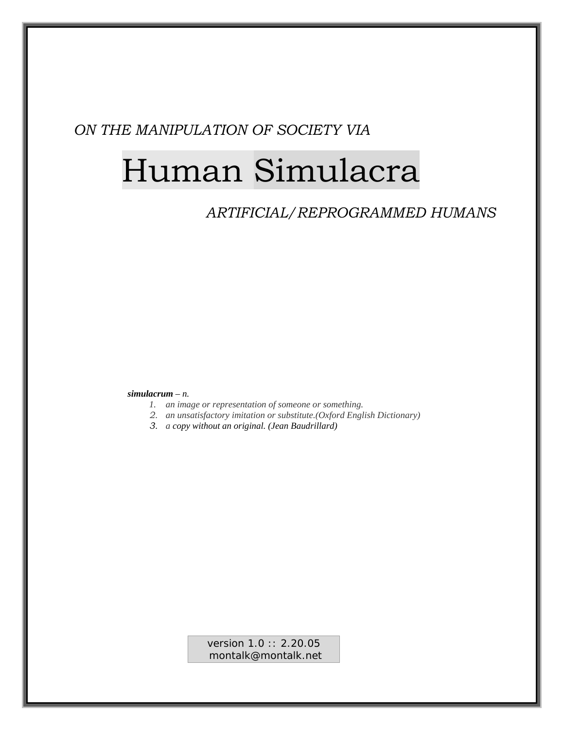*ON THE MANIPULATION OF SOCIETY VIA*

# Human Simulacra

*ARTIFICIAL/REPROGRAMMED HUMANS*

***simulacrum*** *– n.*

1. *an image or representation of someone or something.*
2. *an unsatisfactory imitation or substitute.(Oxford English Dictionary)*
3. *a copy without an original. (Jean Baudrillard)*

version 1.0 :: 2.20.05
montalk@montalk.net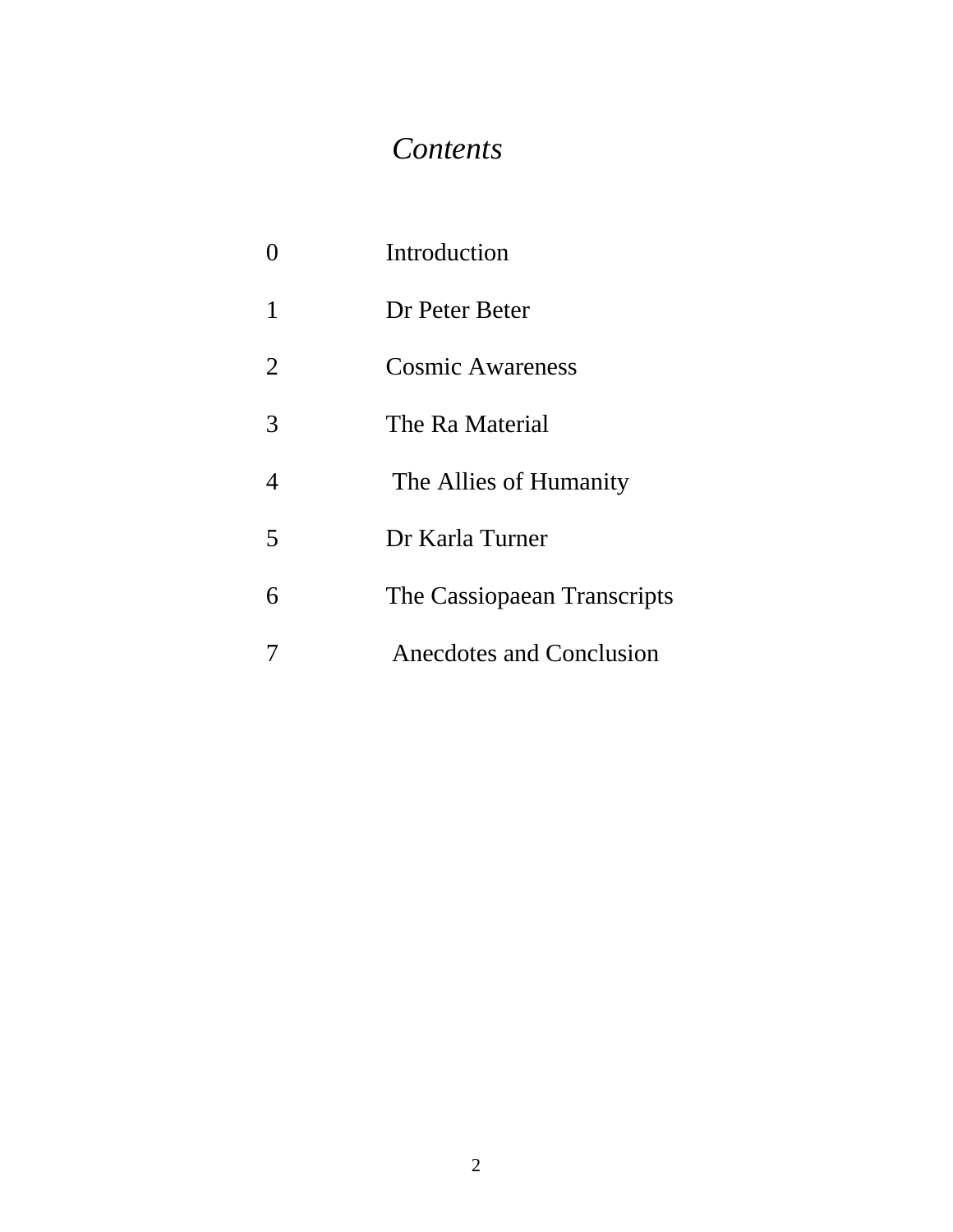# *Contents*

| | |
|---|---|
| 0 | Introduction |
| 1 | Dr Peter Beter |
| 2 | Cosmic Awareness |
| 3 | The Ra Material |
| 4 | The Allies of Humanity |
| 5 | Dr Karla Turner |
| 6 | The Cassiopaean Transcripts |
| 7 | Anecdotes and Conclusion |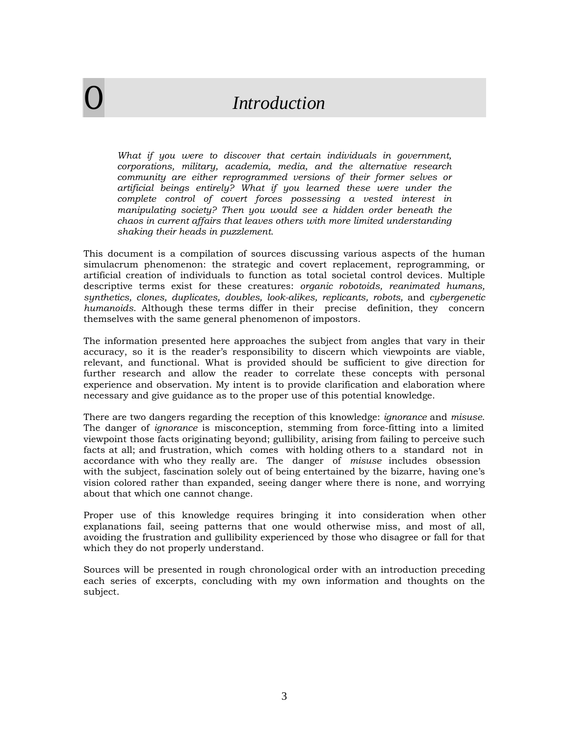# 0 *Introduction*

> *What if you were to discover that certain individuals in government, corporations, military, academia, media, and the alternative research community are either reprogrammed versions of their former selves or artificial beings entirely? What if you learned these were under the complete control of covert forces possessing a vested interest in manipulating society? Then you would see a hidden order beneath the chaos in current affairs that leaves others with more limited understanding shaking their heads in puzzlement.*

This document is a compilation of sources discussing various aspects of the human simulacrum phenomenon: the strategic and covert replacement, reprogramming, or artificial creation of individuals to function as total societal control devices. Multiple descriptive terms exist for these creatures: *organic robotoids, reanimated humans, synthetics, clones, duplicates, doubles, look-alikes, replicants, robots,* and *cybergenetic humanoids.* Although these terms differ in their precise definition, they concern themselves with the same general phenomenon of impostors.

The information presented here approaches the subject from angles that vary in their accuracy, so it is the reader's responsibility to discern which viewpoints are viable, relevant, and functional. What is provided should be sufficient to give direction for further research and allow the reader to correlate these concepts with personal experience and observation. My intent is to provide clarification and elaboration where necessary and give guidance as to the proper use of this potential knowledge.

There are two dangers regarding the reception of this knowledge: *ignorance* and *misuse*. The danger of *ignorance* is misconception, stemming from force-fitting into a limited viewpoint those facts originating beyond; gullibility, arising from failing to perceive such facts at all; and frustration, which comes with holding others to a standard not in accordance with who they really are. The danger of *misuse* includes obsession with the subject, fascination solely out of being entertained by the bizarre, having one's vision colored rather than expanded, seeing danger where there is none, and worrying about that which one cannot change.

Proper use of this knowledge requires bringing it into consideration when other explanations fail, seeing patterns that one would otherwise miss, and most of all, avoiding the frustration and gullibility experienced by those who disagree or fall for that which they do not properly understand.

Sources will be presented in rough chronological order with an introduction preceding each series of excerpts, concluding with my own information and thoughts on the subject.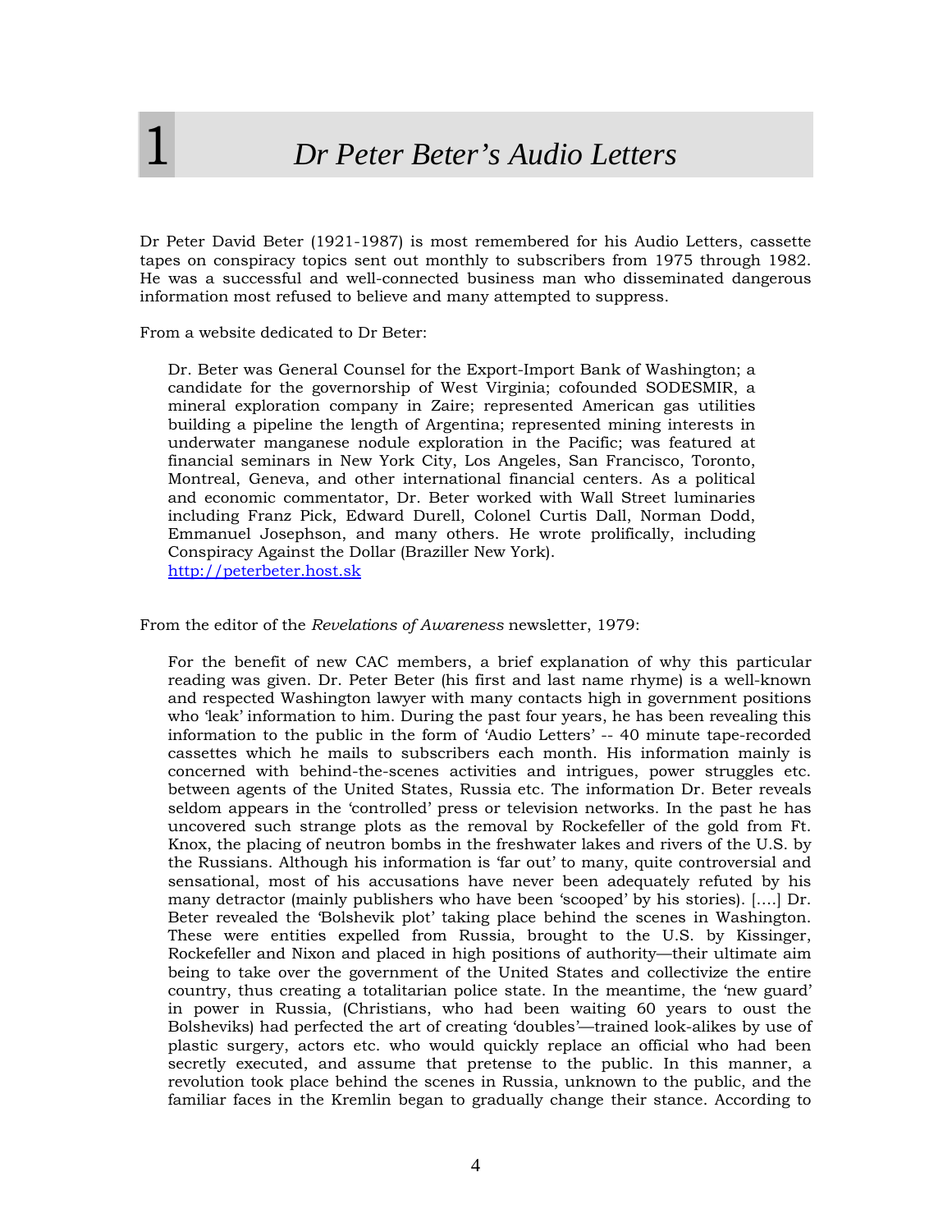# 1 *Dr Peter Beter's Audio Letters*

Dr Peter David Beter (1921-1987) is most remembered for his Audio Letters, cassette tapes on conspiracy topics sent out monthly to subscribers from 1975 through 1982. He was a successful and well-connected business man who disseminated dangerous information most refused to believe and many attempted to suppress.

From a website dedicated to Dr Beter:

> Dr. Beter was General Counsel for the Export-Import Bank of Washington; a candidate for the governorship of West Virginia; cofounded SODESMIR, a mineral exploration company in Zaire; represented American gas utilities building a pipeline the length of Argentina; represented mining interests in underwater manganese nodule exploration in the Pacific; was featured at financial seminars in New York City, Los Angeles, San Francisco, Toronto, Montreal, Geneva, and other international financial centers. As a political and economic commentator, Dr. Beter worked with Wall Street luminaries including Franz Pick, Edward Durell, Colonel Curtis Dall, Norman Dodd, Emmanuel Josephson, and many others. He wrote prolifically, including Conspiracy Against the Dollar (Braziller New York).
> http://peterbeter.host.sk

From the editor of the *Revelations of Awareness* newsletter, 1979:

> For the benefit of new CAC members, a brief explanation of why this particular reading was given. Dr. Peter Beter (his first and last name rhyme) is a well-known and respected Washington lawyer with many contacts high in government positions who 'leak' information to him. During the past four years, he has been revealing this information to the public in the form of 'Audio Letters' -- 40 minute tape-recorded cassettes which he mails to subscribers each month. His information mainly is concerned with behind-the-scenes activities and intrigues, power struggles etc. between agents of the United States, Russia etc. The information Dr. Beter reveals seldom appears in the 'controlled' press or television networks. In the past he has uncovered such strange plots as the removal by Rockefeller of the gold from Ft. Knox, the placing of neutron bombs in the freshwater lakes and rivers of the U.S. by the Russians. Although his information is 'far out' to many, quite controversial and sensational, most of his accusations have never been adequately refuted by his many detractor (mainly publishers who have been 'scooped' by his stories). [....] Dr. Beter revealed the 'Bolshevik plot' taking place behind the scenes in Washington. These were entities expelled from Russia, brought to the U.S. by Kissinger, Rockefeller and Nixon and placed in high positions of authority—their ultimate aim being to take over the government of the United States and collectivize the entire country, thus creating a totalitarian police state. In the meantime, the 'new guard' in power in Russia, (Christians, who had been waiting 60 years to oust the Bolsheviks) had perfected the art of creating 'doubles'—trained look-alikes by use of plastic surgery, actors etc. who would quickly replace an official who had been secretly executed, and assume that pretense to the public. In this manner, a revolution took place behind the scenes in Russia, unknown to the public, and the familiar faces in the Kremlin began to gradually change their stance. According to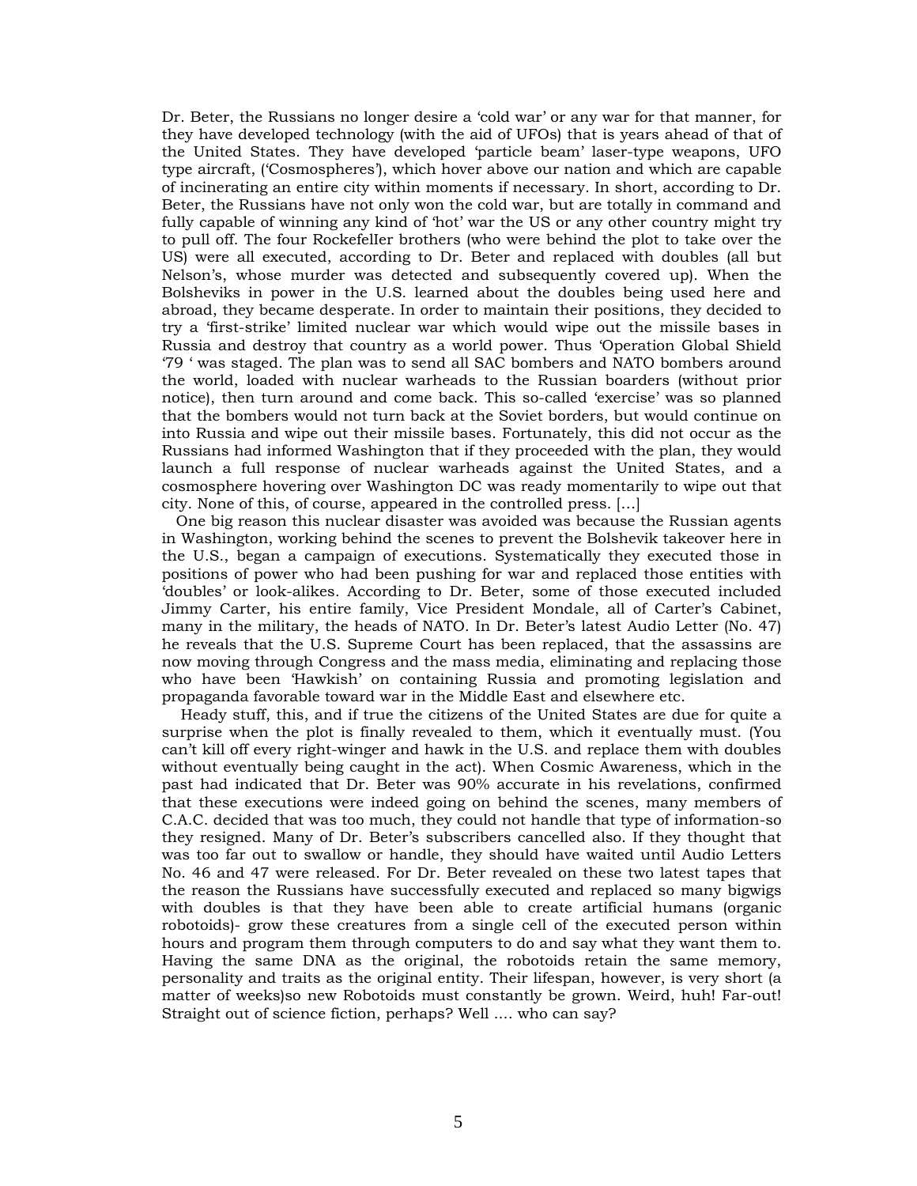Dr. Beter, the Russians no longer desire a 'cold war' or any war for that manner, for they have developed technology (with the aid of UFOs) that is years ahead of that of the United States. They have developed 'particle beam' laser-type weapons, UFO type aircraft, ('Cosmospheres'), which hover above our nation and which are capable of incinerating an entire city within moments if necessary. In short, according to Dr. Beter, the Russians have not only won the cold war, but are totally in command and fully capable of winning any kind of 'hot' war the US or any other country might try to pull off. The four Rockefeller brothers (who were behind the plot to take over the US) were all executed, according to Dr. Beter and replaced with doubles (all but Nelson's, whose murder was detected and subsequently covered up). When the Bolsheviks in power in the U.S. learned about the doubles being used here and abroad, they became desperate. In order to maintain their positions, they decided to try a 'first-strike' limited nuclear war which would wipe out the missile bases in Russia and destroy that country as a world power. Thus 'Operation Global Shield '79 ' was staged. The plan was to send all SAC bombers and NATO bombers around the world, loaded with nuclear warheads to the Russian boarders (without prior notice), then turn around and come back. This so-called 'exercise' was so planned that the bombers would not turn back at the Soviet borders, but would continue on into Russia and wipe out their missile bases. Fortunately, this did not occur as the Russians had informed Washington that if they proceeded with the plan, they would launch a full response of nuclear warheads against the United States, and a cosmosphere hovering over Washington DC was ready momentarily to wipe out that city. None of this, of course, appeared in the controlled press. [...]

One big reason this nuclear disaster was avoided was because the Russian agents in Washington, working behind the scenes to prevent the Bolshevik takeover here in the U.S., began a campaign of executions. Systematically they executed those in positions of power who had been pushing for war and replaced those entities with 'doubles' or look-alikes. According to Dr. Beter, some of those executed included Jimmy Carter, his entire family, Vice President Mondale, all of Carter's Cabinet, many in the military, the heads of NATO. In Dr. Beter's latest Audio Letter (No. 47) he reveals that the U.S. Supreme Court has been replaced, that the assassins are now moving through Congress and the mass media, eliminating and replacing those who have been 'Hawkish' on containing Russia and promoting legislation and propaganda favorable toward war in the Middle East and elsewhere etc.

Heady stuff, this, and if true the citizens of the United States are due for quite a surprise when the plot is finally revealed to them, which it eventually must. (You can't kill off every right-winger and hawk in the U.S. and replace them with doubles without eventually being caught in the act). When Cosmic Awareness, which in the past had indicated that Dr. Beter was 90% accurate in his revelations, confirmed that these executions were indeed going on behind the scenes, many members of C.A.C. decided that was too much, they could not handle that type of information-so they resigned. Many of Dr. Beter's subscribers cancelled also. If they thought that was too far out to swallow or handle, they should have waited until Audio Letters No. 46 and 47 were released. For Dr. Beter revealed on these two latest tapes that the reason the Russians have successfully executed and replaced so many bigwigs with doubles is that they have been able to create artificial humans (organic robotoids)- grow these creatures from a single cell of the executed person within hours and program them through computers to do and say what they want them to. Having the same DNA as the original, the robotoids retain the same memory, personality and traits as the original entity. Their lifespan, however, is very short (a matter of weeks)so new Robotoids must constantly be grown. Weird, huh! Far-out! Straight out of science fiction, perhaps? Well .... who can say?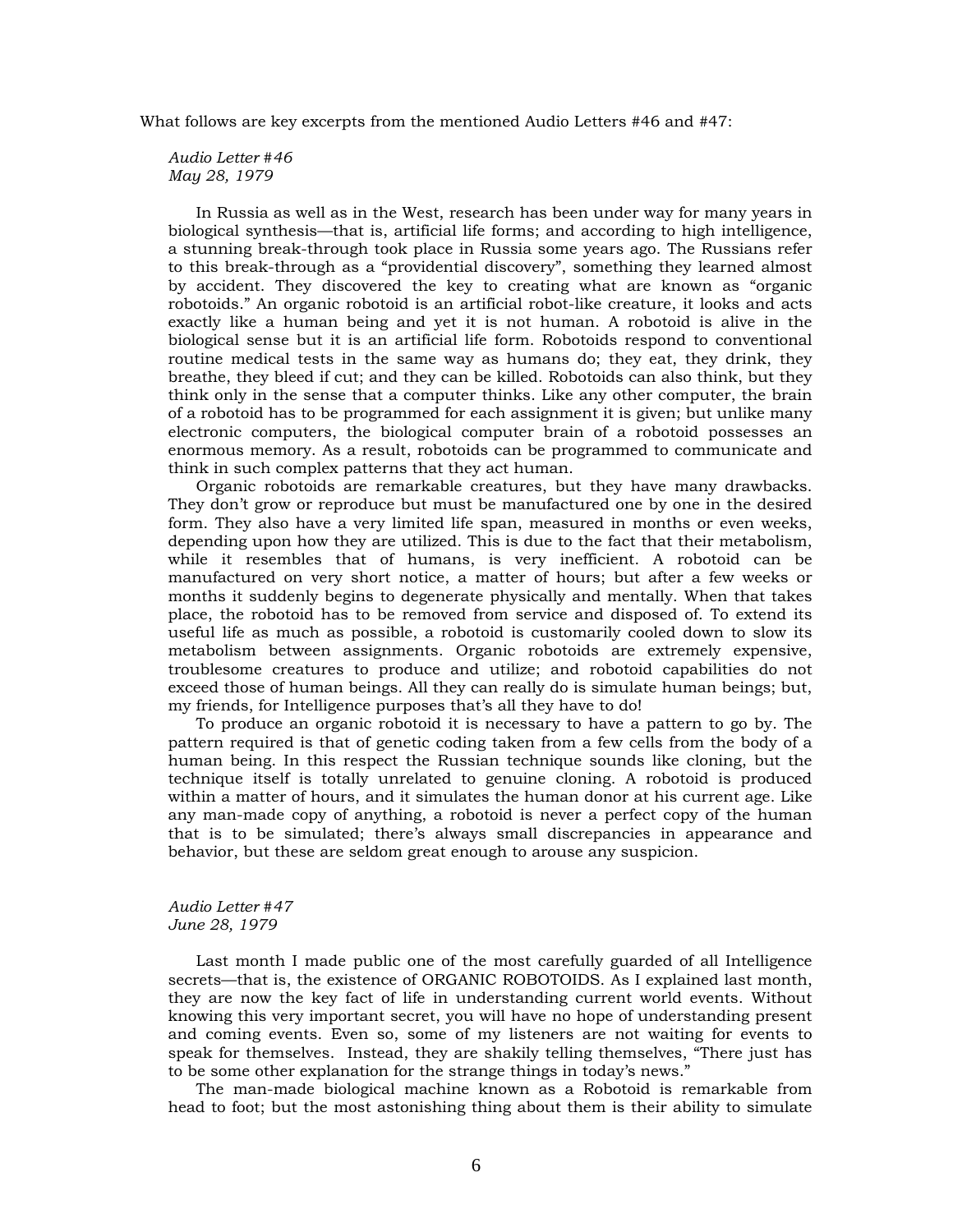What follows are key excerpts from the mentioned Audio Letters #46 and #47:

> *Audio Letter #46*
> *May 28, 1979*
>
> In Russia as well as in the West, research has been under way for many years in biological synthesis—that is, artificial life forms; and according to high intelligence, a stunning break-through took place in Russia some years ago. The Russians refer to this break-through as a "providential discovery", something they learned almost by accident. They discovered the key to creating what are known as "organic robotoids." An organic robotoid is an artificial robot-like creature, it looks and acts exactly like a human being and yet it is not human. A robotoid is alive in the biological sense but it is an artificial life form. Robotoids respond to conventional routine medical tests in the same way as humans do; they eat, they drink, they breathe, they bleed if cut; and they can be killed. Robotoids can also think, but they think only in the sense that a computer thinks. Like any other computer, the brain of a robotoid has to be programmed for each assignment it is given; but unlike many electronic computers, the biological computer brain of a robotoid possesses an enormous memory. As a result, robotoids can be programmed to communicate and think in such complex patterns that they act human.
>
> Organic robotoids are remarkable creatures, but they have many drawbacks. They don't grow or reproduce but must be manufactured one by one in the desired form. They also have a very limited life span, measured in months or even weeks, depending upon how they are utilized. This is due to the fact that their metabolism, while it resembles that of humans, is very inefficient. A robotoid can be manufactured on very short notice, a matter of hours; but after a few weeks or months it suddenly begins to degenerate physically and mentally. When that takes place, the robotoid has to be removed from service and disposed of. To extend its useful life as much as possible, a robotoid is customarily cooled down to slow its metabolism between assignments. Organic robotoids are extremely expensive, troublesome creatures to produce and utilize; and robotoid capabilities do not exceed those of human beings. All they can really do is simulate human beings; but, my friends, for Intelligence purposes that's all they have to do!
>
> To produce an organic robotoid it is necessary to have a pattern to go by. The pattern required is that of genetic coding taken from a few cells from the body of a human being. In this respect the Russian technique sounds like cloning, but the technique itself is totally unrelated to genuine cloning. A robotoid is produced within a matter of hours, and it simulates the human donor at his current age. Like any man-made copy of anything, a robotoid is never a perfect copy of the human that is to be simulated; there's always small discrepancies in appearance and behavior, but these are seldom great enough to arouse any suspicion.

> *Audio Letter #47*
> *June 28, 1979*
>
> Last month I made public one of the most carefully guarded of all Intelligence secrets—that is, the existence of ORGANIC ROBOTOIDS. As I explained last month, they are now the key fact of life in understanding current world events. Without knowing this very important secret, you will have no hope of understanding present and coming events. Even so, some of my listeners are not waiting for events to speak for themselves. Instead, they are shakily telling themselves, "There just has to be some other explanation for the strange things in today's news."
>
> The man-made biological machine known as a Robotoid is remarkable from head to foot; but the most astonishing thing about them is their ability to simulate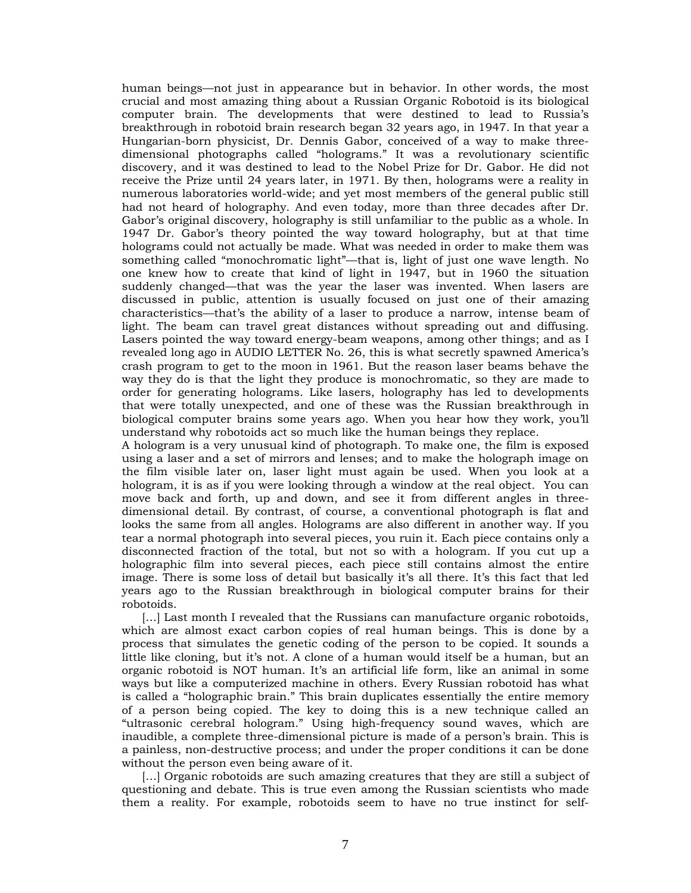human beings—not just in appearance but in behavior. In other words, the most crucial and most amazing thing about a Russian Organic Robotoid is its biological computer brain. The developments that were destined to lead to Russia's breakthrough in robotoid brain research began 32 years ago, in 1947. In that year a Hungarian-born physicist, Dr. Dennis Gabor, conceived of a way to make three-dimensional photographs called "holograms." It was a revolutionary scientific discovery, and it was destined to lead to the Nobel Prize for Dr. Gabor. He did not receive the Prize until 24 years later, in 1971. By then, holograms were a reality in numerous laboratories world-wide; and yet most members of the general public still had not heard of holography. And even today, more than three decades after Dr. Gabor's original discovery, holography is still unfamiliar to the public as a whole. In 1947 Dr. Gabor's theory pointed the way toward holography, but at that time holograms could not actually be made. What was needed in order to make them was something called "monochromatic light"—that is, light of just one wave length. No one knew how to create that kind of light in 1947, but in 1960 the situation suddenly changed—that was the year the laser was invented. When lasers are discussed in public, attention is usually focused on just one of their amazing characteristics—that's the ability of a laser to produce a narrow, intense beam of light. The beam can travel great distances without spreading out and diffusing. Lasers pointed the way toward energy-beam weapons, among other things; and as I revealed long ago in AUDIO LETTER No. 26, this is what secretly spawned America's crash program to get to the moon in 1961. But the reason laser beams behave the way they do is that the light they produce is monochromatic, so they are made to order for generating holograms. Like lasers, holography has led to developments that were totally unexpected, and one of these was the Russian breakthrough in biological computer brains some years ago. When you hear how they work, you'll understand why robotoids act so much like the human beings they replace.

A hologram is a very unusual kind of photograph. To make one, the film is exposed using a laser and a set of mirrors and lenses; and to make the holograph image on the film visible later on, laser light must again be used. When you look at a hologram, it is as if you were looking through a window at the real object. You can move back and forth, up and down, and see it from different angles in three-dimensional detail. By contrast, of course, a conventional photograph is flat and looks the same from all angles. Holograms are also different in another way. If you tear a normal photograph into several pieces, you ruin it. Each piece contains only a disconnected fraction of the total, but not so with a hologram. If you cut up a holographic film into several pieces, each piece still contains almost the entire image. There is some loss of detail but basically it's all there. It's this fact that led years ago to the Russian breakthrough in biological computer brains for their robotoids.

[...] Last month I revealed that the Russians can manufacture organic robotoids, which are almost exact carbon copies of real human beings. This is done by a process that simulates the genetic coding of the person to be copied. It sounds a little like cloning, but it's not. A clone of a human would itself be a human, but an organic robotoid is NOT human. It's an artificial life form, like an animal in some ways but like a computerized machine in others. Every Russian robotoid has what is called a "holographic brain." This brain duplicates essentially the entire memory of a person being copied. The key to doing this is a new technique called an "ultrasonic cerebral hologram." Using high-frequency sound waves, which are inaudible, a complete three-dimensional picture is made of a person's brain. This is a painless, non-destructive process; and under the proper conditions it can be done without the person even being aware of it.

[...] Organic robotoids are such amazing creatures that they are still a subject of questioning and debate. This is true even among the Russian scientists who made them a reality. For example, robotoids seem to have no true instinct for self-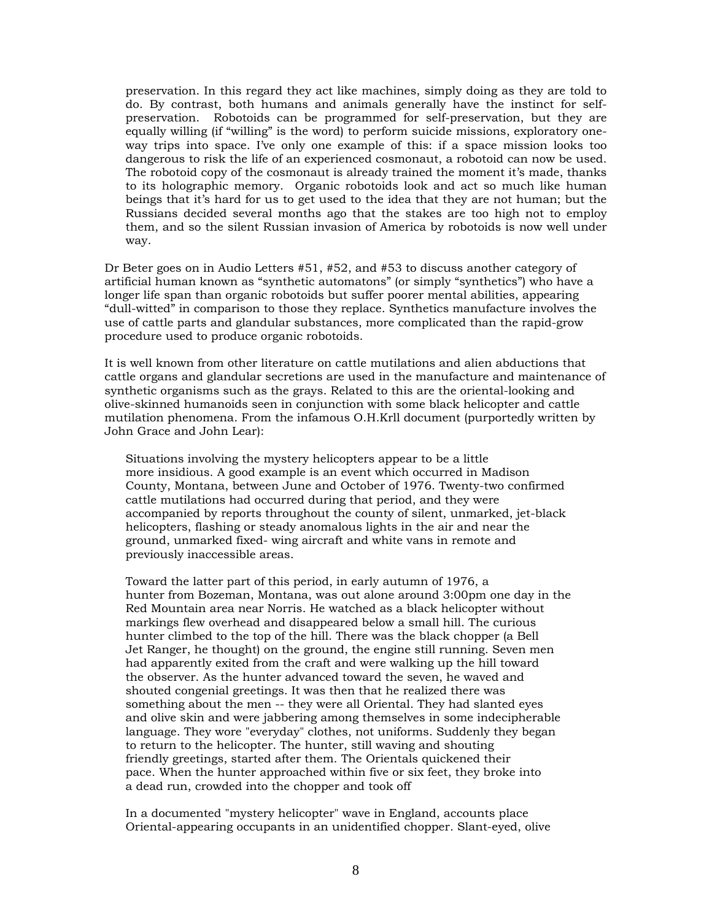> preservation. In this regard they act like machines, simply doing as they are told to do. By contrast, both humans and animals generally have the instinct for self-preservation. Robotoids can be programmed for self-preservation, but they are equally willing (if "willing" is the word) to perform suicide missions, exploratory one-way trips into space. I've only one example of this: if a space mission looks too dangerous to risk the life of an experienced cosmonaut, a robotoid can now be used. The robotoid copy of the cosmonaut is already trained the moment it's made, thanks to its holographic memory. Organic robotoids look and act so much like human beings that it's hard for us to get used to the idea that they are not human; but the Russians decided several months ago that the stakes are too high not to employ them, and so the silent Russian invasion of America by robotoids is now well under way.

Dr Beter goes on in Audio Letters #51, #52, and #53 to discuss another category of artificial human known as "synthetic automatons" (or simply "synthetics") who have a longer life span than organic robotoids but suffer poorer mental abilities, appearing "dull-witted" in comparison to those they replace. Synthetics manufacture involves the use of cattle parts and glandular substances, more complicated than the rapid-grow procedure used to produce organic robotoids.

It is well known from other literature on cattle mutilations and alien abductions that cattle organs and glandular secretions are used in the manufacture and maintenance of synthetic organisms such as the grays. Related to this are the oriental-looking and olive-skinned humanoids seen in conjunction with some black helicopter and cattle mutilation phenomena. From the infamous O.H.Krll document (purportedly written by John Grace and John Lear):

> Situations involving the mystery helicopters appear to be a little more insidious. A good example is an event which occurred in Madison County, Montana, between June and October of 1976. Twenty-two confirmed cattle mutilations had occurred during that period, and they were accompanied by reports throughout the county of silent, unmarked, jet-black helicopters, flashing or steady anomalous lights in the air and near the ground, unmarked fixed- wing aircraft and white vans in remote and previously inaccessible areas.
>
> Toward the latter part of this period, in early autumn of 1976, a hunter from Bozeman, Montana, was out alone around 3:00pm one day in the Red Mountain area near Norris. He watched as a black helicopter without markings flew overhead and disappeared below a small hill. The curious hunter climbed to the top of the hill. There was the black chopper (a Bell Jet Ranger, he thought) on the ground, the engine still running. Seven men had apparently exited from the craft and were walking up the hill toward the observer. As the hunter advanced toward the seven, he waved and shouted congenial greetings. It was then that he realized there was something about the men -- they were all Oriental. They had slanted eyes and olive skin and were jabbering among themselves in some indecipherable language. They wore "everyday" clothes, not uniforms. Suddenly they began to return to the helicopter. The hunter, still waving and shouting friendly greetings, started after them. The Orientals quickened their pace. When the hunter approached within five or six feet, they broke into a dead run, crowded into the chopper and took off
>
> In a documented "mystery helicopter" wave in England, accounts place Oriental-appearing occupants in an unidentified chopper. Slant-eyed, olive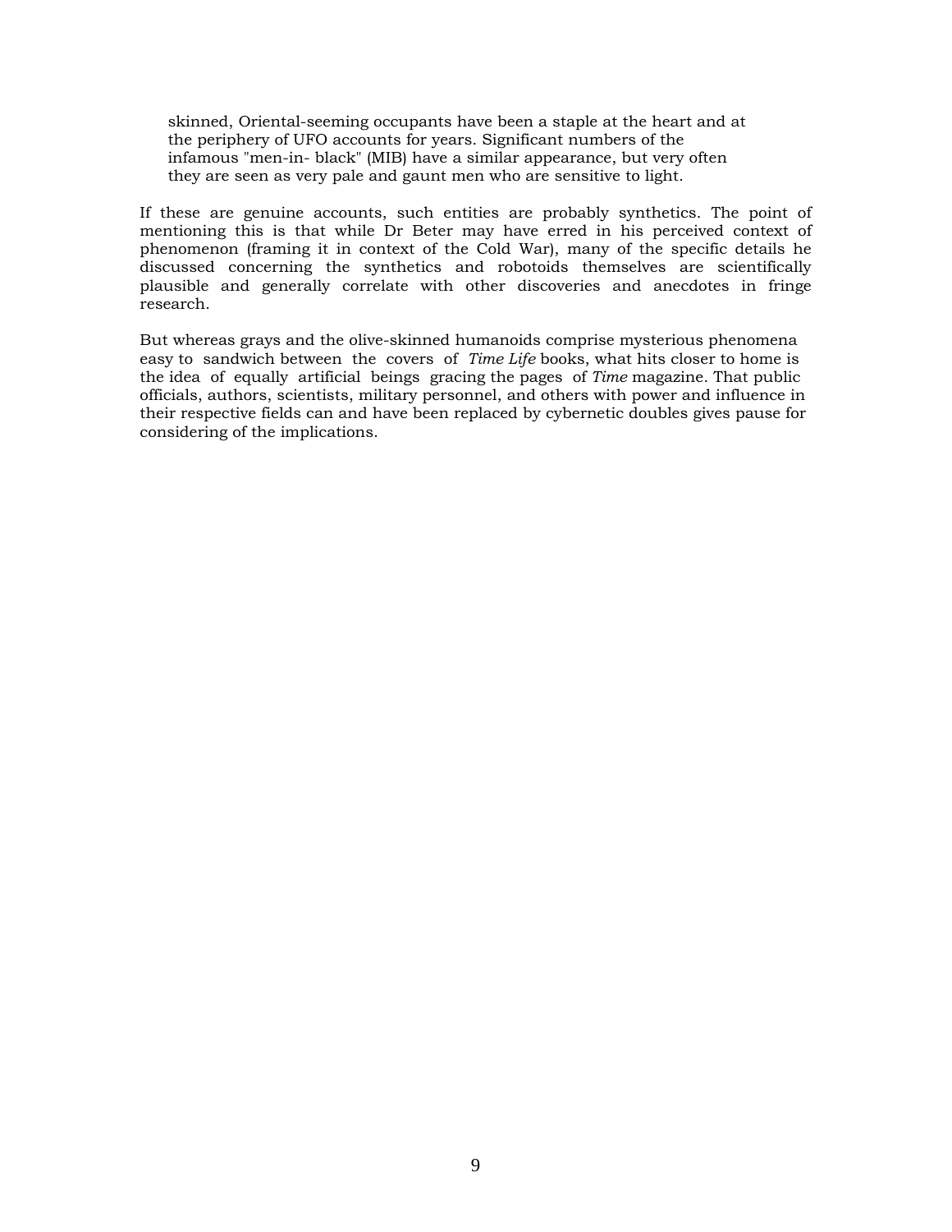> skinned, Oriental-seeming occupants have been a staple at the heart and at the periphery of UFO accounts for years. Significant numbers of the infamous "men-in- black" (MIB) have a similar appearance, but very often they are seen as very pale and gaunt men who are sensitive to light.

If these are genuine accounts, such entities are probably synthetics. The point of mentioning this is that while Dr Beter may have erred in his perceived context of phenomenon (framing it in context of the Cold War), many of the specific details he discussed concerning the synthetics and robotoids themselves are scientifically plausible and generally correlate with other discoveries and anecdotes in fringe research.

But whereas grays and the olive-skinned humanoids comprise mysterious phenomena easy to sandwich between the covers of *Time Life* books, what hits closer to home is the idea of equally artificial beings gracing the pages of *Time* magazine. That public officials, authors, scientists, military personnel, and others with power and influence in their respective fields can and have been replaced by cybernetic doubles gives pause for considering of the implications.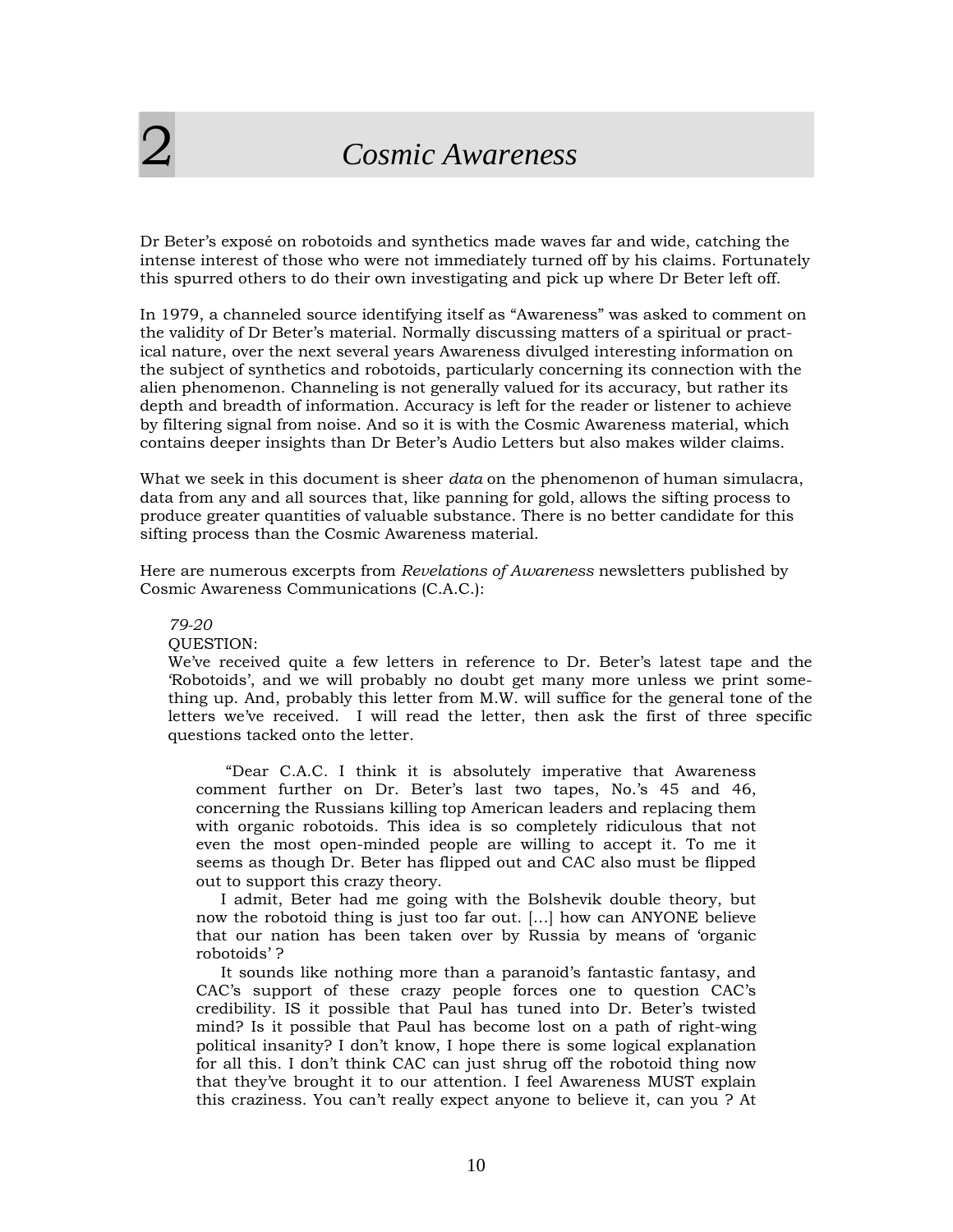# 2 Cosmic Awareness

Dr Beter's exposé on robotoids and synthetics made waves far and wide, catching the intense interest of those who were not immediately turned off by his claims. Fortunately this spurred others to do their own investigating and pick up where Dr Beter left off.

In 1979, a channeled source identifying itself as "Awareness" was asked to comment on the validity of Dr Beter's material. Normally discussing matters of a spiritual or practical nature, over the next several years Awareness divulged interesting information on the subject of synthetics and robotoids, particularly concerning its connection with the alien phenomenon. Channeling is not generally valued for its accuracy, but rather its depth and breadth of information. Accuracy is left for the reader or listener to achieve by filtering signal from noise. And so it is with the Cosmic Awareness material, which contains deeper insights than Dr Beter's Audio Letters but also makes wilder claims.

What we seek in this document is sheer *data* on the phenomenon of human simulacra, data from any and all sources that, like panning for gold, allows the sifting process to produce greater quantities of valuable substance. There is no better candidate for this sifting process than the Cosmic Awareness material.

Here are numerous excerpts from *Revelations of Awareness* newsletters published by Cosmic Awareness Communications (C.A.C.):

> *79-20*
> QUESTION:
> We've received quite a few letters in reference to Dr. Beter's latest tape and the 'Robotoids', and we will probably no doubt get many more unless we print something up. And, probably this letter from M.W. will suffice for the general tone of the letters we've received. I will read the letter, then ask the first of three specific questions tacked onto the letter.
>
> > "Dear C.A.C. I think it is absolutely imperative that Awareness comment further on Dr. Beter's last two tapes, No.'s 45 and 46, concerning the Russians killing top American leaders and replacing them with organic robotoids. This idea is so completely ridiculous that not even the most open-minded people are willing to accept it. To me it seems as though Dr. Beter has flipped out and CAC also must be flipped out to support this crazy theory.
> >
> > I admit, Beter had me going with the Bolshevik double theory, but now the robotoid thing is just too far out. [...] how can ANYONE believe that our nation has been taken over by Russia by means of 'organic robotoids' ?
> >
> > It sounds like nothing more than a paranoid's fantastic fantasy, and CAC's support of these crazy people forces one to question CAC's credibility. IS it possible that Paul has tuned into Dr. Beter's twisted mind? Is it possible that Paul has become lost on a path of right-wing political insanity? I don't know, I hope there is some logical explanation for all this. I don't think CAC can just shrug off the robotoid thing now that they've brought it to our attention. I feel Awareness MUST explain this craziness. You can't really expect anyone to believe it, can you ? At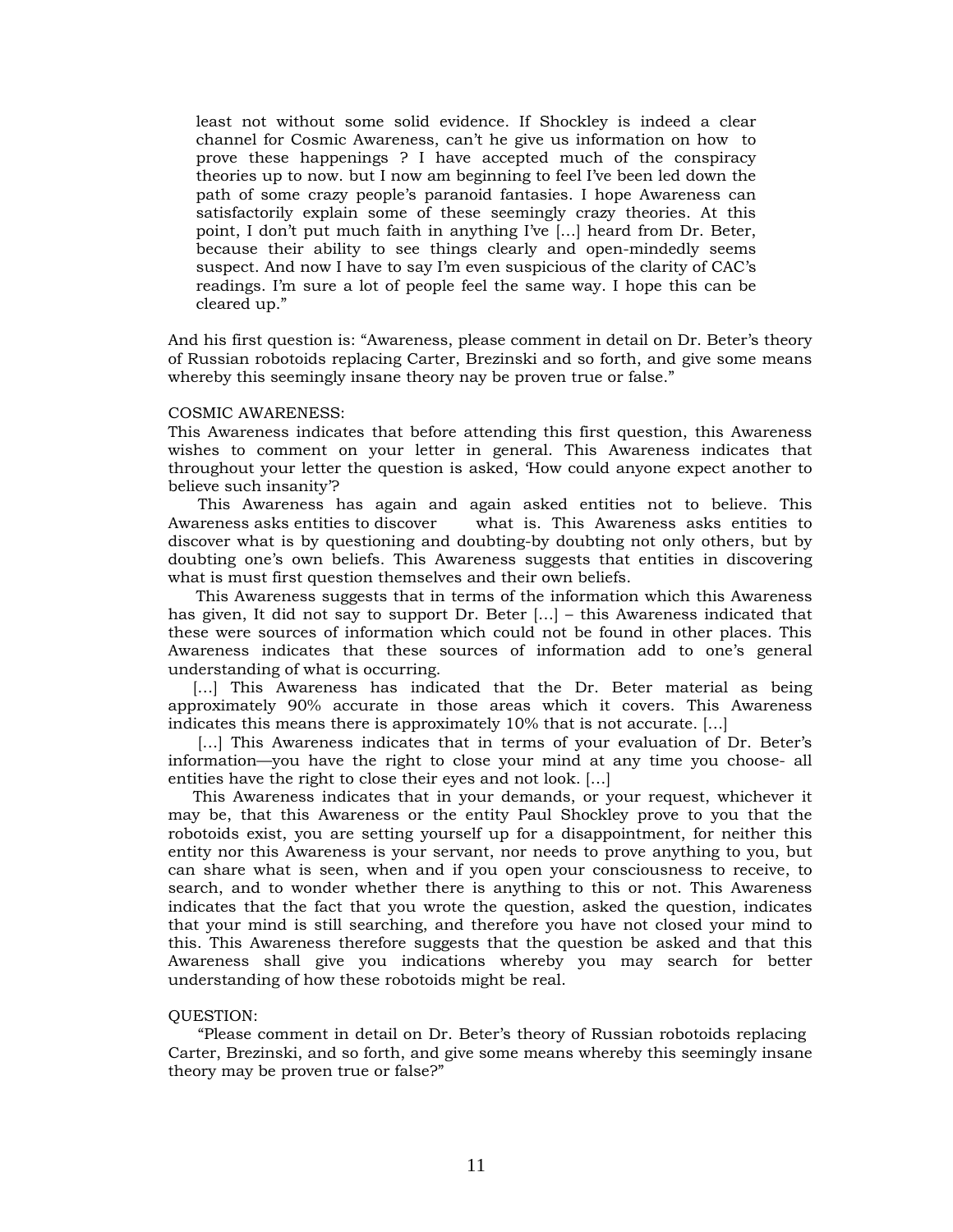> least not without some solid evidence. If Shockley is indeed a clear channel for Cosmic Awareness, can't he give us information on how to prove these happenings ? I have accepted much of the conspiracy theories up to now. but I now am beginning to feel I've been led down the path of some crazy people's paranoid fantasies. I hope Awareness can satisfactorily explain some of these seemingly crazy theories. At this point, I don't put much faith in anything I've [...] heard from Dr. Beter, because their ability to see things clearly and open-mindedly seems suspect. And now I have to say I'm even suspicious of the clarity of CAC's readings. I'm sure a lot of people feel the same way. I hope this can be cleared up."

And his first question is: "Awareness, please comment in detail on Dr. Beter's theory of Russian robotoids replacing Carter, Brezinski and so forth, and give some means whereby this seemingly insane theory nay be proven true or false."

COSMIC AWARENESS:
This Awareness indicates that before attending this first question, this Awareness wishes to comment on your letter in general. This Awareness indicates that throughout your letter the question is asked, 'How could anyone expect another to believe such insanity'?

This Awareness has again and again asked entities not to believe. This Awareness asks entities to discover what is. This Awareness asks entities to discover what is by questioning and doubting-by doubting not only others, but by doubting one's own beliefs. This Awareness suggests that entities in discovering what is must first question themselves and their own beliefs.

This Awareness suggests that in terms of the information which this Awareness has given, It did not say to support Dr. Beter [...] – this Awareness indicated that these were sources of information which could not be found in other places. This Awareness indicates that these sources of information add to one's general understanding of what is occurring.

[...] This Awareness has indicated that the Dr. Beter material as being approximately 90% accurate in those areas which it covers. This Awareness indicates this means there is approximately 10% that is not accurate. [...]

[...] This Awareness indicates that in terms of your evaluation of Dr. Beter's information—you have the right to close your mind at any time you choose- all entities have the right to close their eyes and not look. [...]

This Awareness indicates that in your demands, or your request, whichever it may be, that this Awareness or the entity Paul Shockley prove to you that the robotoids exist, you are setting yourself up for a disappointment, for neither this entity nor this Awareness is your servant, nor needs to prove anything to you, but can share what is seen, when and if you open your consciousness to receive, to search, and to wonder whether there is anything to this or not. This Awareness indicates that the fact that you wrote the question, asked the question, indicates that your mind is still searching, and therefore you have not closed your mind to this. This Awareness therefore suggests that the question be asked and that this Awareness shall give you indications whereby you may search for better understanding of how these robotoids might be real.

QUESTION:
"Please comment in detail on Dr. Beter's theory of Russian robotoids replacing Carter, Brezinski, and so forth, and give some means whereby this seemingly insane theory may be proven true or false?"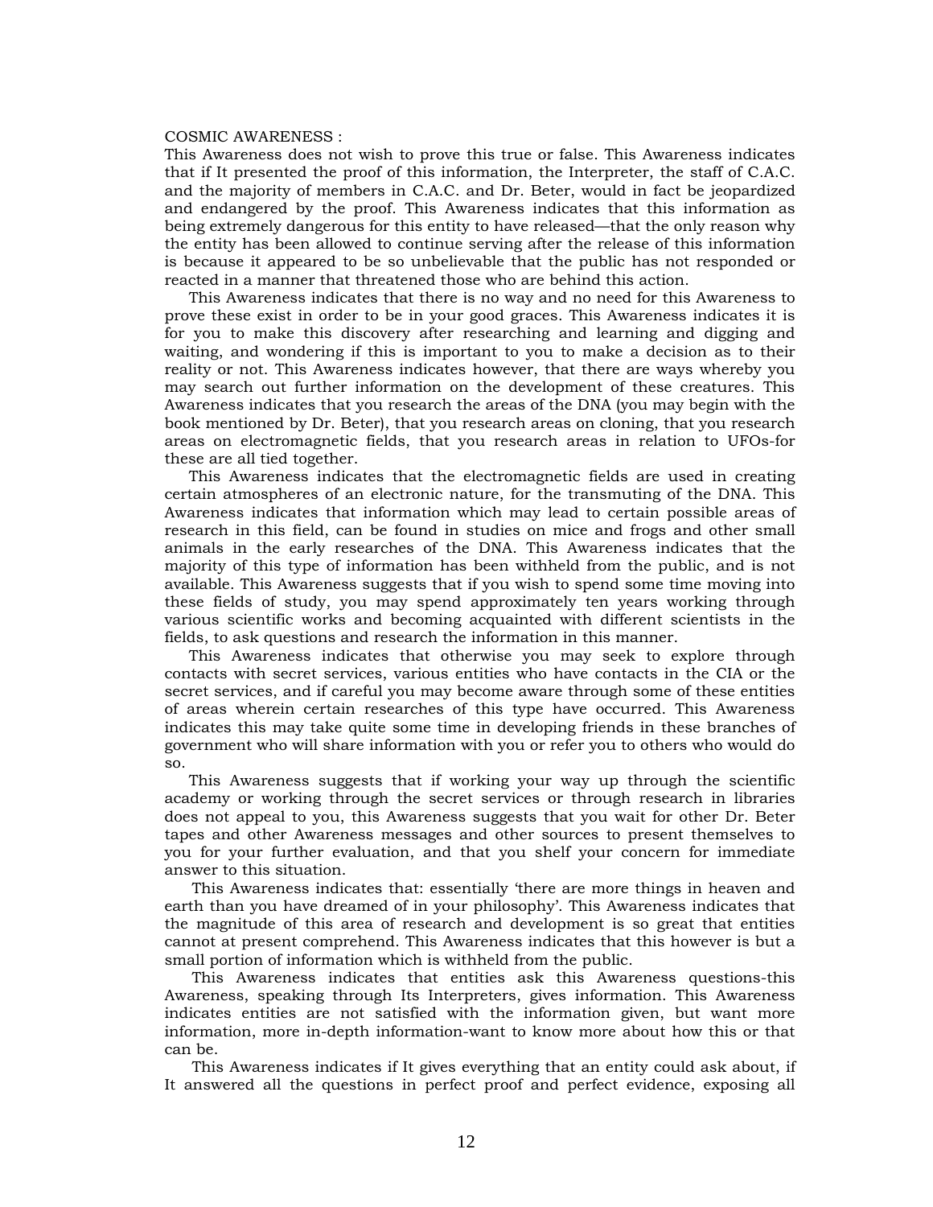COSMIC AWARENESS :

This Awareness does not wish to prove this true or false. This Awareness indicates that if It presented the proof of this information, the Interpreter, the staff of C.A.C. and the majority of members in C.A.C. and Dr. Beter, would in fact be jeopardized and endangered by the proof. This Awareness indicates that this information as being extremely dangerous for this entity to have released—that the only reason why the entity has been allowed to continue serving after the release of this information is because it appeared to be so unbelievable that the public has not responded or reacted in a manner that threatened those who are behind this action.

This Awareness indicates that there is no way and no need for this Awareness to prove these exist in order to be in your good graces. This Awareness indicates it is for you to make this discovery after researching and learning and digging and waiting, and wondering if this is important to you to make a decision as to their reality or not. This Awareness indicates however, that there are ways whereby you may search out further information on the development of these creatures. This Awareness indicates that you research the areas of the DNA (you may begin with the book mentioned by Dr. Beter), that you research areas on cloning, that you research areas on electromagnetic fields, that you research areas in relation to UFOs-for these are all tied together.

This Awareness indicates that the electromagnetic fields are used in creating certain atmospheres of an electronic nature, for the transmuting of the DNA. This Awareness indicates that information which may lead to certain possible areas of research in this field, can be found in studies on mice and frogs and other small animals in the early researches of the DNA. This Awareness indicates that the majority of this type of information has been withheld from the public, and is not available. This Awareness suggests that if you wish to spend some time moving into these fields of study, you may spend approximately ten years working through various scientific works and becoming acquainted with different scientists in the fields, to ask questions and research the information in this manner.

This Awareness indicates that otherwise you may seek to explore through contacts with secret services, various entities who have contacts in the CIA or the secret services, and if careful you may become aware through some of these entities of areas wherein certain researches of this type have occurred. This Awareness indicates this may take quite some time in developing friends in these branches of government who will share information with you or refer you to others who would do so.

This Awareness suggests that if working your way up through the scientific academy or working through the secret services or through research in libraries does not appeal to you, this Awareness suggests that you wait for other Dr. Beter tapes and other Awareness messages and other sources to present themselves to you for your further evaluation, and that you shelf your concern for immediate answer to this situation.

This Awareness indicates that: essentially 'there are more things in heaven and earth than you have dreamed of in your philosophy'. This Awareness indicates that the magnitude of this area of research and development is so great that entities cannot at present comprehend. This Awareness indicates that this however is but a small portion of information which is withheld from the public.

This Awareness indicates that entities ask this Awareness questions-this Awareness, speaking through Its Interpreters, gives information. This Awareness indicates entities are not satisfied with the information given, but want more information, more in-depth information-want to know more about how this or that can be.

This Awareness indicates if It gives everything that an entity could ask about, if It answered all the questions in perfect proof and perfect evidence, exposing all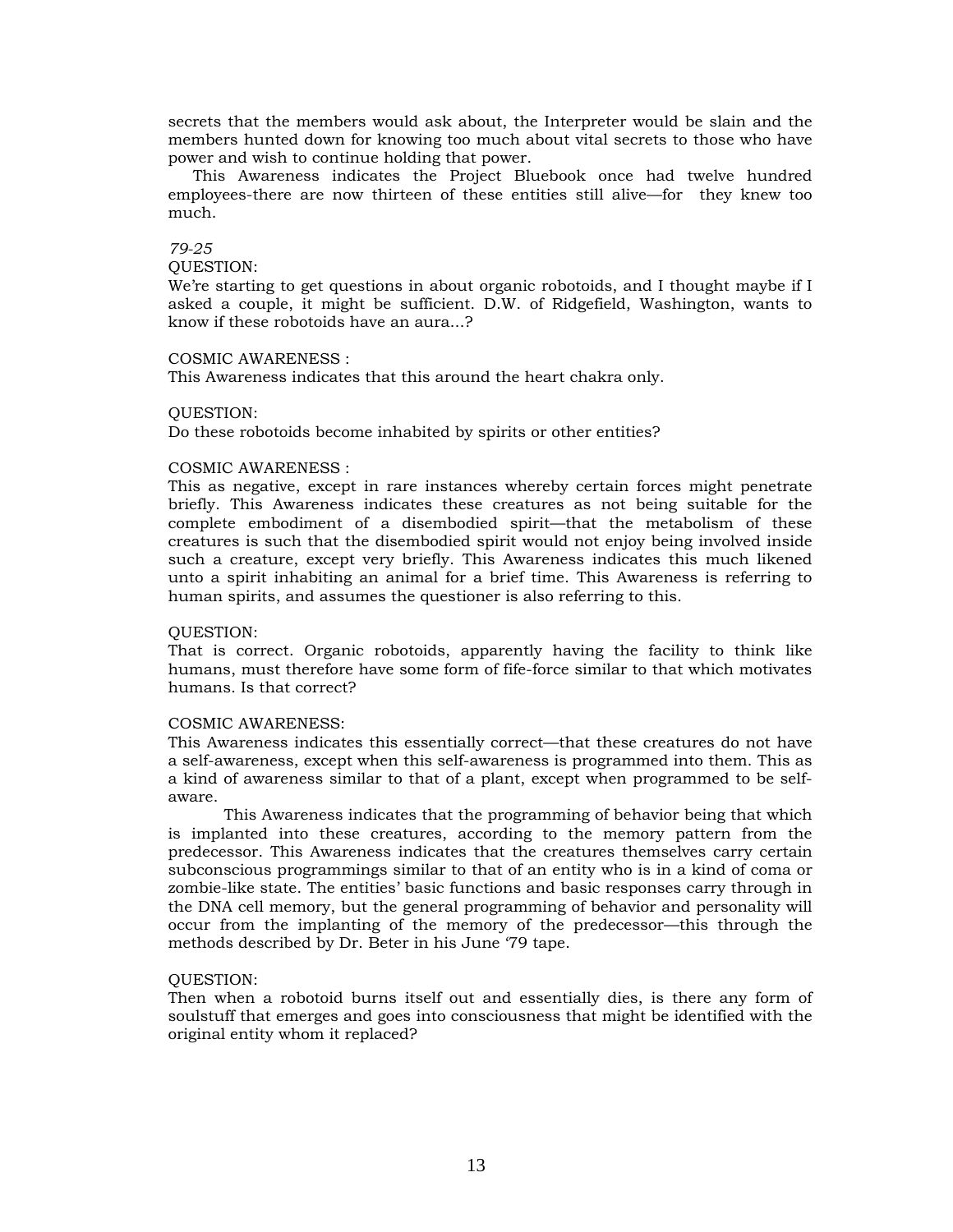secrets that the members would ask about, the Interpreter would be slain and the members hunted down for knowing too much about vital secrets to those who have power and wish to continue holding that power.

This Awareness indicates the Project Bluebook once had twelve hundred employees-there are now thirteen of these entities still alive—for they knew too much.

*79-25*

QUESTION:
We're starting to get questions in about organic robotoids, and I thought maybe if I asked a couple, it might be sufficient. D.W. of Ridgefield, Washington, wants to know if these robotoids have an aura...?

COSMIC AWARENESS :
This Awareness indicates that this around the heart chakra only.

QUESTION:
Do these robotoids become inhabited by spirits or other entities?

COSMIC AWARENESS :
This as negative, except in rare instances whereby certain forces might penetrate briefly. This Awareness indicates these creatures as not being suitable for the complete embodiment of a disembodied spirit—that the metabolism of these creatures is such that the disembodied spirit would not enjoy being involved inside such a creature, except very briefly. This Awareness indicates this much likened unto a spirit inhabiting an animal for a brief time. This Awareness is referring to human spirits, and assumes the questioner is also referring to this.

QUESTION:
That is correct. Organic robotoids, apparently having the facility to think like humans, must therefore have some form of fife-force similar to that which motivates humans. Is that correct?

COSMIC AWARENESS:
This Awareness indicates this essentially correct—that these creatures do not have a self-awareness, except when this self-awareness is programmed into them. This as a kind of awareness similar to that of a plant, except when programmed to be self-aware.

This Awareness indicates that the programming of behavior being that which is implanted into these creatures, according to the memory pattern from the predecessor. This Awareness indicates that the creatures themselves carry certain subconscious programmings similar to that of an entity who is in a kind of coma or zombie-like state. The entities' basic functions and basic responses carry through in the DNA cell memory, but the general programming of behavior and personality will occur from the implanting of the memory of the predecessor—this through the methods described by Dr. Beter in his June '79 tape.

QUESTION:
Then when a robotoid burns itself out and essentially dies, is there any form of soulstuff that emerges and goes into consciousness that might be identified with the original entity whom it replaced?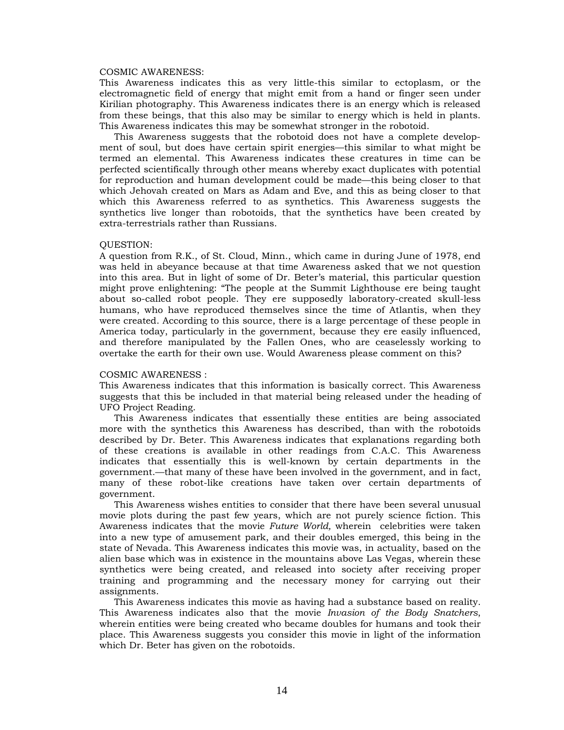COSMIC AWARENESS:
This Awareness indicates this as very little-this similar to ectoplasm, or the electromagnetic field of energy that might emit from a hand or finger seen under Kirilian photography. This Awareness indicates there is an energy which is released from these beings, that this also may be similar to energy which is held in plants. This Awareness indicates this may be somewhat stronger in the robotoid.

This Awareness suggests that the robotoid does not have a complete development of soul, but does have certain spirit energies—this similar to what might be termed an elemental. This Awareness indicates these creatures in time can be perfected scientifically through other means whereby exact duplicates with potential for reproduction and human development could be made—this being closer to that which Jehovah created on Mars as Adam and Eve, and this as being closer to that which this Awareness referred to as synthetics. This Awareness suggests the synthetics live longer than robotoids, that the synthetics have been created by extra-terrestrials rather than Russians.

QUESTION:
A question from R.K., of St. Cloud, Minn., which came in during June of 1978, end was held in abeyance because at that time Awareness asked that we not question into this area. But in light of some of Dr. Beter's material, this particular question might prove enlightening: "The people at the Summit Lighthouse ere being taught about so-called robot people. They ere supposedly laboratory-created skull-less humans, who have reproduced themselves since the time of Atlantis, when they were created. According to this source, there is a large percentage of these people in America today, particularly in the government, because they ere easily influenced, and therefore manipulated by the Fallen Ones, who are ceaselessly working to overtake the earth for their own use. Would Awareness please comment on this?

COSMIC AWARENESS :
This Awareness indicates that this information is basically correct. This Awareness suggests that this be included in that material being released under the heading of UFO Project Reading.

This Awareness indicates that essentially these entities are being associated more with the synthetics this Awareness has described, than with the robotoids described by Dr. Beter. This Awareness indicates that explanations regarding both of these creations is available in other readings from C.A.C. This Awareness indicates that essentially this is well-known by certain departments in the government.—that many of these have been involved in the government, and in fact, many of these robot-like creations have taken over certain departments of government.

This Awareness wishes entities to consider that there have been several unusual movie plots during the past few years, which are not purely science fiction. This Awareness indicates that the movie *Future World,* wherein celebrities were taken into a new type of amusement park, and their doubles emerged, this being in the state of Nevada. This Awareness indicates this movie was, in actuality, based on the alien base which was in existence in the mountains above Las Vegas, wherein these synthetics were being created, and released into society after receiving proper training and programming and the necessary money for carrying out their assignments.

This Awareness indicates this movie as having had a substance based on reality. This Awareness indicates also that the movie *Invasion of the Body Snatchers*, wherein entities were being created who became doubles for humans and took their place. This Awareness suggests you consider this movie in light of the information which Dr. Beter has given on the robotoids.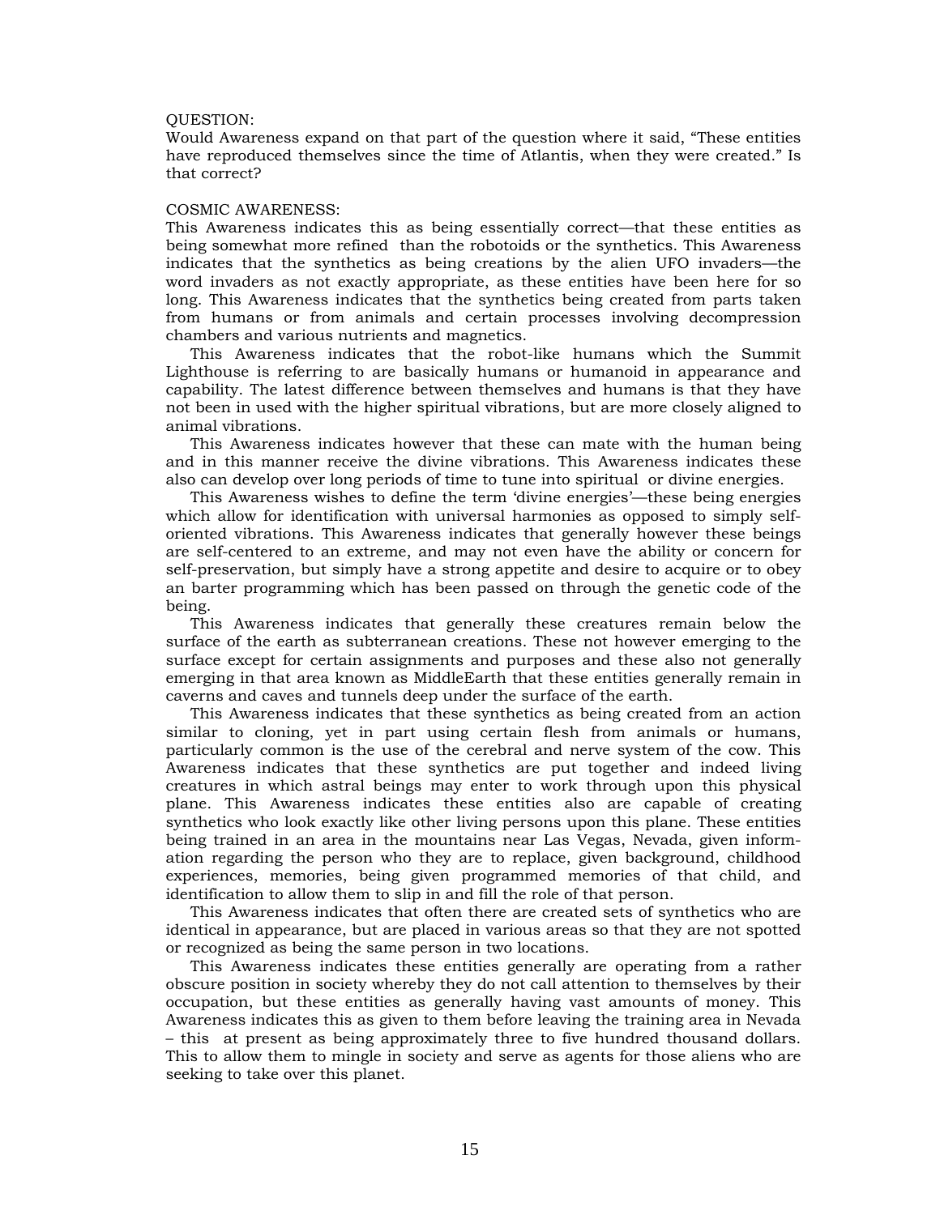QUESTION:
Would Awareness expand on that part of the question where it said, "These entities have reproduced themselves since the time of Atlantis, when they were created." Is that correct?

COSMIC AWARENESS:
This Awareness indicates this as being essentially correct—that these entities as being somewhat more refined than the robotoids or the synthetics. This Awareness indicates that the synthetics as being creations by the alien UFO invaders—the word invaders as not exactly appropriate, as these entities have been here for so long. This Awareness indicates that the synthetics being created from parts taken from humans or from animals and certain processes involving decompression chambers and various nutrients and magnetics.

This Awareness indicates that the robot-like humans which the Summit Lighthouse is referring to are basically humans or humanoid in appearance and capability. The latest difference between themselves and humans is that they have not been in used with the higher spiritual vibrations, but are more closely aligned to animal vibrations.

This Awareness indicates however that these can mate with the human being and in this manner receive the divine vibrations. This Awareness indicates these also can develop over long periods of time to tune into spiritual or divine energies.

This Awareness wishes to define the term 'divine energies'—these being energies which allow for identification with universal harmonies as opposed to simply self-oriented vibrations. This Awareness indicates that generally however these beings are self-centered to an extreme, and may not even have the ability or concern for self-preservation, but simply have a strong appetite and desire to acquire or to obey an barter programming which has been passed on through the genetic code of the being.

This Awareness indicates that generally these creatures remain below the surface of the earth as subterranean creations. These not however emerging to the surface except for certain assignments and purposes and these also not generally emerging in that area known as MiddleEarth that these entities generally remain in caverns and caves and tunnels deep under the surface of the earth.

This Awareness indicates that these synthetics as being created from an action similar to cloning, yet in part using certain flesh from animals or humans, particularly common is the use of the cerebral and nerve system of the cow. This Awareness indicates that these synthetics are put together and indeed living creatures in which astral beings may enter to work through upon this physical plane. This Awareness indicates these entities also are capable of creating synthetics who look exactly like other living persons upon this plane. These entities being trained in an area in the mountains near Las Vegas, Nevada, given information regarding the person who they are to replace, given background, childhood experiences, memories, being given programmed memories of that child, and identification to allow them to slip in and fill the role of that person.

This Awareness indicates that often there are created sets of synthetics who are identical in appearance, but are placed in various areas so that they are not spotted or recognized as being the same person in two locations.

This Awareness indicates these entities generally are operating from a rather obscure position in society whereby they do not call attention to themselves by their occupation, but these entities as generally having vast amounts of money. This Awareness indicates this as given to them before leaving the training area in Nevada – this at present as being approximately three to five hundred thousand dollars. This to allow them to mingle in society and serve as agents for those aliens who are seeking to take over this planet.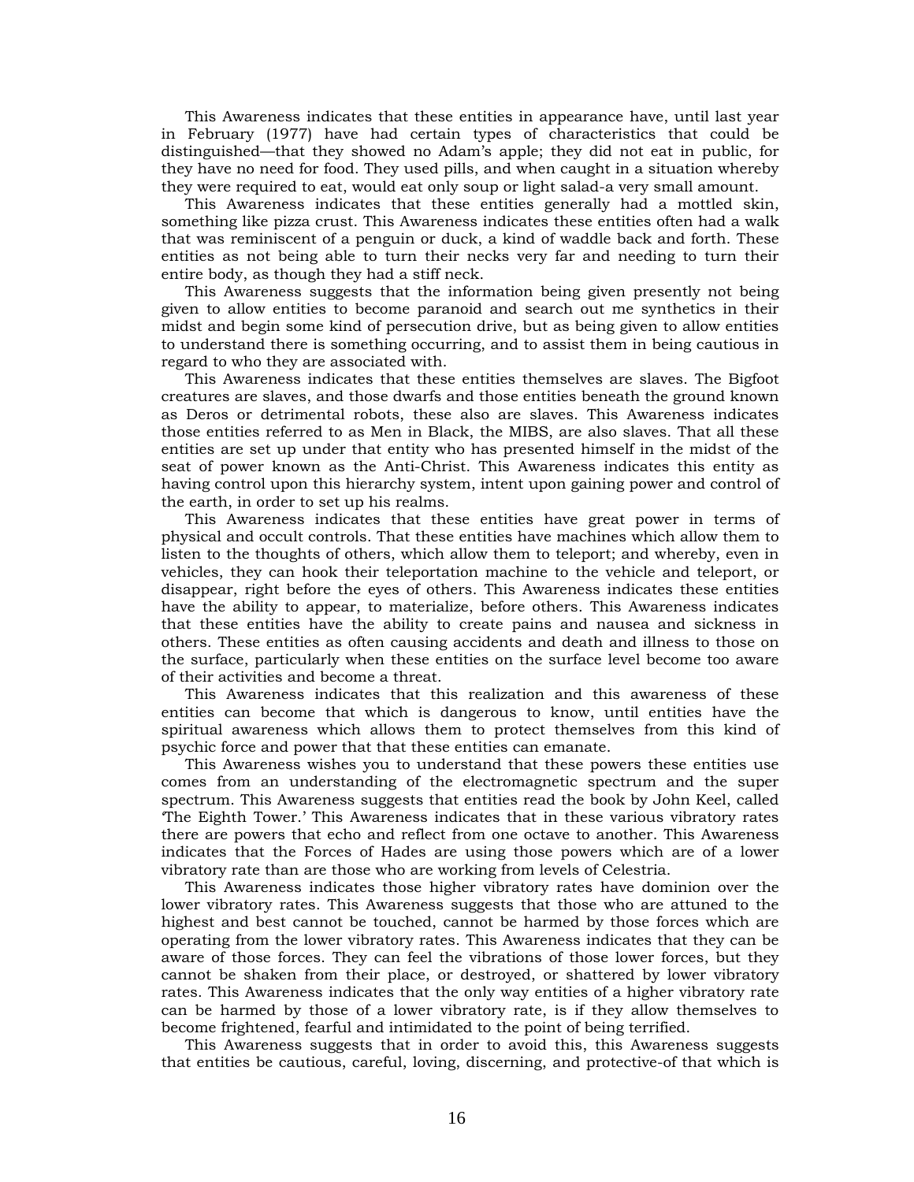This Awareness indicates that these entities in appearance have, until last year in February (1977) have had certain types of characteristics that could be distinguished—that they showed no Adam's apple; they did not eat in public, for they have no need for food. They used pills, and when caught in a situation whereby they were required to eat, would eat only soup or light salad-a very small amount.

This Awareness indicates that these entities generally had a mottled skin, something like pizza crust. This Awareness indicates these entities often had a walk that was reminiscent of a penguin or duck, a kind of waddle back and forth. These entities as not being able to turn their necks very far and needing to turn their entire body, as though they had a stiff neck.

This Awareness suggests that the information being given presently not being given to allow entities to become paranoid and search out me synthetics in their midst and begin some kind of persecution drive, but as being given to allow entities to understand there is something occurring, and to assist them in being cautious in regard to who they are associated with.

This Awareness indicates that these entities themselves are slaves. The Bigfoot creatures are slaves, and those dwarfs and those entities beneath the ground known as Deros or detrimental robots, these also are slaves. This Awareness indicates those entities referred to as Men in Black, the MIBS, are also slaves. That all these entities are set up under that entity who has presented himself in the midst of the seat of power known as the Anti-Christ. This Awareness indicates this entity as having control upon this hierarchy system, intent upon gaining power and control of the earth, in order to set up his realms.

This Awareness indicates that these entities have great power in terms of physical and occult controls. That these entities have machines which allow them to listen to the thoughts of others, which allow them to teleport; and whereby, even in vehicles, they can hook their teleportation machine to the vehicle and teleport, or disappear, right before the eyes of others. This Awareness indicates these entities have the ability to appear, to materialize, before others. This Awareness indicates that these entities have the ability to create pains and nausea and sickness in others. These entities as often causing accidents and death and illness to those on the surface, particularly when these entities on the surface level become too aware of their activities and become a threat.

This Awareness indicates that this realization and this awareness of these entities can become that which is dangerous to know, until entities have the spiritual awareness which allows them to protect themselves from this kind of psychic force and power that that these entities can emanate.

This Awareness wishes you to understand that these powers these entities use comes from an understanding of the electromagnetic spectrum and the super spectrum. This Awareness suggests that entities read the book by John Keel, called 'The Eighth Tower.' This Awareness indicates that in these various vibratory rates there are powers that echo and reflect from one octave to another. This Awareness indicates that the Forces of Hades are using those powers which are of a lower vibratory rate than are those who are working from levels of Celestria.

This Awareness indicates those higher vibratory rates have dominion over the lower vibratory rates. This Awareness suggests that those who are attuned to the highest and best cannot be touched, cannot be harmed by those forces which are operating from the lower vibratory rates. This Awareness indicates that they can be aware of those forces. They can feel the vibrations of those lower forces, but they cannot be shaken from their place, or destroyed, or shattered by lower vibratory rates. This Awareness indicates that the only way entities of a higher vibratory rate can be harmed by those of a lower vibratory rate, is if they allow themselves to become frightened, fearful and intimidated to the point of being terrified.

This Awareness suggests that in order to avoid this, this Awareness suggests that entities be cautious, careful, loving, discerning, and protective-of that which is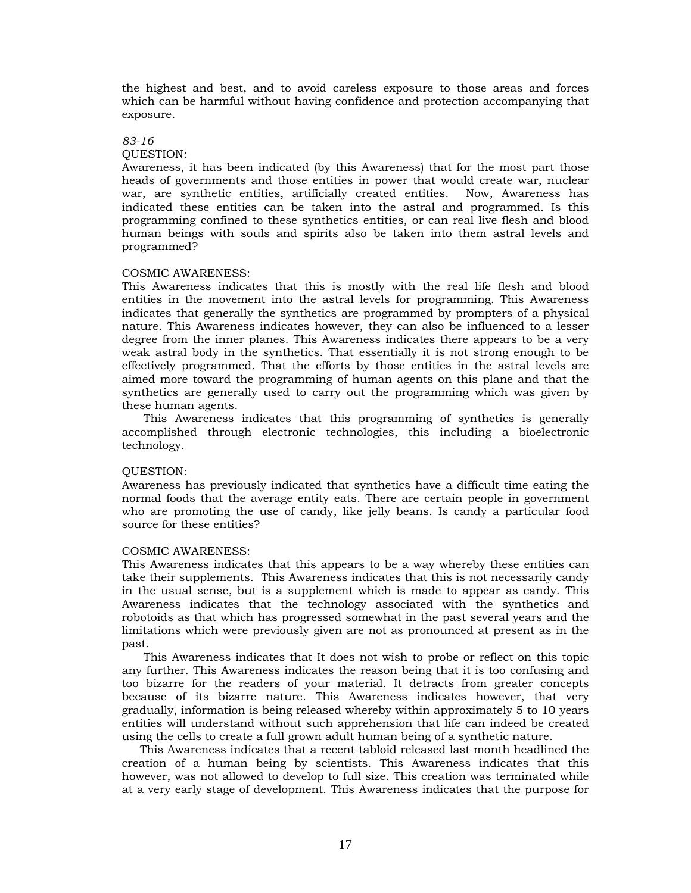the highest and best, and to avoid careless exposure to those areas and forces which can be harmful without having confidence and protection accompanying that exposure.

*83-16*

QUESTION:
Awareness, it has been indicated (by this Awareness) that for the most part those heads of governments and those entities in power that would create war, nuclear war, are synthetic entities, artificially created entities. Now, Awareness has indicated these entities can be taken into the astral and programmed. Is this programming confined to these synthetics entities, or can real live flesh and blood human beings with souls and spirits also be taken into them astral levels and programmed?

COSMIC AWARENESS:
This Awareness indicates that this is mostly with the real life flesh and blood entities in the movement into the astral levels for programming. This Awareness indicates that generally the synthetics are programmed by prompters of a physical nature. This Awareness indicates however, they can also be influenced to a lesser degree from the inner planes. This Awareness indicates there appears to be a very weak astral body in the synthetics. That essentially it is not strong enough to be effectively programmed. That the efforts by those entities in the astral levels are aimed more toward the programming of human agents on this plane and that the synthetics are generally used to carry out the programming which was given by these human agents.

This Awareness indicates that this programming of synthetics is generally accomplished through electronic technologies, this including a bioelectronic technology.

QUESTION:
Awareness has previously indicated that synthetics have a difficult time eating the normal foods that the average entity eats. There are certain people in government who are promoting the use of candy, like jelly beans. Is candy a particular food source for these entities?

COSMIC AWARENESS:
This Awareness indicates that this appears to be a way whereby these entities can take their supplements. This Awareness indicates that this is not necessarily candy in the usual sense, but is a supplement which is made to appear as candy. This Awareness indicates that the technology associated with the synthetics and robotoids as that which has progressed somewhat in the past several years and the limitations which were previously given are not as pronounced at present as in the past.

This Awareness indicates that It does not wish to probe or reflect on this topic any further. This Awareness indicates the reason being that it is too confusing and too bizarre for the readers of your material. It detracts from greater concepts because of its bizarre nature. This Awareness indicates however, that very gradually, information is being released whereby within approximately 5 to 10 years entities will understand without such apprehension that life can indeed be created using the cells to create a full grown adult human being of a synthetic nature.

This Awareness indicates that a recent tabloid released last month headlined the creation of a human being by scientists. This Awareness indicates that this however, was not allowed to develop to full size. This creation was terminated while at a very early stage of development. This Awareness indicates that the purpose for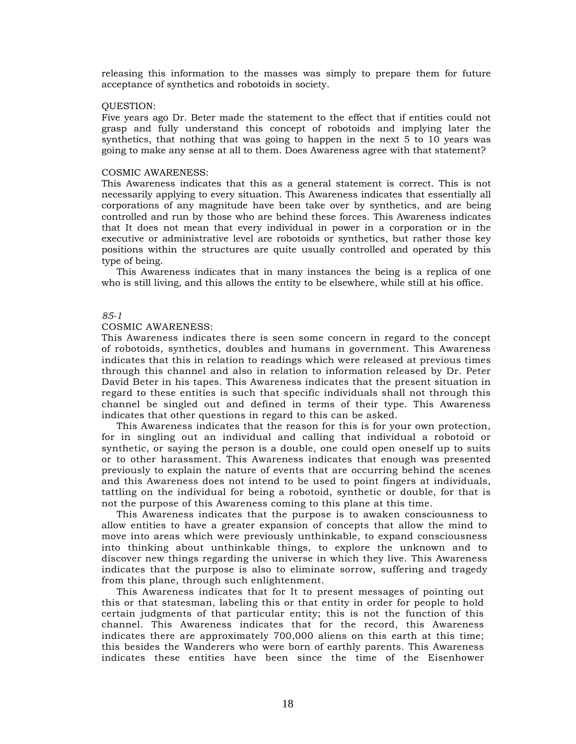releasing this information to the masses was simply to prepare them for future acceptance of synthetics and robotoids in society.

QUESTION:
Five years ago Dr. Beter made the statement to the effect that if entities could not grasp and fully understand this concept of robotoids and implying later the synthetics, that nothing that was going to happen in the next 5 to 10 years was going to make any sense at all to them. Does Awareness agree with that statement?

COSMIC AWARENESS:
This Awareness indicates that this as a general statement is correct. This is not necessarily applying to every situation. This Awareness indicates that essentially all corporations of any magnitude have been take over by synthetics, and are being controlled and run by those who are behind these forces. This Awareness indicates that It does not mean that every individual in power in a corporation or in the executive or administrative level are robotoids or synthetics, but rather those key positions within the structures are quite usually controlled and operated by this type of being.

This Awareness indicates that in many instances the being is a replica of one who is still living, and this allows the entity to be elsewhere, while still at his office.

*85-1*

COSMIC AWARENESS:
This Awareness indicates there is seen some concern in regard to the concept of robotoids, synthetics, doubles and humans in government. This Awareness indicates that this in relation to readings which were released at previous times through this channel and also in relation to information released by Dr. Peter David Beter in his tapes. This Awareness indicates that the present situation in regard to these entities is such that specific individuals shall not through this channel be singled out and defined in terms of their type. This Awareness indicates that other questions in regard to this can be asked.

This Awareness indicates that the reason for this is for your own protection, for in singling out an individual and calling that individual a robotoid or synthetic, or saying the person is a double, one could open oneself up to suits or to other harassment. This Awareness indicates that enough was presented previously to explain the nature of events that are occurring behind the scenes and this Awareness does not intend to be used to point fingers at individuals, tattling on the individual for being a robotoid, synthetic or double, for that is not the purpose of this Awareness coming to this plane at this time.

This Awareness indicates that the purpose is to awaken consciousness to allow entities to have a greater expansion of concepts that allow the mind to move into areas which were previously unthinkable, to expand consciousness into thinking about unthinkable things, to explore the unknown and to discover new things regarding the universe in which they live. This Awareness indicates that the purpose is also to eliminate sorrow, suffering and tragedy from this plane, through such enlightenment.

This Awareness indicates that for It to present messages of pointing out this or that statesman, labeling this or that entity in order for people to hold certain judgments of that particular entity; this is not the function of this channel. This Awareness indicates that for the record, this Awareness indicates there are approximately 700,000 aliens on this earth at this time; this besides the Wanderers who were born of earthly parents. This Awareness indicates these entities have been since the time of the Eisenhower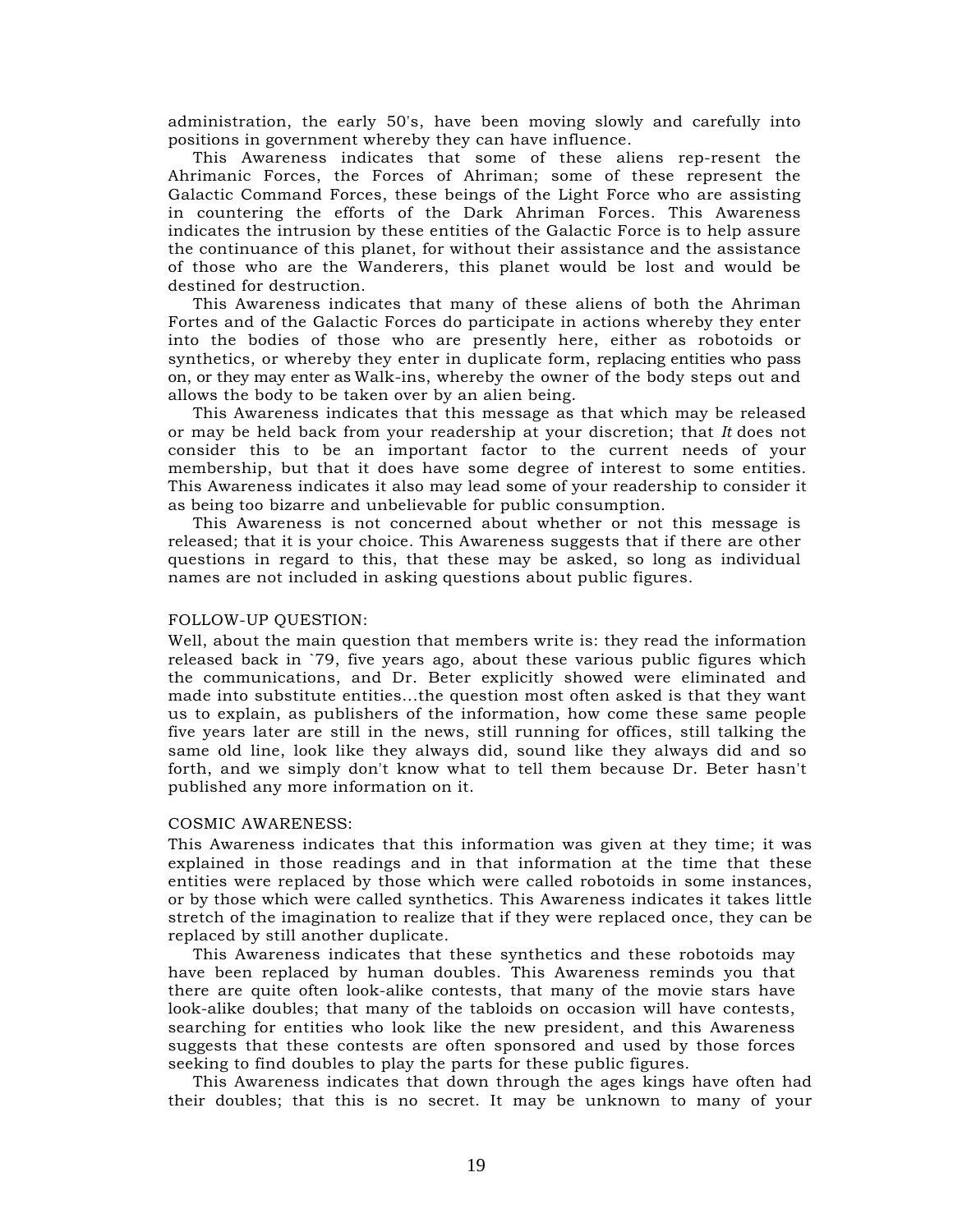administration, the early 50's, have been moving slowly and carefully into positions in government whereby they can have influence.

This Awareness indicates that some of these aliens rep-resent the Ahrimanic Forces, the Forces of Ahriman; some of these represent the Galactic Command Forces, these beings of the Light Force who are assisting in countering the efforts of the Dark Ahriman Forces. This Awareness indicates the intrusion by these entities of the Galactic Force is to help assure the continuance of this planet, for without their assistance and the assistance of those who are the Wanderers, this planet would be lost and would be destined for destruction.

This Awareness indicates that many of these aliens of both the Ahriman Fortes and of the Galactic Forces do participate in actions whereby they enter into the bodies of those who are presently here, either as robotoids or synthetics, or whereby they enter in duplicate form, replacing entities who pass on, or they may enter as Walk-ins, whereby the owner of the body steps out and allows the body to be taken over by an alien being.

This Awareness indicates that this message as that which may be released or may be held back from your readership at your discretion; that *It* does not consider this to be an important factor to the current needs of your membership, but that it does have some degree of interest to some entities. This Awareness indicates it also may lead some of your readership to consider it as being too bizarre and unbelievable for public consumption.

This Awareness is not concerned about whether or not this message is released; that it is your choice. This Awareness suggests that if there are other questions in regard to this, that these may be asked, so long as individual names are not included in asking questions about public figures.

FOLLOW-UP QUESTION:

Well, about the main question that members write is: they read the information released back in `79, five years ago, about these various public figures which the communications, and Dr. Beter explicitly showed were eliminated and made into substitute entities...the question most often asked is that they want us to explain, as publishers of the information, how come these same people five years later are still in the news, still running for offices, still talking the same old line, look like they always did, sound like they always did and so forth, and we simply don't know what to tell them because Dr. Beter hasn't published any more information on it.

COSMIC AWARENESS:

This Awareness indicates that this information was given at they time; it was explained in those readings and in that information at the time that these entities were replaced by those which were called robotoids in some instances, or by those which were called synthetics. This Awareness indicates it takes little stretch of the imagination to realize that if they were replaced once, they can be replaced by still another duplicate.

This Awareness indicates that these synthetics and these robotoids may have been replaced by human doubles. This Awareness reminds you that there are quite often look-alike contests, that many of the movie stars have look-alike doubles; that many of the tabloids on occasion will have contests, searching for entities who look like the new president, and this Awareness suggests that these contests are often sponsored and used by those forces seeking to find doubles to play the parts for these public figures.

This Awareness indicates that down through the ages kings have often had their doubles; that this is no secret. It may be unknown to many of your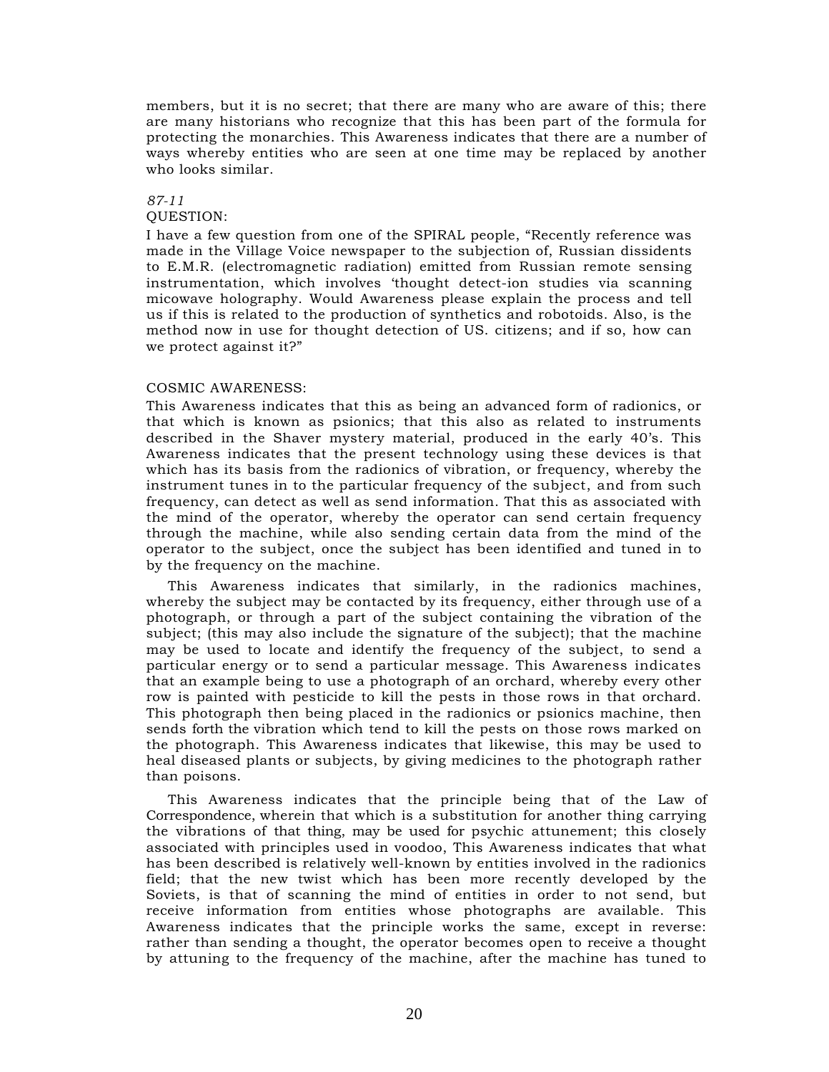members, but it is no secret; that there are many who are aware of this; there are many historians who recognize that this has been part of the formula for protecting the monarchies. This Awareness indicates that there are a number of ways whereby entities who are seen at one time may be replaced by another who looks similar.

*87-11*

QUESTION:

I have a few question from one of the SPIRAL people, "Recently reference was made in the Village Voice newspaper to the subjection of, Russian dissidents to E.M.R. (electromagnetic radiation) emitted from Russian remote sensing instrumentation, which involves 'thought detect-ion studies via scanning micowave holography. Would Awareness please explain the process and tell us if this is related to the production of synthetics and robotoids. Also, is the method now in use for thought detection of US. citizens; and if so, how can we protect against it?"

COSMIC AWARENESS:

This Awareness indicates that this as being an advanced form of radionics, or that which is known as psionics; that this also as related to instruments described in the Shaver mystery material, produced in the early 40's. This Awareness indicates that the present technology using these devices is that which has its basis from the radionics of vibration, or frequency, whereby the instrument tunes in to the particular frequency of the subject, and from such frequency, can detect as well as send information. That this as associated with the mind of the operator, whereby the operator can send certain frequency through the machine, while also sending certain data from the mind of the operator to the subject, once the subject has been identified and tuned in to by the frequency on the machine.

This Awareness indicates that similarly, in the radionics machines, whereby the subject may be contacted by its frequency, either through use of a photograph, or through a part of the subject containing the vibration of the subject; (this may also include the signature of the subject); that the machine may be used to locate and identify the frequency of the subject, to send a particular energy or to send a particular message. This Awareness indicates that an example being to use a photograph of an orchard, whereby every other row is painted with pesticide to kill the pests in those rows in that orchard. This photograph then being placed in the radionics or psionics machine, then sends forth the vibration which tend to kill the pests on those rows marked on the photograph. This Awareness indicates that likewise, this may be used to heal diseased plants or subjects, by giving medicines to the photograph rather than poisons.

This Awareness indicates that the principle being that of the Law of Correspondence, wherein that which is a substitution for another thing carrying the vibrations of that thing, may be used for psychic attunement; this closely associated with principles used in voodoo, This Awareness indicates that what has been described is relatively well-known by entities involved in the radionics field; that the new twist which has been more recently developed by the Soviets, is that of scanning the mind of entities in order to not send, but receive information from entities whose photographs are available. This Awareness indicates that the principle works the same, except in reverse: rather than sending a thought, the operator becomes open to receive a thought by attuning to the frequency of the machine, after the machine has tuned to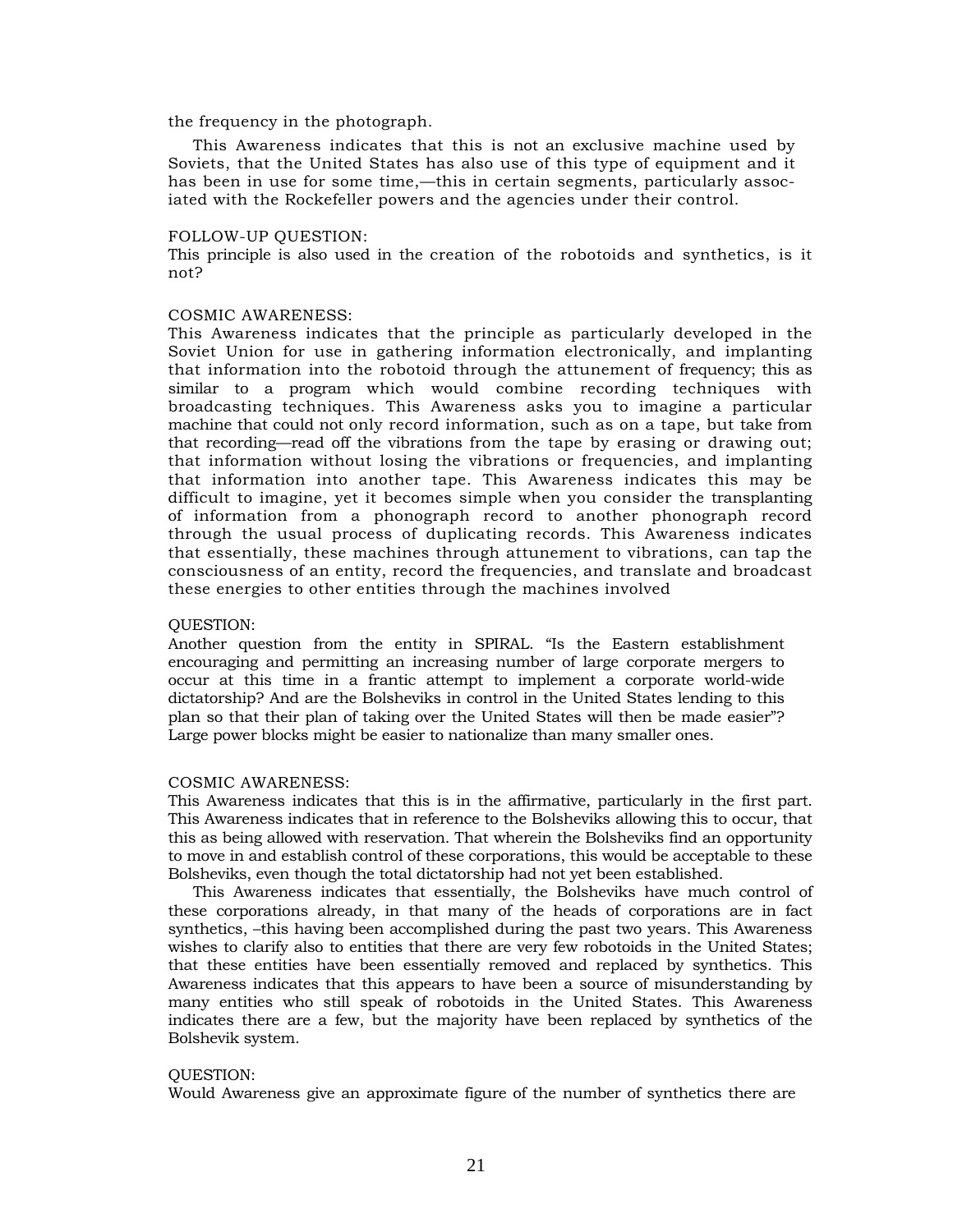the frequency in the photograph.

This Awareness indicates that this is not an exclusive machine used by Soviets, that the United States has also use of this type of equipment and it has been in use for some time,—this in certain segments, particularly associated with the Rockefeller powers and the agencies under their control.

FOLLOW-UP QUESTION:
This principle is also used in the creation of the robotoids and synthetics, is it not?

COSMIC AWARENESS:
This Awareness indicates that the principle as particularly developed in the Soviet Union for use in gathering information electronically, and implanting that information into the robotoid through the attunement of frequency; this as similar to a program which would combine recording techniques with broadcasting techniques. This Awareness asks you to imagine a particular machine that could not only record information, such as on a tape, but take from that recording—read off the vibrations from the tape by erasing or drawing out; that information without losing the vibrations or frequencies, and implanting that information into another tape. This Awareness indicates this may be difficult to imagine, yet it becomes simple when you consider the transplanting of information from a phonograph record to another phonograph record through the usual process of duplicating records. This Awareness indicates that essentially, these machines through attunement to vibrations, can tap the consciousness of an entity, record the frequencies, and translate and broadcast these energies to other entities through the machines involved

QUESTION:
Another question from the entity in SPIRAL. "Is the Eastern establishment encouraging and permitting an increasing number of large corporate mergers to occur at this time in a frantic attempt to implement a corporate world-wide dictatorship? And are the Bolsheviks in control in the United States lending to this plan so that their plan of taking over the United States will then be made easier"? Large power blocks might be easier to nationalize than many smaller ones.

COSMIC AWARENESS:
This Awareness indicates that this is in the affirmative, particularly in the first part. This Awareness indicates that in reference to the Bolsheviks allowing this to occur, that this as being allowed with reservation. That wherein the Bolsheviks find an opportunity to move in and establish control of these corporations, this would be acceptable to these Bolsheviks, even though the total dictatorship had not yet been established.

This Awareness indicates that essentially, the Bolsheviks have much control of these corporations already, in that many of the heads of corporations are in fact synthetics, –this having been accomplished during the past two years. This Awareness wishes to clarify also to entities that there are very few robotoids in the United States; that these entities have been essentially removed and replaced by synthetics. This Awareness indicates that this appears to have been a source of misunderstanding by many entities who still speak of robotoids in the United States. This Awareness indicates there are a few, but the majority have been replaced by synthetics of the Bolshevik system.

QUESTION:
Would Awareness give an approximate figure of the number of synthetics there are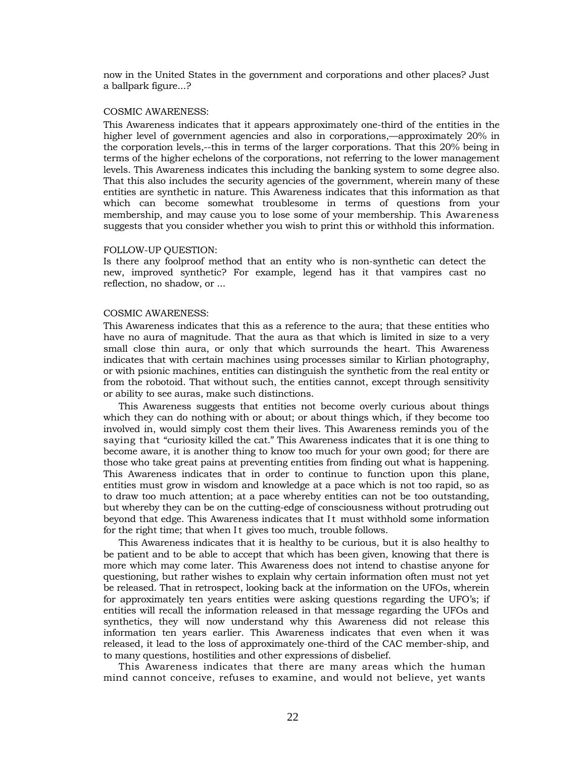now in the United States in the government and corporations and other places? Just a ballpark figure...?

COSMIC AWARENESS:

This Awareness indicates that it appears approximately one-third of the entities in the higher level of government agencies and also in corporations,—approximately 20% in the corporation levels,--this in terms of the larger corporations. That this 20% being in terms of the higher echelons of the corporations, not referring to the lower management levels. This Awareness indicates this including the banking system to some degree also. That this also includes the security agencies of the government, wherein many of these entities are synthetic in nature. This Awareness indicates that this information as that which can become somewhat troublesome in terms of questions from your membership, and may cause you to lose some of your membership. This Awareness suggests that you consider whether you wish to print this or withhold this information.

FOLLOW-UP QUESTION:

Is there any foolproof method that an entity who is non-synthetic can detect the new, improved synthetic? For example, legend has it that vampires cast no reflection, no shadow, or ...

COSMIC AWARENESS:

This Awareness indicates that this as a reference to the aura; that these entities who have no aura of magnitude. That the aura as that which is limited in size to a very small close thin aura, or only that which surrounds the heart. This Awareness indicates that with certain machines using processes similar to Kirlian photography, or with psionic machines, entities can distinguish the synthetic from the real entity or from the robotoid. That without such, the entities cannot, except through sensitivity or ability to see auras, make such distinctions.

This Awareness suggests that entities not become overly curious about things which they can do nothing with or about; or about things which, if they become too involved in, would simply cost them their lives. This Awareness reminds you of the saying that "curiosity killed the cat." This Awareness indicates that it is one thing to become aware, it is another thing to know too much for your own good; for there are those who take great pains at preventing entities from finding out what is happening. This Awareness indicates that in order to continue to function upon this plane, entities must grow in wisdom and knowledge at a pace which is not too rapid, so as to draw too much attention; at a pace whereby entities can not be too outstanding, but whereby they can be on the cutting-edge of consciousness without protruding out beyond that edge. This Awareness indicates that It must withhold some information for the right time; that when It gives too much, trouble follows.

This Awareness indicates that it is healthy to be curious, but it is also healthy to be patient and to be able to accept that which has been given, knowing that there is more which may come later. This Awareness does not intend to chastise anyone for questioning, but rather wishes to explain why certain information often must not yet be released. That in retrospect, looking back at the information on the UFOs, wherein for approximately ten years entities were asking questions regarding the UFO's; if entities will recall the information released in that message regarding the UFOs and synthetics, they will now understand why this Awareness did not release this information ten years earlier. This Awareness indicates that even when it was released, it lead to the loss of approximately one-third of the CAC member-ship, and to many questions, hostilities and other expressions of disbelief.

This Awareness indicates that there are many areas which the human mind cannot conceive, refuses to examine, and would not believe, yet wants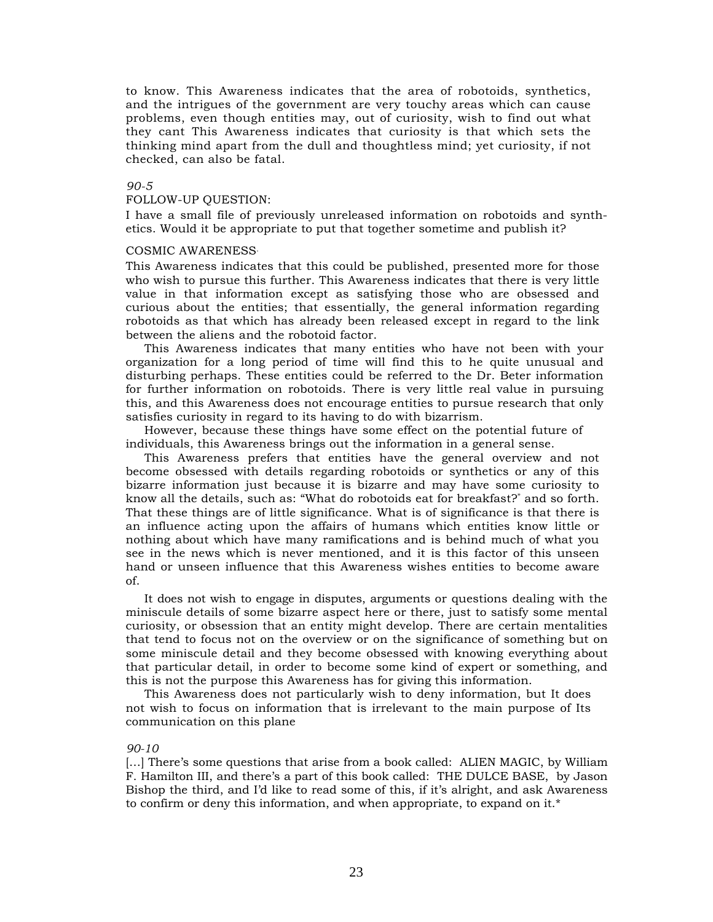to know. This Awareness indicates that the area of robotoids, synthetics, and the intrigues of the government are very touchy areas which can cause problems, even though entities may, out of curiosity, wish to find out what they cant This Awareness indicates that curiosity is that which sets the thinking mind apart from the dull and thoughtless mind; yet curiosity, if not checked, can also be fatal.

*90-5*

FOLLOW-UP QUESTION:

I have a small file of previously unreleased information on robotoids and synthetics. Would it be appropriate to put that together sometime and publish it?

COSMIC AWARENESS.

This Awareness indicates that this could be published, presented more for those who wish to pursue this further. This Awareness indicates that there is very little value in that information except as satisfying those who are obsessed and curious about the entities; that essentially, the general information regarding robotoids as that which has already been released except in regard to the link between the aliens and the robotoid factor.

This Awareness indicates that many entities who have not been with your organization for a long period of time will find this to he quite unusual and disturbing perhaps. These entities could be referred to the Dr. Beter information for further information on robotoids. There is very little real value in pursuing this, and this Awareness does not encourage entities to pursue research that only satisfies curiosity in regard to its having to do with bizarrism.

However, because these things have some effect on the potential future of individuals, this Awareness brings out the information in a general sense.

This Awareness prefers that entities have the general overview and not become obsessed with details regarding robotoids or synthetics or any of this bizarre information just because it is bizarre and may have some curiosity to know all the details, such as: "What do robotoids eat for breakfast?" and so forth. That these things are of little significance. What is of significance is that there is an influence acting upon the affairs of humans which entities know little or nothing about which have many ramifications and is behind much of what you see in the news which is never mentioned, and it is this factor of this unseen hand or unseen influence that this Awareness wishes entities to become aware of.

It does not wish to engage in disputes, arguments or questions dealing with the miniscule details of some bizarre aspect here or there, just to satisfy some mental curiosity, or obsession that an entity might develop. There are certain mentalities that tend to focus not on the overview or on the significance of something but on some miniscule detail and they become obsessed with knowing everything about that particular detail, in order to become some kind of expert or something, and this is not the purpose this Awareness has for giving this information.

This Awareness does not particularly wish to deny information, but It does not wish to focus on information that is irrelevant to the main purpose of Its communication on this plane

*90-10*

[…] There's some questions that arise from a book called: ALIEN MAGIC, by William F. Hamilton III, and there's a part of this book called: THE DULCE BASE, by Jason Bishop the third, and I'd like to read some of this, if it's alright, and ask Awareness to confirm or deny this information, and when appropriate, to expand on it.*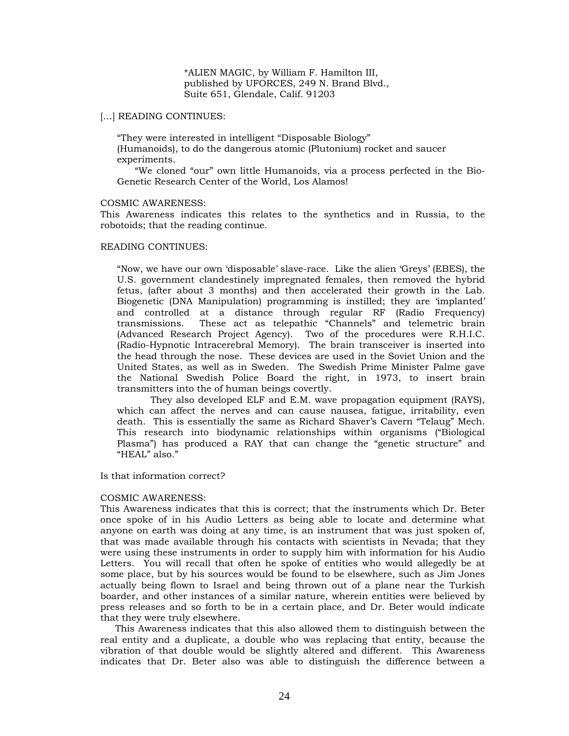*ALIEN MAGIC, by William F. Hamilton III,
published by UFORCES, 249 N. Brand Blvd.,
Suite 651, Glendale, Calif. 91203

[…] READING CONTINUES:

> "They were interested in intelligent "Disposable Biology" (Humanoids), to do the dangerous atomic (Plutonium) rocket and saucer experiments.
>
> "We cloned "our" own little Humanoids, via a process perfected in the Bio-Genetic Research Center of the World, Los Alamos!

COSMIC AWARENESS:
This Awareness indicates this relates to the synthetics and in Russia, to the robotoids; that the reading continue.

READING CONTINUES:

> "Now, we have our own 'disposable' slave-race. Like the alien 'Greys' (EBES), the U.S. government clandestinely impregnated females, then removed the hybrid fetus, (after about 3 months) and then accelerated their growth in the Lab. Biogenetic (DNA Manipulation) programming is instilled; they are 'implanted' and controlled at a distance through regular RF (Radio Frequency) transmissions. These act as telepathic "Channels" and telemetric brain (Advanced Research Project Agency). Two of the procedures were R.H.I.C. (Radio-Hypnotic Intracerebral Memory). The brain transceiver is inserted into the head through the nose. These devices are used in the Soviet Union and the United States, as well as in Sweden. The Swedish Prime Minister Palme gave the National Swedish Police Board the right, in 1973, to insert brain transmitters into the of human beings covertly.
>
> They also developed ELF and E.M. wave propagation equipment (RAYS), which can affect the nerves and can cause nausea, fatigue, irritability, even death. This is essentially the same as Richard Shaver's Cavern "Telaug" Mech. This research into biodynamic relationships within organisms ("Biological Plasma") has produced a RAY that can change the "genetic structure" and "HEAL" also."

Is that information correct?

COSMIC AWARENESS:
This Awareness indicates that this is correct; that the instruments which Dr. Beter once spoke of in his Audio Letters as being able to locate and determine what anyone on earth was doing at any time, is an instrument that was just spoken of, that was made available through his contacts with scientists in Nevada; that they were using these instruments in order to supply him with information for his Audio Letters. You will recall that often he spoke of entities who would allegedly be at some place, but by his sources would be found to be elsewhere, such as Jim Jones actually being flown to Israel and being thrown out of a plane near the Turkish boarder, and other instances of a similar nature, wherein entities were believed by press releases and so forth to be in a certain place, and Dr. Beter would indicate that they were truly elsewhere.

This Awareness indicates that this also allowed them to distinguish between the real entity and a duplicate, a double who was replacing that entity, because the vibration of that double would be slightly altered and different. This Awareness indicates that Dr. Beter also was able to distinguish the difference between a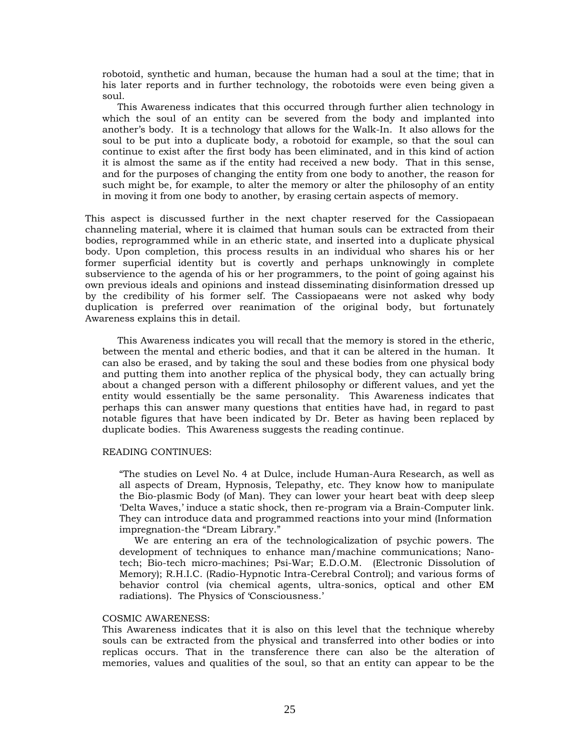robotoid, synthetic and human, because the human had a soul at the time; that in his later reports and in further technology, the robotoids were even being given a soul.

This Awareness indicates that this occurred through further alien technology in which the soul of an entity can be severed from the body and implanted into another's body. It is a technology that allows for the Walk-In. It also allows for the soul to be put into a duplicate body, a robotoid for example, so that the soul can continue to exist after the first body has been eliminated, and in this kind of action it is almost the same as if the entity had received a new body. That in this sense, and for the purposes of changing the entity from one body to another, the reason for such might be, for example, to alter the memory or alter the philosophy of an entity in moving it from one body to another, by erasing certain aspects of memory.

This aspect is discussed further in the next chapter reserved for the Cassiopaean channeling material, where it is claimed that human souls can be extracted from their bodies, reprogrammed while in an etheric state, and inserted into a duplicate physical body. Upon completion, this process results in an individual who shares his or her former superficial identity but is covertly and perhaps unknowingly in complete subservience to the agenda of his or her programmers, to the point of going against his own previous ideals and opinions and instead disseminating disinformation dressed up by the credibility of his former self. The Cassiopaeans were not asked why body duplication is preferred over reanimation of the original body, but fortunately Awareness explains this in detail.

This Awareness indicates you will recall that the memory is stored in the etheric, between the mental and etheric bodies, and that it can be altered in the human. It can also be erased, and by taking the soul and these bodies from one physical body and putting them into another replica of the physical body, they can actually bring about a changed person with a different philosophy or different values, and yet the entity would essentially be the same personality. This Awareness indicates that perhaps this can answer many questions that entities have had, in regard to past notable figures that have been indicated by Dr. Beter as having been replaced by duplicate bodies. This Awareness suggests the reading continue.

READING CONTINUES:

"The studies on Level No. 4 at Dulce, include Human-Aura Research, as well as all aspects of Dream, Hypnosis, Telepathy, etc. They know how to manipulate the Bio-plasmic Body (of Man). They can lower your heart beat with deep sleep 'Delta Waves,' induce a static shock, then re-program via a Brain-Computer link. They can introduce data and programmed reactions into your mind (Information impregnation-the "Dream Library."

We are entering an era of the technologicalization of psychic powers. The development of techniques to enhance man/machine communications; Nano-tech; Bio-tech micro-machines; Psi-War; E.D.O.M. (Electronic Dissolution of Memory); R.H.I.C. (Radio-Hypnotic Intra-Cerebral Control); and various forms of behavior control (via chemical agents, ultra-sonics, optical and other EM radiations). The Physics of 'Consciousness.'

COSMIC AWARENESS:

This Awareness indicates that it is also on this level that the technique whereby souls can be extracted from the physical and transferred into other bodies or into replicas occurs. That in the transference there can also be the alteration of memories, values and qualities of the soul, so that an entity can appear to be the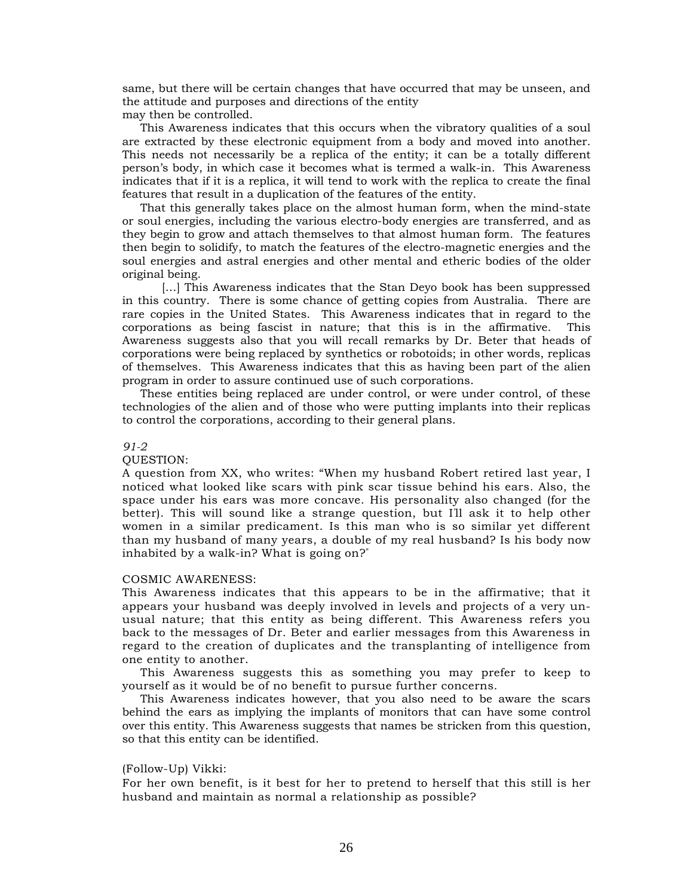same, but there will be certain changes that have occurred that may be unseen, and the attitude and purposes and directions of the entity
may then be controlled.

This Awareness indicates that this occurs when the vibratory qualities of a soul are extracted by these electronic equipment from a body and moved into another. This needs not necessarily be a replica of the entity; it can be a totally different person's body, in which case it becomes what is termed a walk-in. This Awareness indicates that if it is a replica, it will tend to work with the replica to create the final features that result in a duplication of the features of the entity.

That this generally takes place on the almost human form, when the mind-state or soul energies, including the various electro-body energies are transferred, and as they begin to grow and attach themselves to that almost human form. The features then begin to solidify, to match the features of the electro-magnetic energies and the soul energies and astral energies and other mental and etheric bodies of the older original being.

[…] This Awareness indicates that the Stan Deyo book has been suppressed in this country. There is some chance of getting copies from Australia. There are rare copies in the United States. This Awareness indicates that in regard to the corporations as being fascist in nature; that this is in the affirmative. This Awareness suggests also that you will recall remarks by Dr. Beter that heads of corporations were being replaced by synthetics or robotoids; in other words, replicas of themselves. This Awareness indicates that this as having been part of the alien program in order to assure continued use of such corporations.

These entities being replaced are under control, or were under control, of these technologies of the alien and of those who were putting implants into their replicas to control the corporations, according to their general plans.

*91-2*

QUESTION:

A question from XX, who writes: "When my husband Robert retired last year, I noticed what looked like scars with pink scar tissue behind his ears. Also, the space under his ears was more concave. His personality also changed (for the better). This will sound like a strange question, but I'll ask it to help other women in a similar predicament. Is this man who is so similar yet different than my husband of many years, a double of my real husband? Is his body now inhabited by a walk-in? What is going on?"

COSMIC AWARENESS:

This Awareness indicates that this appears to be in the affirmative; that it appears your husband was deeply involved in levels and projects of a very unusual nature; that this entity as being different. This Awareness refers you back to the messages of Dr. Beter and earlier messages from this Awareness in regard to the creation of duplicates and the transplanting of intelligence from one entity to another.

This Awareness suggests this as something you may prefer to keep to yourself as it would be of no benefit to pursue further concerns.

This Awareness indicates however, that you also need to be aware the scars behind the ears as implying the implants of monitors that can have some control over this entity. This Awareness suggests that names be stricken from this question, so that this entity can be identified.

(Follow-Up) Vikki:

For her own benefit, is it best for her to pretend to herself that this still is her husband and maintain as normal a relationship as possible?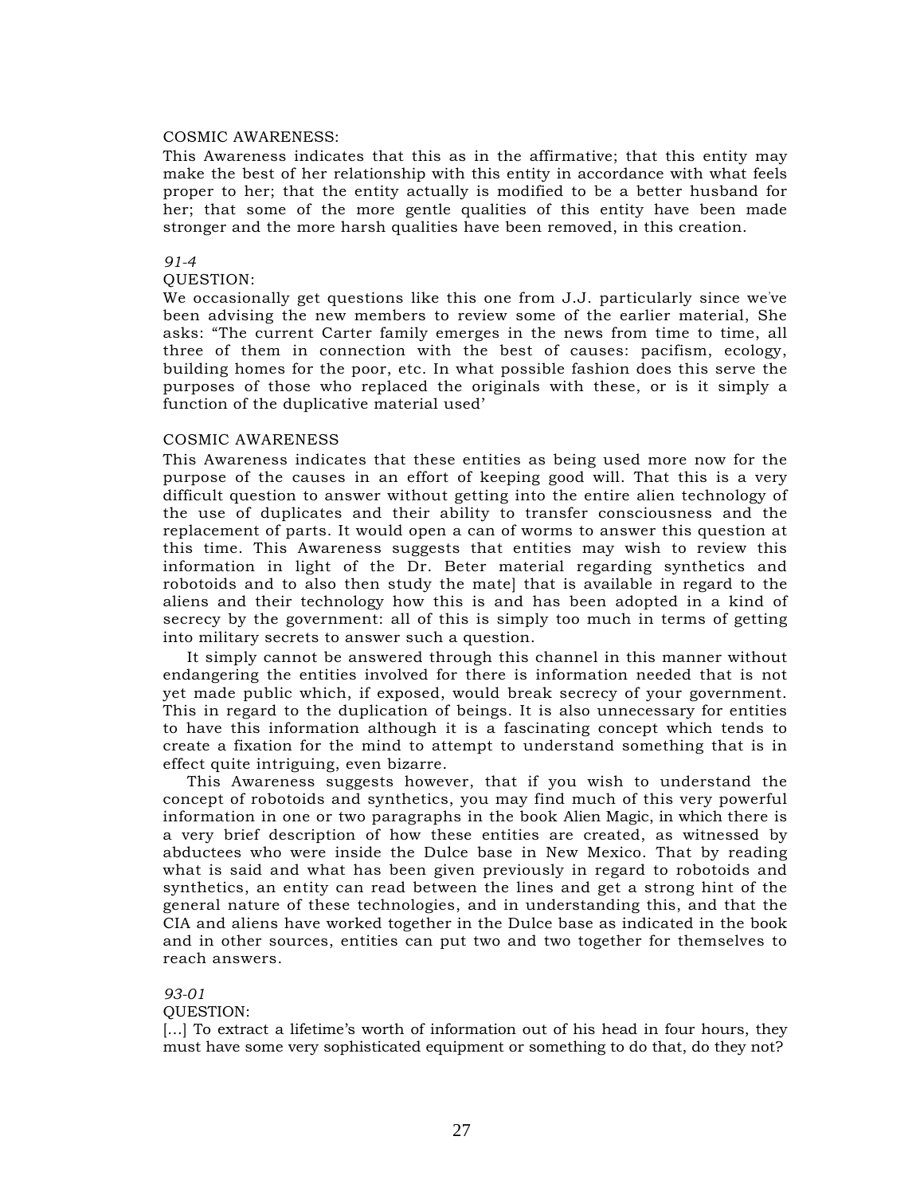COSMIC AWARENESS:
This Awareness indicates that this as in the affirmative; that this entity may make the best of her relationship with this entity in accordance with what feels proper to her; that the entity actually is modified to be a better husband for her; that some of the more gentle qualities of this entity have been made stronger and the more harsh qualities have been removed, in this creation.

*91-4*
QUESTION:
We occasionally get questions like this one from J.J. particularly since we've been advising the new members to review some of the earlier material, She asks: "The current Carter family emerges in the news from time to time, all three of them in connection with the best of causes: pacifism, ecology, building homes for the poor, etc. In what possible fashion does this serve the purposes of those who replaced the originals with these, or is it simply a function of the duplicative material used'

COSMIC AWARENESS
This Awareness indicates that these entities as being used more now for the purpose of the causes in an effort of keeping good will. That this is a very difficult question to answer without getting into the entire alien technology of the use of duplicates and their ability to transfer consciousness and the replacement of parts. It would open a can of worms to answer this question at this time. This Awareness suggests that entities may wish to review this information in light of the Dr. Beter material regarding synthetics and robotoids and to also then study the mate] that is available in regard to the aliens and their technology how this is and has been adopted in a kind of secrecy by the government: all of this is simply too much in terms of getting into military secrets to answer such a question.

It simply cannot be answered through this channel in this manner without endangering the entities involved for there is information needed that is not yet made public which, if exposed, would break secrecy of your government. This in regard to the duplication of beings. It is also unnecessary for entities to have this information although it is a fascinating concept which tends to create a fixation for the mind to attempt to understand something that is in effect quite intriguing, even bizarre.

This Awareness suggests however, that if you wish to understand the concept of robotoids and synthetics, you may find much of this very powerful information in one or two paragraphs in the book Alien Magic, in which there is a very brief description of how these entities are created, as witnessed by abductees who were inside the Dulce base in New Mexico. That by reading what is said and what has been given previously in regard to robotoids and synthetics, an entity can read between the lines and get a strong hint of the general nature of these technologies, and in understanding this, and that the CIA and aliens have worked together in the Dulce base as indicated in the book and in other sources, entities can put two and two together for themselves to reach answers.

*93-01*
QUESTION:
[...] To extract a lifetime's worth of information out of his head in four hours, they must have some very sophisticated equipment or something to do that, do they not?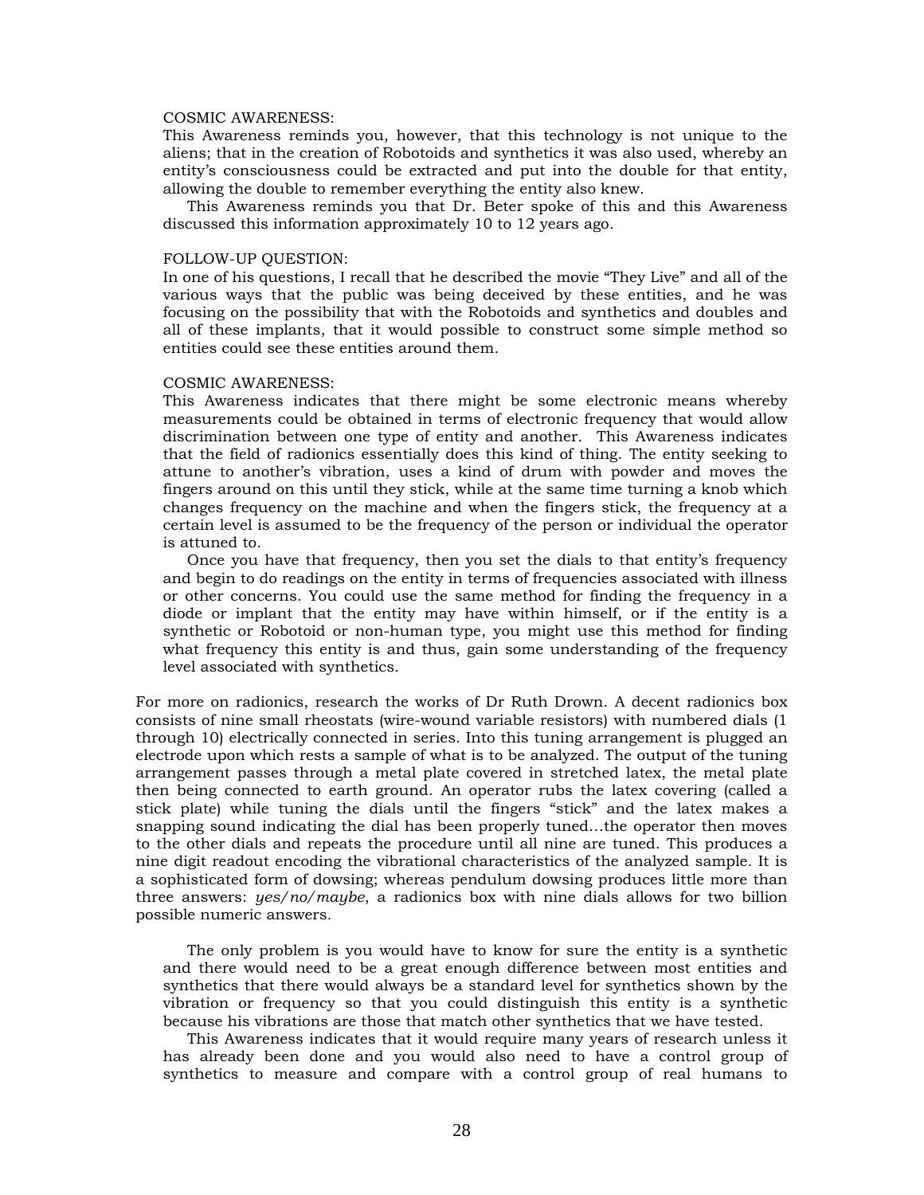COSMIC AWARENESS:
This Awareness reminds you, however, that this technology is not unique to the aliens; that in the creation of Robotoids and synthetics it was also used, whereby an entity's consciousness could be extracted and put into the double for that entity, allowing the double to remember everything the entity also knew.

This Awareness reminds you that Dr. Beter spoke of this and this Awareness discussed this information approximately 10 to 12 years ago.

FOLLOW-UP QUESTION:
In one of his questions, I recall that he described the movie "They Live" and all of the various ways that the public was being deceived by these entities, and he was focusing on the possibility that with the Robotoids and synthetics and doubles and all of these implants, that it would possible to construct some simple method so entities could see these entities around them.

COSMIC AWARENESS:
This Awareness indicates that there might be some electronic means whereby measurements could be obtained in terms of electronic frequency that would allow discrimination between one type of entity and another. This Awareness indicates that the field of radionics essentially does this kind of thing. The entity seeking to attune to another's vibration, uses a kind of drum with powder and moves the fingers around on this until they stick, while at the same time turning a knob which changes frequency on the machine and when the fingers stick, the frequency at a certain level is assumed to be the frequency of the person or individual the operator is attuned to.

Once you have that frequency, then you set the dials to that entity's frequency and begin to do readings on the entity in terms of frequencies associated with illness or other concerns. You could use the same method for finding the frequency in a diode or implant that the entity may have within himself, or if the entity is a synthetic or Robotoid or non-human type, you might use this method for finding what frequency this entity is and thus, gain some understanding of the frequency level associated with synthetics.

For more on radionics, research the works of Dr Ruth Drown. A decent radionics box consists of nine small rheostats (wire-wound variable resistors) with numbered dials (1 through 10) electrically connected in series. Into this tuning arrangement is plugged an electrode upon which rests a sample of what is to be analyzed. The output of the tuning arrangement passes through a metal plate covered in stretched latex, the metal plate then being connected to earth ground. An operator rubs the latex covering (called a stick plate) while tuning the dials until the fingers "stick" and the latex makes a snapping sound indicating the dial has been properly tuned…the operator then moves to the other dials and repeats the procedure until all nine are tuned. This produces a nine digit readout encoding the vibrational characteristics of the analyzed sample. It is a sophisticated form of dowsing; whereas pendulum dowsing produces little more than three answers: *yes/no/maybe*, a radionics box with nine dials allows for two billion possible numeric answers.

The only problem is you would have to know for sure the entity is a synthetic and there would need to be a great enough difference between most entities and synthetics that there would always be a standard level for synthetics shown by the vibration or frequency so that you could distinguish this entity is a synthetic because his vibrations are those that match other synthetics that we have tested.

This Awareness indicates that it would require many years of research unless it has already been done and you would also need to have a control group of synthetics to measure and compare with a control group of real humans to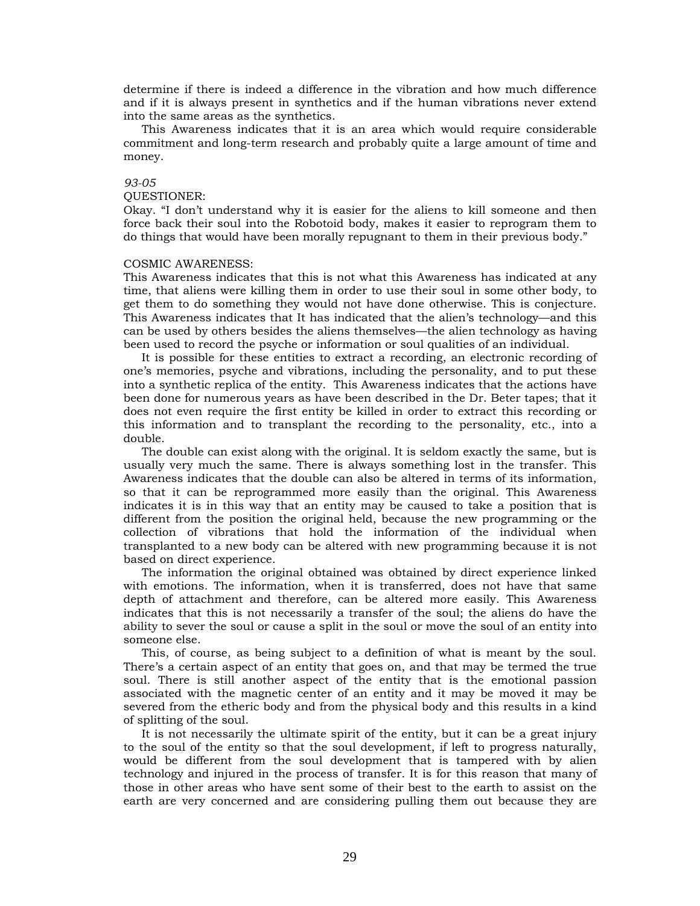determine if there is indeed a difference in the vibration and how much difference and if it is always present in synthetics and if the human vibrations never extend into the same areas as the synthetics.

This Awareness indicates that it is an area which would require considerable commitment and long-term research and probably quite a large amount of time and money.

*93-05*

QUESTIONER:

Okay. "I don't understand why it is easier for the aliens to kill someone and then force back their soul into the Robotoid body, makes it easier to reprogram them to do things that would have been morally repugnant to them in their previous body."

COSMIC AWARENESS:

This Awareness indicates that this is not what this Awareness has indicated at any time, that aliens were killing them in order to use their soul in some other body, to get them to do something they would not have done otherwise. This is conjecture. This Awareness indicates that It has indicated that the alien's technology—and this can be used by others besides the aliens themselves—the alien technology as having been used to record the psyche or information or soul qualities of an individual.

It is possible for these entities to extract a recording, an electronic recording of one's memories, psyche and vibrations, including the personality, and to put these into a synthetic replica of the entity. This Awareness indicates that the actions have been done for numerous years as have been described in the Dr. Beter tapes; that it does not even require the first entity be killed in order to extract this recording or this information and to transplant the recording to the personality, etc., into a double.

The double can exist along with the original. It is seldom exactly the same, but is usually very much the same. There is always something lost in the transfer. This Awareness indicates that the double can also be altered in terms of its information, so that it can be reprogrammed more easily than the original. This Awareness indicates it is in this way that an entity may be caused to take a position that is different from the position the original held, because the new programming or the collection of vibrations that hold the information of the individual when transplanted to a new body can be altered with new programming because it is not based on direct experience.

The information the original obtained was obtained by direct experience linked with emotions. The information, when it is transferred, does not have that same depth of attachment and therefore, can be altered more easily. This Awareness indicates that this is not necessarily a transfer of the soul; the aliens do have the ability to sever the soul or cause a split in the soul or move the soul of an entity into someone else.

This, of course, as being subject to a definition of what is meant by the soul. There's a certain aspect of an entity that goes on, and that may be termed the true soul. There is still another aspect of the entity that is the emotional passion associated with the magnetic center of an entity and it may be moved it may be severed from the etheric body and from the physical body and this results in a kind of splitting of the soul.

It is not necessarily the ultimate spirit of the entity, but it can be a great injury to the soul of the entity so that the soul development, if left to progress naturally, would be different from the soul development that is tampered with by alien technology and injured in the process of transfer. It is for this reason that many of those in other areas who have sent some of their best to the earth to assist on the earth are very concerned and are considering pulling them out because they are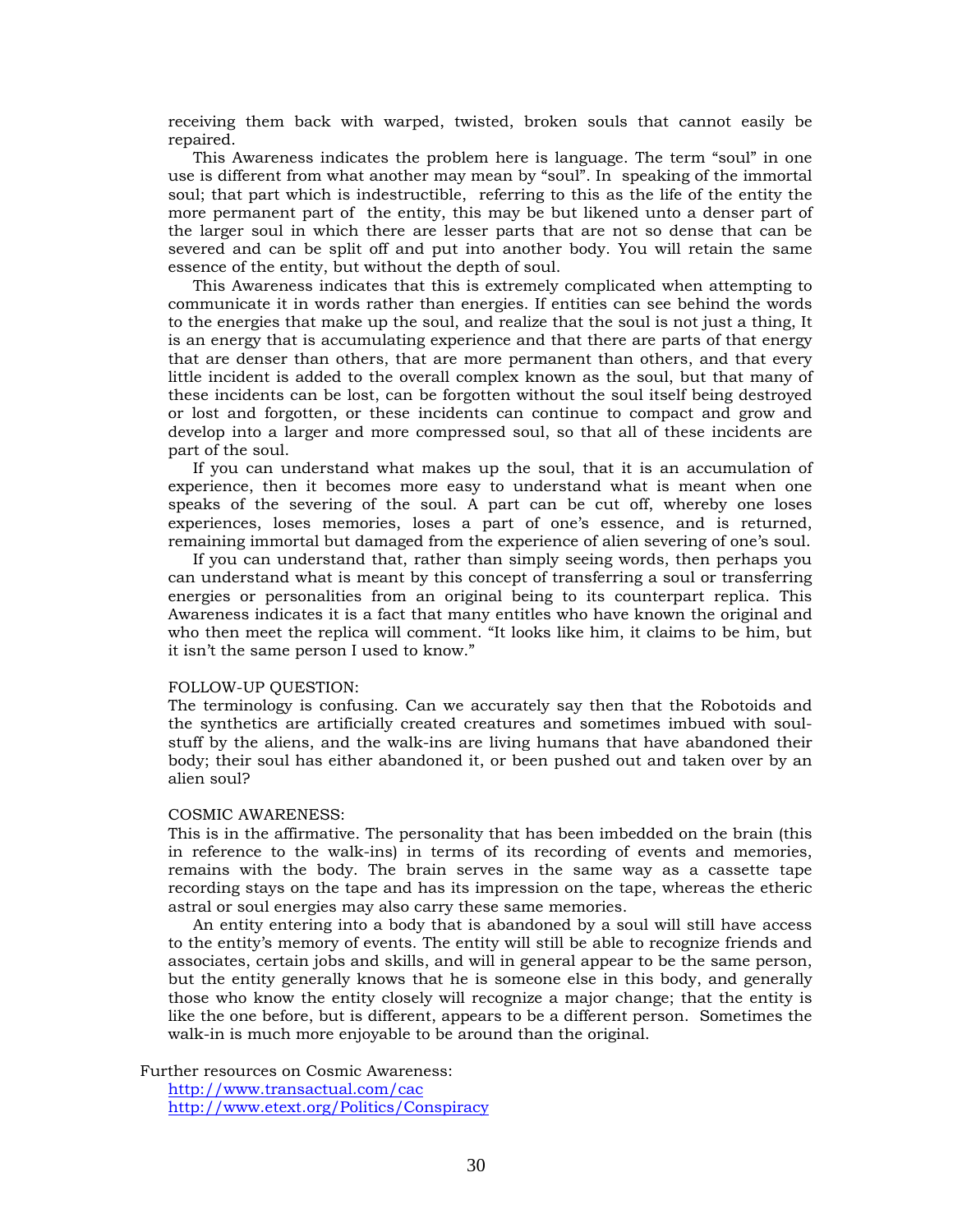receiving them back with warped, twisted, broken souls that cannot easily be repaired.

This Awareness indicates the problem here is language. The term "soul" in one use is different from what another may mean by "soul". In speaking of the immortal soul; that part which is indestructible, referring to this as the life of the entity the more permanent part of the entity, this may be but likened unto a denser part of the larger soul in which there are lesser parts that are not so dense that can be severed and can be split off and put into another body. You will retain the same essence of the entity, but without the depth of soul.

This Awareness indicates that this is extremely complicated when attempting to communicate it in words rather than energies. If entities can see behind the words to the energies that make up the soul, and realize that the soul is not just a thing, It is an energy that is accumulating experience and that there are parts of that energy that are denser than others, that are more permanent than others, and that every little incident is added to the overall complex known as the soul, but that many of these incidents can be lost, can be forgotten without the soul itself being destroyed or lost and forgotten, or these incidents can continue to compact and grow and develop into a larger and more compressed soul, so that all of these incidents are part of the soul.

If you can understand what makes up the soul, that it is an accumulation of experience, then it becomes more easy to understand what is meant when one speaks of the severing of the soul. A part can be cut off, whereby one loses experiences, loses memories, loses a part of one's essence, and is returned, remaining immortal but damaged from the experience of alien severing of one's soul.

If you can understand that, rather than simply seeing words, then perhaps you can understand what is meant by this concept of transferring a soul or transferring energies or personalities from an original being to its counterpart replica. This Awareness indicates it is a fact that many entitles who have known the original and who then meet the replica will comment. "It looks like him, it claims to be him, but it isn't the same person I used to know."

FOLLOW-UP QUESTION:
The terminology is confusing. Can we accurately say then that the Robotoids and the synthetics are artificially created creatures and sometimes imbued with soul-stuff by the aliens, and the walk-ins are living humans that have abandoned their body; their soul has either abandoned it, or been pushed out and taken over by an alien soul?

COSMIC AWARENESS:
This is in the affirmative. The personality that has been imbedded on the brain (this in reference to the walk-ins) in terms of its recording of events and memories, remains with the body. The brain serves in the same way as a cassette tape recording stays on the tape and has its impression on the tape, whereas the etheric astral or soul energies may also carry these same memories.

An entity entering into a body that is abandoned by a soul will still have access to the entity's memory of events. The entity will still be able to recognize friends and associates, certain jobs and skills, and will in general appear to be the same person, but the entity generally knows that he is someone else in this body, and generally those who know the entity closely will recognize a major change; that the entity is like the one before, but is different, appears to be a different person. Sometimes the walk-in is much more enjoyable to be around than the original.

Further resources on Cosmic Awareness:
http://www.transactual.com/cac
http://www.etext.org/Politics/Conspiracy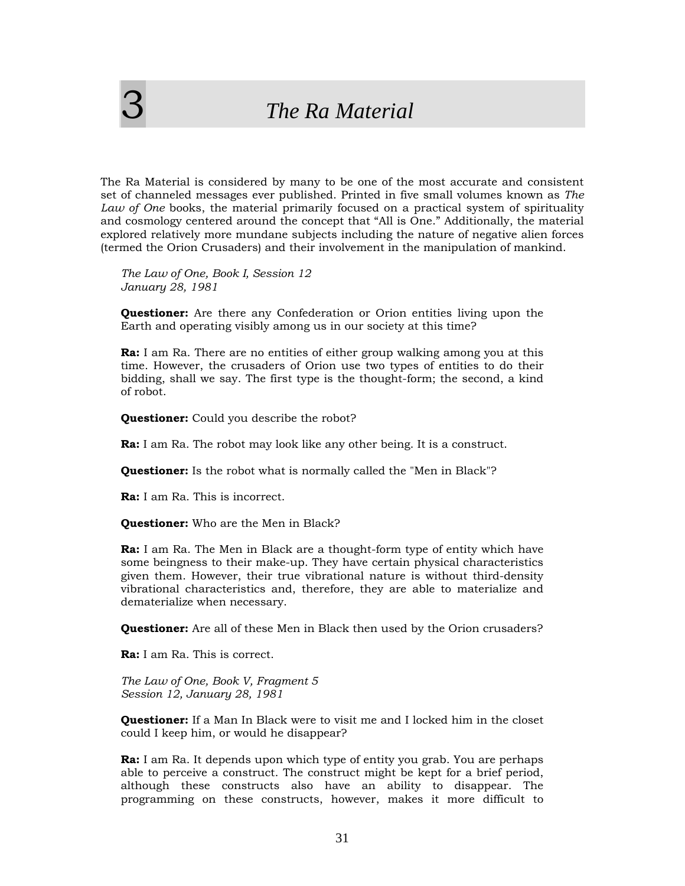# 3 *The Ra Material*

The Ra Material is considered by many to be one of the most accurate and consistent set of channeled messages ever published. Printed in five small volumes known as *The Law of One* books, the material primarily focused on a practical system of spirituality and cosmology centered around the concept that “All is One.” Additionally, the material explored relatively more mundane subjects including the nature of negative alien forces (termed the Orion Crusaders) and their involvement in the manipulation of mankind.

> *The Law of One, Book I, Session 12*
> *January 28, 1981*
>
> **Questioner:** Are there any Confederation or Orion entities living upon the Earth and operating visibly among us in our society at this time?
>
> **Ra:** I am Ra. There are no entities of either group walking among you at this time. However, the crusaders of Orion use two types of entities to do their bidding, shall we say. The first type is the thought-form; the second, a kind of robot.
>
> **Questioner:** Could you describe the robot?
>
> **Ra:** I am Ra. The robot may look like any other being. It is a construct.
>
> **Questioner:** Is the robot what is normally called the "Men in Black"?
>
> **Ra:** I am Ra. This is incorrect.
>
> **Questioner:** Who are the Men in Black?
>
> **Ra:** I am Ra. The Men in Black are a thought-form type of entity which have some beingness to their make-up. They have certain physical characteristics given them. However, their true vibrational nature is without third-density vibrational characteristics and, therefore, they are able to materialize and dematerialize when necessary.
>
> **Questioner:** Are all of these Men in Black then used by the Orion crusaders?
>
> **Ra:** I am Ra. This is correct.
>
> *The Law of One, Book V, Fragment 5*
> *Session 12, January 28, 1981*
>
> **Questioner:** If a Man In Black were to visit me and I locked him in the closet could I keep him, or would he disappear?
>
> **Ra:** I am Ra. It depends upon which type of entity you grab. You are perhaps able to perceive a construct. The construct might be kept for a brief period, although these constructs also have an ability to disappear. The programming on these constructs, however, makes it more difficult to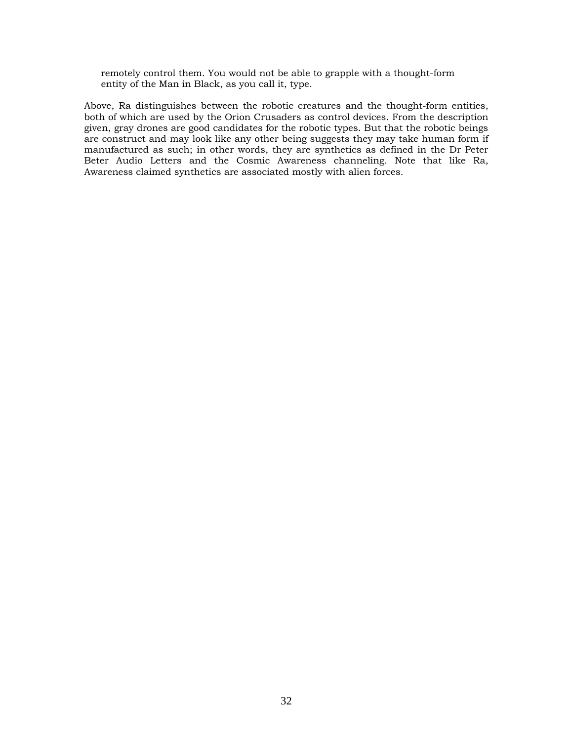> remotely control them. You would not be able to grapple with a thought-form entity of the Man in Black, as you call it, type.

Above, Ra distinguishes between the robotic creatures and the thought-form entities, both of which are used by the Orion Crusaders as control devices. From the description given, gray drones are good candidates for the robotic types. But that the robotic beings are construct and may look like any other being suggests they may take human form if manufactured as such; in other words, they are synthetics as defined in the Dr Peter Beter Audio Letters and the Cosmic Awareness channeling. Note that like Ra, Awareness claimed synthetics are associated mostly with alien forces.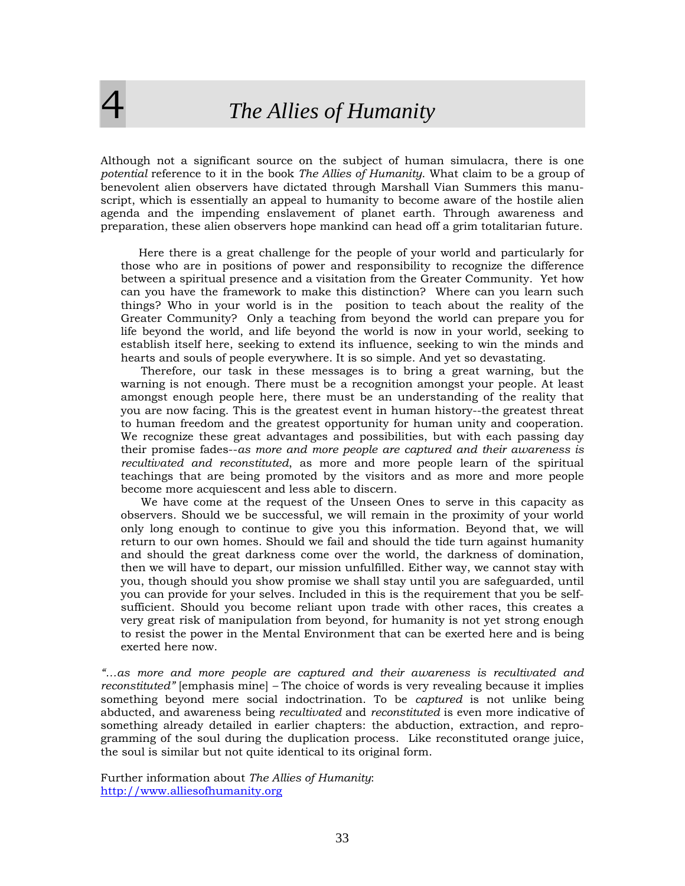# 4 *The Allies of Humanity*

Although not a significant source on the subject of human simulacra, there is one *potential* reference to it in the book *The Allies of Humanity*. What claim to be a group of benevolent alien observers have dictated through Marshall Vian Summers this manuscript, which is essentially an appeal to humanity to become aware of the hostile alien agenda and the impending enslavement of planet earth. Through awareness and preparation, these alien observers hope mankind can head off a grim totalitarian future.

> Here there is a great challenge for the people of your world and particularly for those who are in positions of power and responsibility to recognize the difference between a spiritual presence and a visitation from the Greater Community. Yet how can you have the framework to make this distinction? Where can you learn such things? Who in your world is in the position to teach about the reality of the Greater Community? Only a teaching from beyond the world can prepare you for life beyond the world, and life beyond the world is now in your world, seeking to establish itself here, seeking to extend its influence, seeking to win the minds and hearts and souls of people everywhere. It is so simple. And yet so devastating.
>
> Therefore, our task in these messages is to bring a great warning, but the warning is not enough. There must be a recognition amongst your people. At least amongst enough people here, there must be an understanding of the reality that you are now facing. This is the greatest event in human history--the greatest threat to human freedom and the greatest opportunity for human unity and cooperation. We recognize these great advantages and possibilities, but with each passing day their promise fades--*as more and more people are captured and their awareness is recultivated and reconstituted*, as more and more people learn of the spiritual teachings that are being promoted by the visitors and as more and more people become more acquiescent and less able to discern.
>
> We have come at the request of the Unseen Ones to serve in this capacity as observers. Should we be successful, we will remain in the proximity of your world only long enough to continue to give you this information. Beyond that, we will return to our own homes. Should we fail and should the tide turn against humanity and should the great darkness come over the world, the darkness of domination, then we will have to depart, our mission unfulfilled. Either way, we cannot stay with you, though should you show promise we shall stay until you are safeguarded, until you can provide for your selves. Included in this is the requirement that you be self-sufficient. Should you become reliant upon trade with other races, this creates a very great risk of manipulation from beyond, for humanity is not yet strong enough to resist the power in the Mental Environment that can be exerted here and is being exerted here now.

*"...as more and more people are captured and their awareness is recultivated and reconstituted"* [emphasis mine] – The choice of words is very revealing because it implies something beyond mere social indoctrination. To be *captured* is not unlike being abducted, and awareness being *recultivated* and *reconstituted* is even more indicative of something already detailed in earlier chapters: the abduction, extraction, and reprogramming of the soul during the duplication process. Like reconstituted orange juice, the soul is similar but not quite identical to its original form.

Further information about *The Allies of Humanity*:
[http://www.alliesofhumanity.org](http://www.alliesofhumanity.org)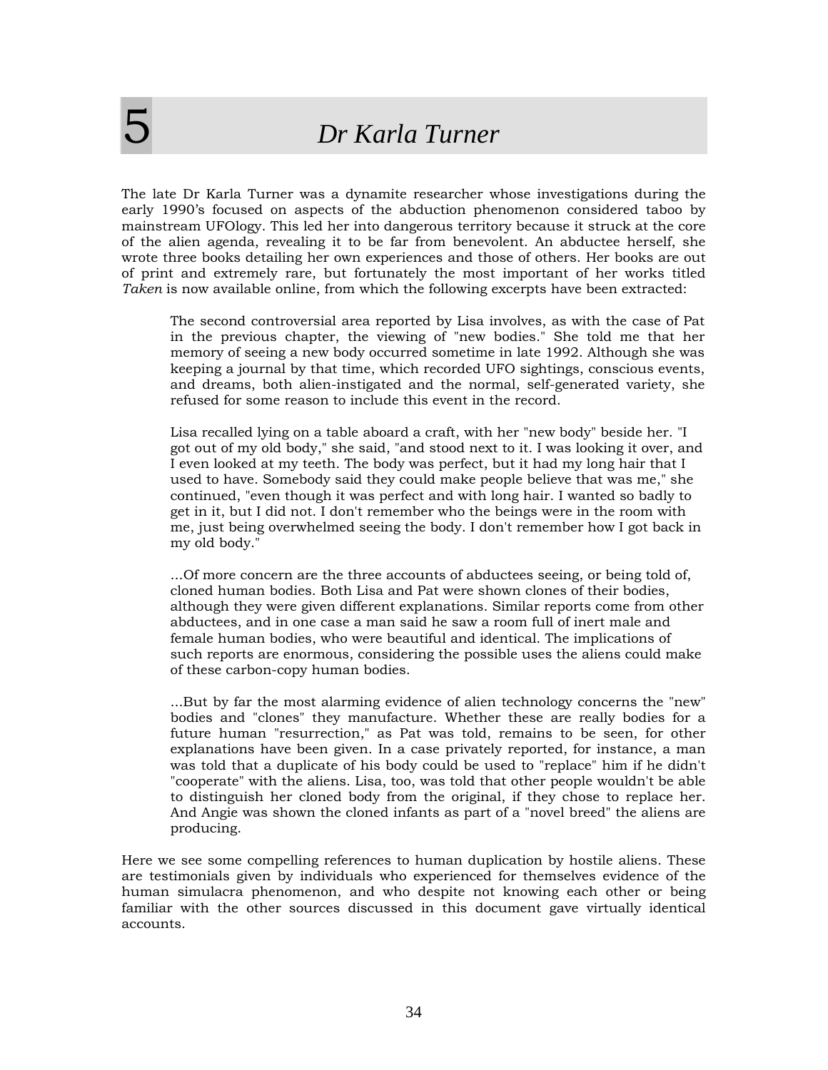# 5 *Dr Karla Turner*

The late Dr Karla Turner was a dynamite researcher whose investigations during the early 1990's focused on aspects of the abduction phenomenon considered taboo by mainstream UFOlogy. This led her into dangerous territory because it struck at the core of the alien agenda, revealing it to be far from benevolent. An abductee herself, she wrote three books detailing her own experiences and those of others. Her books are out of print and extremely rare, but fortunately the most important of her works titled *Taken* is now available online, from which the following excerpts have been extracted:

> The second controversial area reported by Lisa involves, as with the case of Pat in the previous chapter, the viewing of "new bodies." She told me that her memory of seeing a new body occurred sometime in late 1992. Although she was keeping a journal by that time, which recorded UFO sightings, conscious events, and dreams, both alien-instigated and the normal, self-generated variety, she refused for some reason to include this event in the record.
>
> Lisa recalled lying on a table aboard a craft, with her "new body" beside her. "I got out of my old body," she said, "and stood next to it. I was looking it over, and I even looked at my teeth. The body was perfect, but it had my long hair that I used to have. Somebody said they could make people believe that was me," she continued, "even though it was perfect and with long hair. I wanted so badly to get in it, but I did not. I don't remember who the beings were in the room with me, just being overwhelmed seeing the body. I don't remember how I got back in my old body."
>
> ...Of more concern are the three accounts of abductees seeing, or being told of, cloned human bodies. Both Lisa and Pat were shown clones of their bodies, although they were given different explanations. Similar reports come from other abductees, and in one case a man said he saw a room full of inert male and female human bodies, who were beautiful and identical. The implications of such reports are enormous, considering the possible uses the aliens could make of these carbon-copy human bodies.
>
> ...But by far the most alarming evidence of alien technology concerns the "new" bodies and "clones" they manufacture. Whether these are really bodies for a future human "resurrection," as Pat was told, remains to be seen, for other explanations have been given. In a case privately reported, for instance, a man was told that a duplicate of his body could be used to "replace" him if he didn't "cooperate" with the aliens. Lisa, too, was told that other people wouldn't be able to distinguish her cloned body from the original, if they chose to replace her. And Angie was shown the cloned infants as part of a "novel breed" the aliens are producing.

Here we see some compelling references to human duplication by hostile aliens. These are testimonials given by individuals who experienced for themselves evidence of the human simulacra phenomenon, and who despite not knowing each other or being familiar with the other sources discussed in this document gave virtually identical accounts.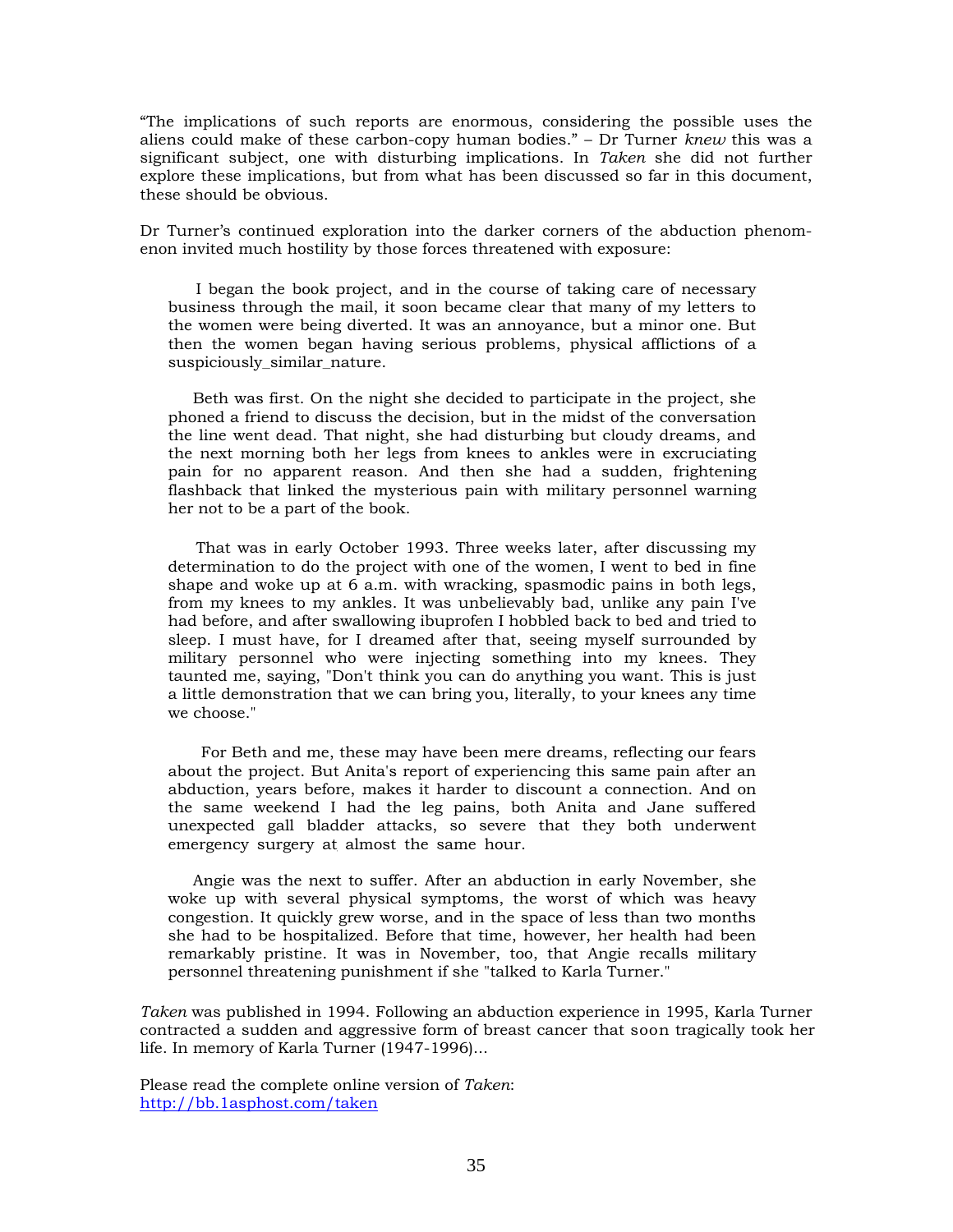"The implications of such reports are enormous, considering the possible uses the aliens could make of these carbon-copy human bodies." – Dr Turner *knew* this was a significant subject, one with disturbing implications. In *Taken* she did not further explore these implications, but from what has been discussed so far in this document, these should be obvious.

Dr Turner's continued exploration into the darker corners of the abduction phenomenon invited much hostility by those forces threatened with exposure:

> I began the book project, and in the course of taking care of necessary business through the mail, it soon became clear that many of my letters to the women were being diverted. It was an annoyance, but a minor one. But then the women began having serious problems, physical afflictions of a suspiciously_similar_nature.
>
> Beth was first. On the night she decided to participate in the project, she phoned a friend to discuss the decision, but in the midst of the conversation the line went dead. That night, she had disturbing but cloudy dreams, and the next morning both her legs from knees to ankles were in excruciating pain for no apparent reason. And then she had a sudden, frightening flashback that linked the mysterious pain with military personnel warning her not to be a part of the book.
>
> That was in early October 1993. Three weeks later, after discussing my determination to do the project with one of the women, I went to bed in fine shape and woke up at 6 a.m. with wracking, spasmodic pains in both legs, from my knees to my ankles. It was unbelievably bad, unlike any pain I've had before, and after swallowing ibuprofen I hobbled back to bed and tried to sleep. I must have, for I dreamed after that, seeing myself surrounded by military personnel who were injecting something into my knees. They taunted me, saying, "Don't think you can do anything you want. This is just a little demonstration that we can bring you, literally, to your knees any time we choose."
>
> For Beth and me, these may have been mere dreams, reflecting our fears about the project. But Anita's report of experiencing this same pain after an abduction, years before, makes it harder to discount a connection. And on the same weekend I had the leg pains, both Anita and Jane suffered unexpected gall bladder attacks, so severe that they both underwent emergency surgery at almost the same hour.
>
> Angie was the next to suffer. After an abduction in early November, she woke up with several physical symptoms, the worst of which was heavy congestion. It quickly grew worse, and in the space of less than two months she had to be hospitalized. Before that time, however, her health had been remarkably pristine. It was in November, too, that Angie recalls military personnel threatening punishment if she "talked to Karla Turner."

*Taken* was published in 1994. Following an abduction experience in 1995, Karla Turner contracted a sudden and aggressive form of breast cancer that soon tragically took her life. In memory of Karla Turner (1947-1996)...

Please read the complete online version of *Taken*:
[http://bb.1asphost.com/taken](http://bb.1asphost.com/taken)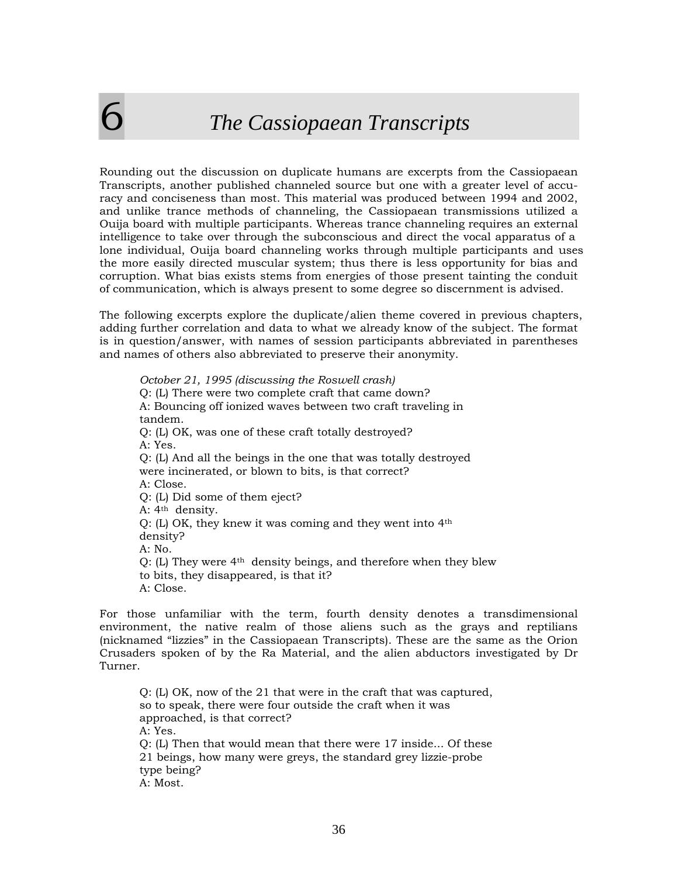# 6 *The Cassiopaean Transcripts*

Rounding out the discussion on duplicate humans are excerpts from the Cassiopaean Transcripts, another published channeled source but one with a greater level of accuracy and conciseness than most. This material was produced between 1994 and 2002, and unlike trance methods of channeling, the Cassiopaean transmissions utilized a Ouija board with multiple participants. Whereas trance channeling requires an external intelligence to take over through the subconscious and direct the vocal apparatus of a lone individual, Ouija board channeling works through multiple participants and uses the more easily directed muscular system; thus there is less opportunity for bias and corruption. What bias exists stems from energies of those present tainting the conduit of communication, which is always present to some degree so discernment is advised.

The following excerpts explore the duplicate/alien theme covered in previous chapters, adding further correlation and data to what we already know of the subject. The format is in question/answer, with names of session participants abbreviated in parentheses and names of others also abbreviated to preserve their anonymity.

> *October 21, 1995 (discussing the Roswell crash)*
> Q: (L) There were two complete craft that came down?
> A: Bouncing off ionized waves between two craft traveling in tandem.
> Q: (L) OK, was one of these craft totally destroyed?
> A: Yes.
> Q: (L) And all the beings in the one that was totally destroyed were incinerated, or blown to bits, is that correct?
> A: Close.
> Q: (L) Did some of them eject?
> A: 4th density.
> Q: (L) OK, they knew it was coming and they went into 4th density?
> A: No.
> Q: (L) They were 4th density beings, and therefore when they blew to bits, they disappeared, is that it?
> A: Close.

For those unfamiliar with the term, fourth density denotes a transdimensional environment, the native realm of those aliens such as the grays and reptilians (nicknamed "lizzies" in the Cassiopaean Transcripts). These are the same as the Orion Crusaders spoken of by the Ra Material, and the alien abductors investigated by Dr Turner.

> Q: (L) OK, now of the 21 that were in the craft that was captured, so to speak, there were four outside the craft when it was approached, is that correct?
> A: Yes.
> Q: (L) Then that would mean that there were 17 inside... Of these 21 beings, how many were greys, the standard grey lizzie-probe type being?
> A: Most.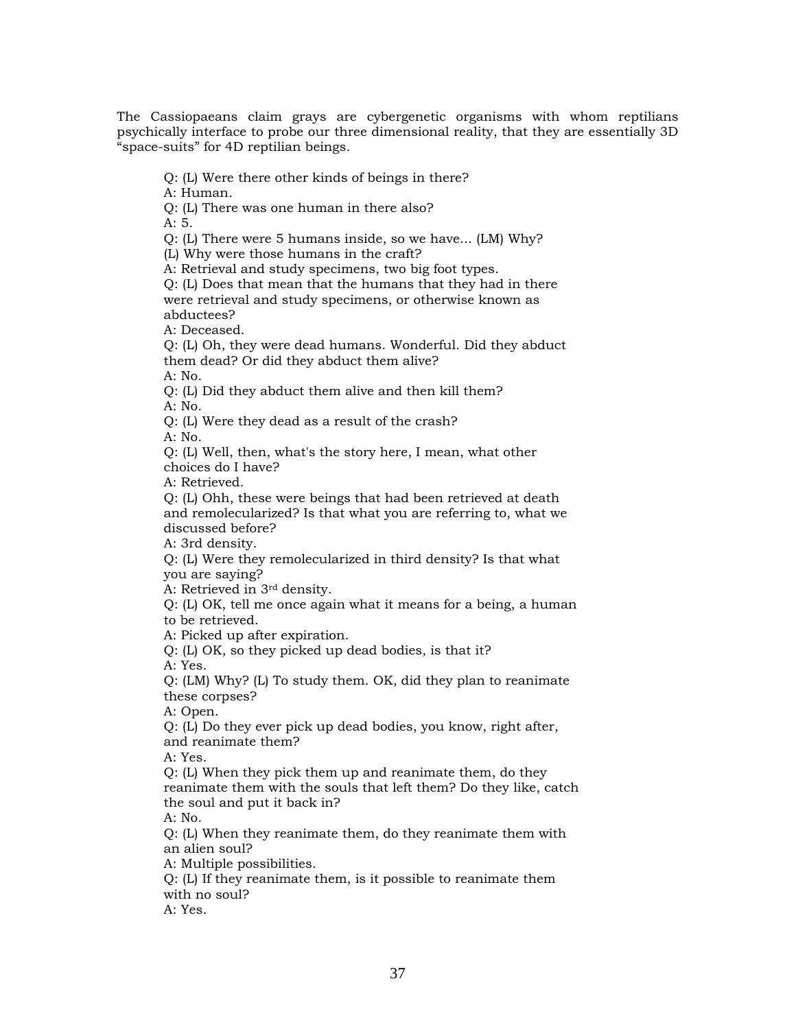The Cassiopaeans claim grays are cybergenetic organisms with whom reptilians psychically interface to probe our three dimensional reality, that they are essentially 3D "space-suits" for 4D reptilian beings.

> Q: (L) Were there other kinds of beings in there?
> A: Human.
> Q: (L) There was one human in there also?
> A: 5.
> Q: (L) There were 5 humans inside, so we have... (LM) Why?
> (L) Why were those humans in the craft?
> A: Retrieval and study specimens, two big foot types.
> Q: (L) Does that mean that the humans that they had in there were retrieval and study specimens, or otherwise known as abductees?
> A: Deceased.
> Q: (L) Oh, they were dead humans. Wonderful. Did they abduct them dead? Or did they abduct them alive?
> A: No.
> Q: (L) Did they abduct them alive and then kill them?
> A: No.
> Q: (L) Were they dead as a result of the crash?
> A: No.
> Q: (L) Well, then, what's the story here, I mean, what other choices do I have?
> A: Retrieved.
> Q: (L) Ohh, these were beings that had been retrieved at death and remolecularized? Is that what you are referring to, what we discussed before?
> A: 3rd density.
> Q: (L) Were they remolecularized in third density? Is that what you are saying?
> A: Retrieved in 3rd density.
> Q: (L) OK, tell me once again what it means for a being, a human to be retrieved.
> A: Picked up after expiration.
> Q: (L) OK, so they picked up dead bodies, is that it?
> A: Yes.
> Q: (LM) Why? (L) To study them. OK, did they plan to reanimate these corpses?
> A: Open.
> Q: (L) Do they ever pick up dead bodies, you know, right after, and reanimate them?
> A: Yes.
> Q: (L) When they pick them up and reanimate them, do they reanimate them with the souls that left them? Do they like, catch the soul and put it back in?
> A: No.
> Q: (L) When they reanimate them, do they reanimate them with an alien soul?
> A: Multiple possibilities.
> Q: (L) If they reanimate them, is it possible to reanimate them with no soul?
> A: Yes.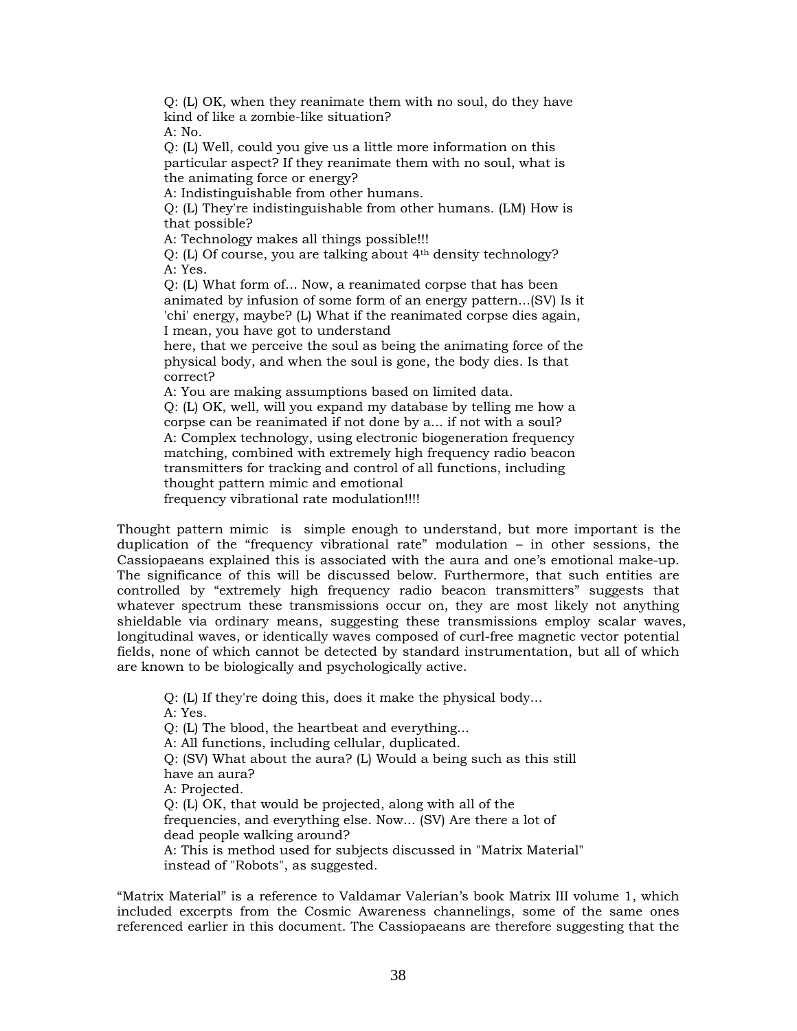Q: (L) OK, when they reanimate them with no soul, do they have kind of like a zombie-like situation?
A: No.
Q: (L) Well, could you give us a little more information on this particular aspect? If they reanimate them with no soul, what is the animating force or energy?
A: Indistinguishable from other humans.
Q: (L) They're indistinguishable from other humans. (LM) How is that possible?
A: Technology makes all things possible!!!
Q: (L) Of course, you are talking about 4th density technology?
A: Yes.
Q: (L) What form of... Now, a reanimated corpse that has been animated by infusion of some form of an energy pattern...(SV) Is it 'chi' energy, maybe? (L) What if the reanimated corpse dies again, I mean, you have got to understand here, that we perceive the soul as being the animating force of the physical body, and when the soul is gone, the body dies. Is that correct?
A: You are making assumptions based on limited data.
Q: (L) OK, well, will you expand my database by telling me how a corpse can be reanimated if not done by a... if not with a soul?
A: Complex technology, using electronic biogeneration frequency matching, combined with extremely high frequency radio beacon transmitters for tracking and control of all functions, including thought pattern mimic and emotional frequency vibrational rate modulation!!!!

Thought pattern mimic is simple enough to understand, but more important is the duplication of the "frequency vibrational rate" modulation – in other sessions, the Cassiopaeans explained this is associated with the aura and one's emotional make-up. The significance of this will be discussed below. Furthermore, that such entities are controlled by "extremely high frequency radio beacon transmitters" suggests that whatever spectrum these transmissions occur on, they are most likely not anything shieldable via ordinary means, suggesting these transmissions employ scalar waves, longitudinal waves, or identically waves composed of curl-free magnetic vector potential fields, none of which cannot be detected by standard instrumentation, but all of which are known to be biologically and psychologically active.

Q: (L) If they're doing this, does it make the physical body...
A: Yes.
Q: (L) The blood, the heartbeat and everything...
A: All functions, including cellular, duplicated.
Q: (SV) What about the aura? (L) Would a being such as this still have an aura?
A: Projected.
Q: (L) OK, that would be projected, along with all of the frequencies, and everything else. Now... (SV) Are there a lot of dead people walking around?
A: This is method used for subjects discussed in "Matrix Material" instead of "Robots", as suggested.

"Matrix Material" is a reference to Valdamar Valerian's book Matrix III volume 1, which included excerpts from the Cosmic Awareness channelings, some of the same ones referenced earlier in this document. The Cassiopaeans are therefore suggesting that the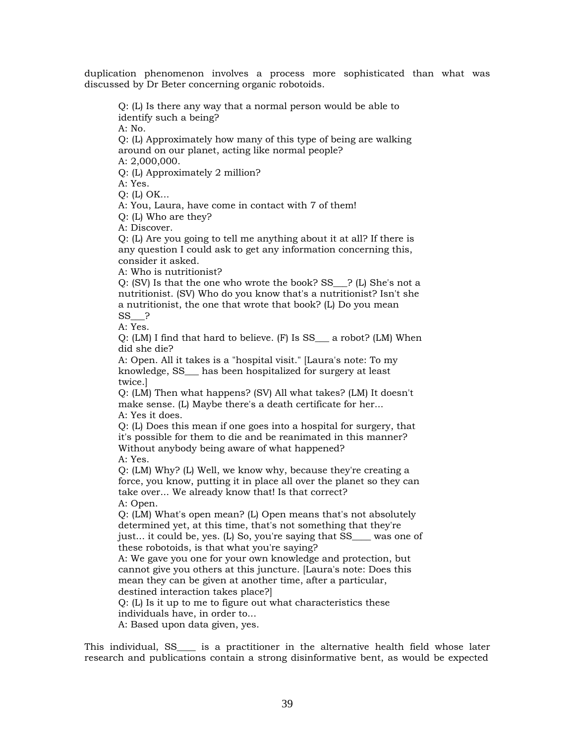duplication phenomenon involves a process more sophisticated than what was discussed by Dr Beter concerning organic robotoids.

> Q: (L) Is there any way that a normal person would be able to identify such a being?
> A: No.
> Q: (L) Approximately how many of this type of being are walking around on our planet, acting like normal people?
> A: 2,000,000.
> Q: (L) Approximately 2 million?
> A: Yes.
> Q: (L) OK...
> A: You, Laura, have come in contact with 7 of them!
> Q: (L) Who are they?
> A: Discover.
> Q: (L) Are you going to tell me anything about it at all? If there is any question I could ask to get any information concerning this, consider it asked.
> A: Who is nutritionist?
> Q: (SV) Is that the one who wrote the book? SS___? (L) She's not a nutritionist. (SV) Who do you know that's a nutritionist? Isn't she a nutritionist, the one that wrote that book? (L) Do you mean SS___?
> A: Yes.
> Q: (LM) I find that hard to believe. (F) Is SS___ a robot? (LM) When did she die?
> A: Open. All it takes is a "hospital visit." [Laura's note: To my knowledge, SS___ has been hospitalized for surgery at least twice.]
> Q: (LM) Then what happens? (SV) All what takes? (LM) It doesn't make sense. (L) Maybe there's a death certificate for her...
> A: Yes it does.
> Q: (L) Does this mean if one goes into a hospital for surgery, that it's possible for them to die and be reanimated in this manner? Without anybody being aware of what happened?
> A: Yes.
> Q: (LM) Why? (L) Well, we know why, because they're creating a force, you know, putting it in place all over the planet so they can take over... We already know that! Is that correct?
> A: Open.
> Q: (LM) What's open mean? (L) Open means that's not absolutely determined yet, at this time, that's not something that they're just... it could be, yes. (L) So, you're saying that SS____ was one of these robotoids, is that what you're saying?
> A: We gave you one for your own knowledge and protection, but cannot give you others at this juncture. [Laura's note: Does this mean they can be given at another time, after a particular, destined interaction takes place?]
> Q: (L) Is it up to me to figure out what characteristics these individuals have, in order to...
> A: Based upon data given, yes.

This individual, SS____ is a practitioner in the alternative health field whose later research and publications contain a strong disinformative bent, as would be expected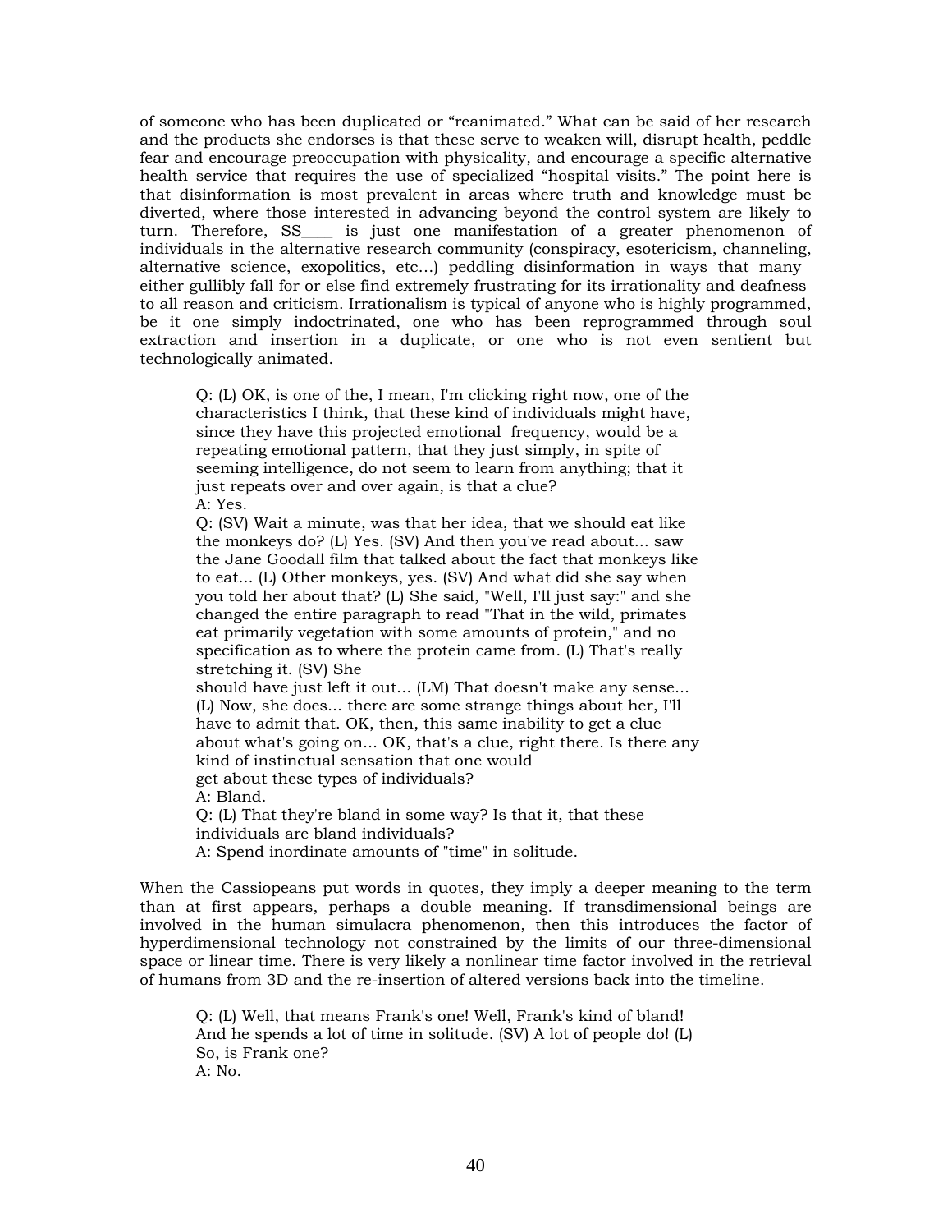of someone who has been duplicated or "reanimated." What can be said of her research and the products she endorses is that these serve to weaken will, disrupt health, peddle fear and encourage preoccupation with physicality, and encourage a specific alternative health service that requires the use of specialized "hospital visits." The point here is that disinformation is most prevalent in areas where truth and knowledge must be diverted, where those interested in advancing beyond the control system are likely to turn. Therefore, SS____ is just one manifestation of a greater phenomenon of individuals in the alternative research community (conspiracy, esotericism, channeling, alternative science, exopolitics, etc...) peddling disinformation in ways that many either gullibly fall for or else find extremely frustrating for its irrationality and deafness to all reason and criticism. Irrationalism is typical of anyone who is highly programmed, be it one simply indoctrinated, one who has been reprogrammed through soul extraction and insertion in a duplicate, or one who is not even sentient but technologically animated.

> Q: (L) OK, is one of the, I mean, I'm clicking right now, one of the characteristics I think, that these kind of individuals might have, since they have this projected emotional frequency, would be a repeating emotional pattern, that they just simply, in spite of seeming intelligence, do not seem to learn from anything; that it just repeats over and over again, is that a clue?
> A: Yes.
> Q: (SV) Wait a minute, was that her idea, that we should eat like the monkeys do? (L) Yes. (SV) And then you've read about... saw the Jane Goodall film that talked about the fact that monkeys like to eat... (L) Other monkeys, yes. (SV) And what did she say when you told her about that? (L) She said, "Well, I'll just say:" and she changed the entire paragraph to read "That in the wild, primates eat primarily vegetation with some amounts of protein," and no specification as to where the protein came from. (L) That's really stretching it. (SV) She should have just left it out... (LM) That doesn't make any sense... (L) Now, she does... there are some strange things about her, I'll have to admit that. OK, then, this same inability to get a clue about what's going on... OK, that's a clue, right there. Is there any kind of instinctual sensation that one would get about these types of individuals?
> A: Bland.
> Q: (L) That they're bland in some way? Is that it, that these individuals are bland individuals?
> A: Spend inordinate amounts of "time" in solitude.

When the Cassiopeans put words in quotes, they imply a deeper meaning to the term than at first appears, perhaps a double meaning. If transdimensional beings are involved in the human simulacra phenomenon, then this introduces the factor of hyperdimensional technology not constrained by the limits of our three-dimensional space or linear time. There is very likely a nonlinear time factor involved in the retrieval of humans from 3D and the re-insertion of altered versions back into the timeline.

> Q: (L) Well, that means Frank's one! Well, Frank's kind of bland! And he spends a lot of time in solitude. (SV) A lot of people do! (L) So, is Frank one?
> A: No.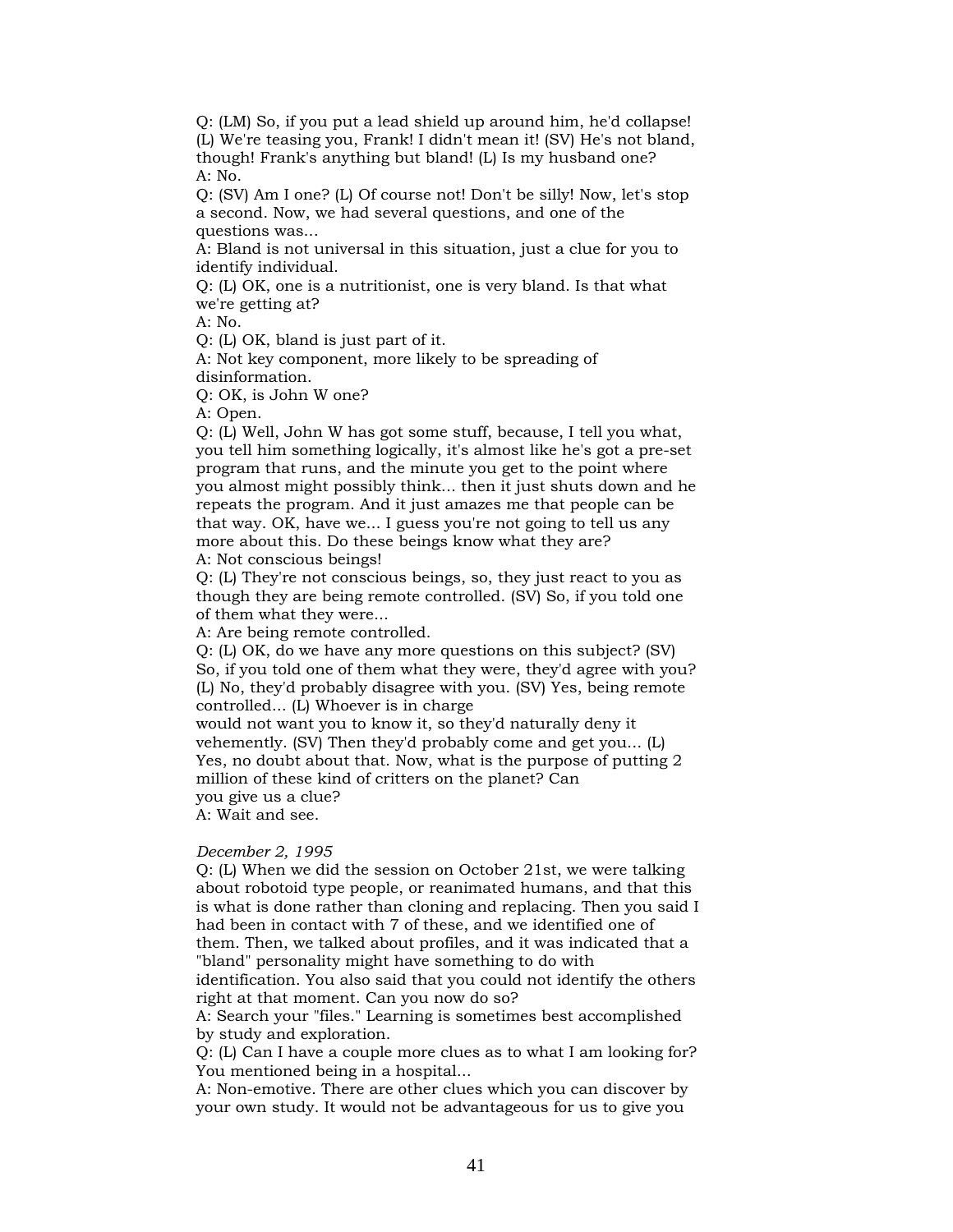Q: (LM) So, if you put a lead shield up around him, he'd collapse! (L) We're teasing you, Frank! I didn't mean it! (SV) He's not bland, though! Frank's anything but bland! (L) Is my husband one?
A: No.
Q: (SV) Am I one? (L) Of course not! Don't be silly! Now, let's stop a second. Now, we had several questions, and one of the questions was...
A: Bland is not universal in this situation, just a clue for you to identify individual.
Q: (L) OK, one is a nutritionist, one is very bland. Is that what we're getting at?
A: No.
Q: (L) OK, bland is just part of it.
A: Not key component, more likely to be spreading of disinformation.
Q: OK, is John W one?
A: Open.
Q: (L) Well, John W has got some stuff, because, I tell you what, you tell him something logically, it's almost like he's got a pre-set program that runs, and the minute you get to the point where you almost might possibly think... then it just shuts down and he repeats the program. And it just amazes me that people can be that way. OK, have we... I guess you're not going to tell us any more about this. Do these beings know what they are?
A: Not conscious beings!
Q: (L) They're not conscious beings, so, they just react to you as though they are being remote controlled. (SV) So, if you told one of them what they were...
A: Are being remote controlled.
Q: (L) OK, do we have any more questions on this subject? (SV) So, if you told one of them what they were, they'd agree with you? (L) No, they'd probably disagree with you. (SV) Yes, being remote controlled... (L) Whoever is in charge would not want you to know it, so they'd naturally deny it vehemently. (SV) Then they'd probably come and get you... (L) Yes, no doubt about that. Now, what is the purpose of putting 2 million of these kind of critters on the planet? Can you give us a clue?
A: Wait and see.

*December 2, 1995*

Q: (L) When we did the session on October 21st, we were talking about robotoid type people, or reanimated humans, and that this is what is done rather than cloning and replacing. Then you said I had been in contact with 7 of these, and we identified one of them. Then, we talked about profiles, and it was indicated that a "bland" personality might have something to do with identification. You also said that you could not identify the others right at that moment. Can you now do so?
A: Search your "files." Learning is sometimes best accomplished by study and exploration.
Q: (L) Can I have a couple more clues as to what I am looking for? You mentioned being in a hospital...
A: Non-emotive. There are other clues which you can discover by your own study. It would not be advantageous for us to give you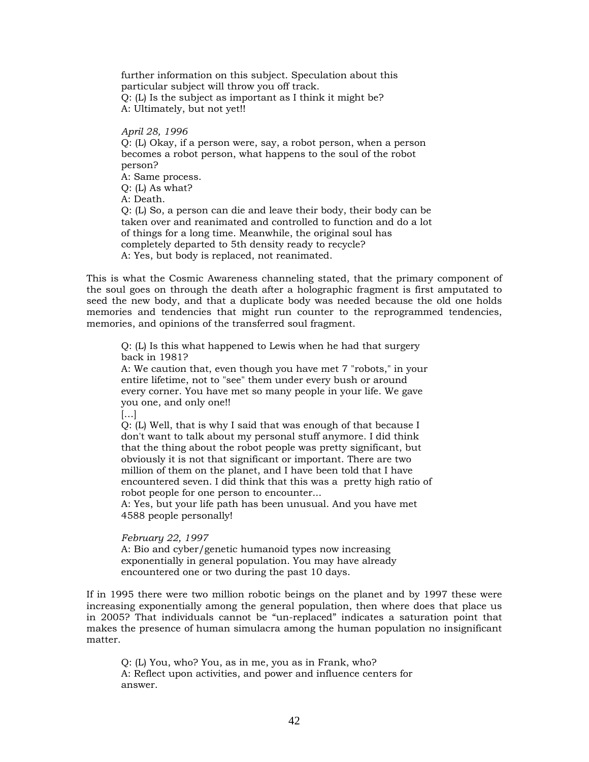further information on this subject. Speculation about this particular subject will throw you off track.
Q: (L) Is the subject as important as I think it might be?
A: Ultimately, but not yet!!

*April 28, 1996*
Q: (L) Okay, if a person were, say, a robot person, when a person becomes a robot person, what happens to the soul of the robot person?
A: Same process.
Q: (L) As what?
A: Death.
Q: (L) So, a person can die and leave their body, their body can be taken over and reanimated and controlled to function and do a lot of things for a long time. Meanwhile, the original soul has completely departed to 5th density ready to recycle?
A: Yes, but body is replaced, not reanimated.

This is what the Cosmic Awareness channeling stated, that the primary component of the soul goes on through the death after a holographic fragment is first amputated to seed the new body, and that a duplicate body was needed because the old one holds memories and tendencies that might run counter to the reprogrammed tendencies, memories, and opinions of the transferred soul fragment.

Q: (L) Is this what happened to Lewis when he had that surgery back in 1981?
A: We caution that, even though you have met 7 "robots," in your entire lifetime, not to "see" them under every bush or around every corner. You have met so many people in your life. We gave you one, and only one!!
[...]
Q: (L) Well, that is why I said that was enough of that because I don't want to talk about my personal stuff anymore. I did think that the thing about the robot people was pretty significant, but obviously it is not that significant or important. There are two million of them on the planet, and I have been told that I have encountered seven. I did think that this was a pretty high ratio of robot people for one person to encounter...
A: Yes, but your life path has been unusual. And you have met 4588 people personally!

*February 22, 1997*
A: Bio and cyber/genetic humanoid types now increasing exponentially in general population. You may have already encountered one or two during the past 10 days.

If in 1995 there were two million robotic beings on the planet and by 1997 these were increasing exponentially among the general population, then where does that place us in 2005? That individuals cannot be "un-replaced" indicates a saturation point that makes the presence of human simulacra among the human population no insignificant matter.

Q: (L) You, who? You, as in me, you as in Frank, who?
A: Reflect upon activities, and power and influence centers for answer.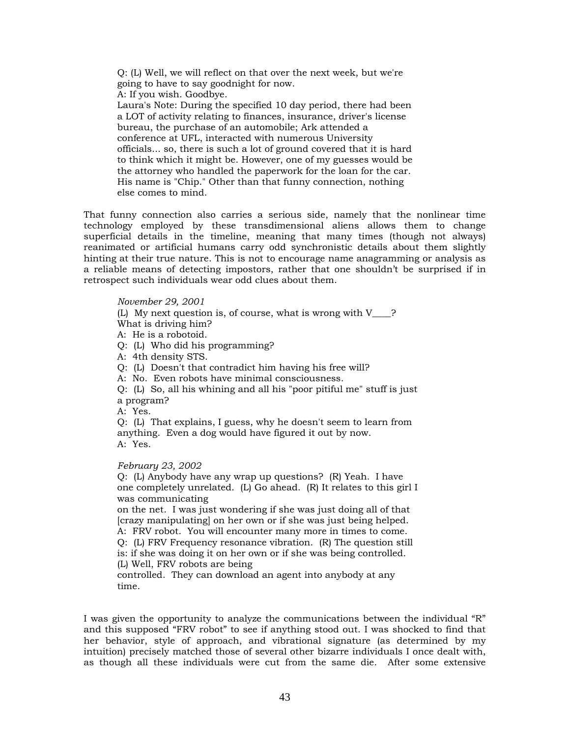> Q: (L) Well, we will reflect on that over the next week, but we're going to have to say goodnight for now.
> A: If you wish. Goodbye.
> Laura's Note: During the specified 10 day period, there had been a LOT of activity relating to finances, insurance, driver's license bureau, the purchase of an automobile; Ark attended a conference at UFL, interacted with numerous University officials... so, there is such a lot of ground covered that it is hard to think which it might be. However, one of my guesses would be the attorney who handled the paperwork for the loan for the car. His name is "Chip." Other than that funny connection, nothing else comes to mind.

That funny connection also carries a serious side, namely that the nonlinear time technology employed by these transdimensional aliens allows them to change superficial details in the timeline, meaning that many times (though not always) reanimated or artificial humans carry odd synchronistic details about them slightly hinting at their true nature. This is not to encourage name anagramming or analysis as a reliable means of detecting impostors, rather that one shouldn't be surprised if in retrospect such individuals wear odd clues about them.

> *November 29, 2001*
> (L) My next question is, of course, what is wrong with V____? What is driving him?
> A: He is a robotoid.
> Q: (L) Who did his programming?
> A: 4th density STS.
> Q: (L) Doesn't that contradict him having his free will?
> A: No. Even robots have minimal consciousness.
> Q: (L) So, all his whining and all his "poor pitiful me" stuff is just a program?
> A: Yes.
> Q: (L) That explains, I guess, why he doesn't seem to learn from anything. Even a dog would have figured it out by now.
> A: Yes.
>
> *February 23, 2002*
> Q: (L) Anybody have any wrap up questions? (R) Yeah. I have one completely unrelated. (L) Go ahead. (R) It relates to this girl I was communicating
> on the net. I was just wondering if she was just doing all of that [crazy manipulating] on her own or if she was just being helped.
> A: FRV robot. You will encounter many more in times to come.
> Q: (L) FRV Frequency resonance vibration. (R) The question still is: if she was doing it on her own or if she was being controlled. (L) Well, FRV robots are being
> controlled. They can download an agent into anybody at any time.

I was given the opportunity to analyze the communications between the individual "R" and this supposed "FRV robot" to see if anything stood out. I was shocked to find that her behavior, style of approach, and vibrational signature (as determined by my intuition) precisely matched those of several other bizarre individuals I once dealt with, as though all these individuals were cut from the same die. After some extensive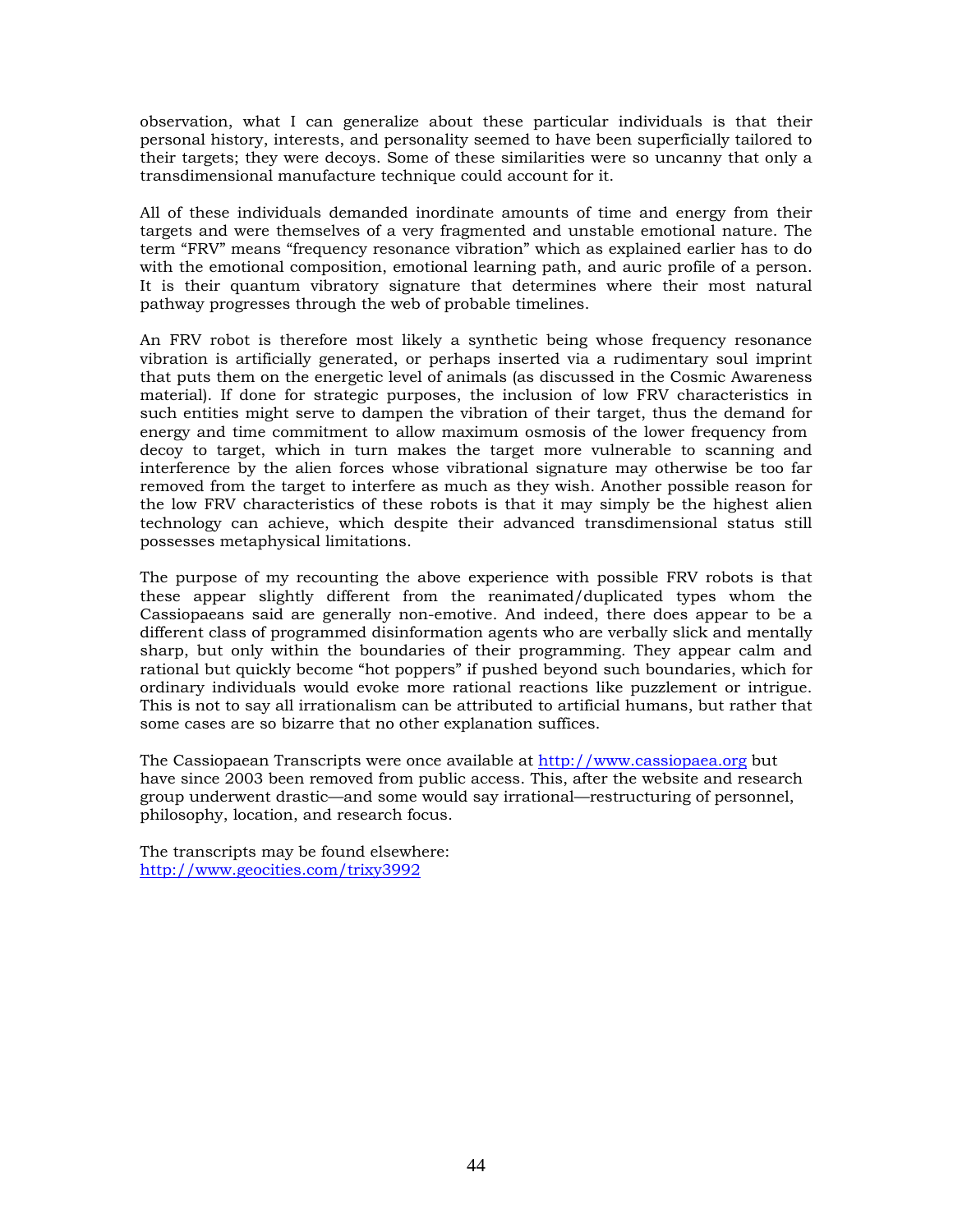observation, what I can generalize about these particular individuals is that their personal history, interests, and personality seemed to have been superficially tailored to their targets; they were decoys. Some of these similarities were so uncanny that only a transdimensional manufacture technique could account for it.

All of these individuals demanded inordinate amounts of time and energy from their targets and were themselves of a very fragmented and unstable emotional nature. The term "FRV" means "frequency resonance vibration" which as explained earlier has to do with the emotional composition, emotional learning path, and auric profile of a person. It is their quantum vibratory signature that determines where their most natural pathway progresses through the web of probable timelines.

An FRV robot is therefore most likely a synthetic being whose frequency resonance vibration is artificially generated, or perhaps inserted via a rudimentary soul imprint that puts them on the energetic level of animals (as discussed in the Cosmic Awareness material). If done for strategic purposes, the inclusion of low FRV characteristics in such entities might serve to dampen the vibration of their target, thus the demand for energy and time commitment to allow maximum osmosis of the lower frequency from decoy to target, which in turn makes the target more vulnerable to scanning and interference by the alien forces whose vibrational signature may otherwise be too far removed from the target to interfere as much as they wish. Another possible reason for the low FRV characteristics of these robots is that it may simply be the highest alien technology can achieve, which despite their advanced transdimensional status still possesses metaphysical limitations.

The purpose of my recounting the above experience with possible FRV robots is that these appear slightly different from the reanimated/duplicated types whom the Cassiopaeans said are generally non-emotive. And indeed, there does appear to be a different class of programmed disinformation agents who are verbally slick and mentally sharp, but only within the boundaries of their programming. They appear calm and rational but quickly become "hot poppers" if pushed beyond such boundaries, which for ordinary individuals would evoke more rational reactions like puzzlement or intrigue. This is not to say all irrationalism can be attributed to artificial humans, but rather that some cases are so bizarre that no other explanation suffices.

The Cassiopaean Transcripts were once available at [http://www.cassiopaea.org](http://www.cassiopaea.org) but have since 2003 been removed from public access. This, after the website and research group underwent drastic—and some would say irrational—restructuring of personnel, philosophy, location, and research focus.

The transcripts may be found elsewhere:
[http://www.geocities.com/trixy3992](http://www.geocities.com/trixy3992)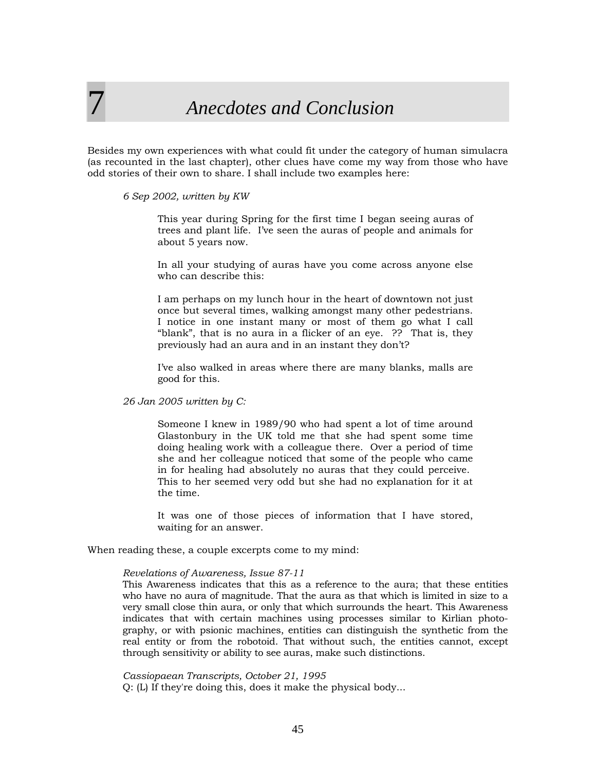# 7 *Anecdotes and Conclusion*

Besides my own experiences with what could fit under the category of human simulacra (as recounted in the last chapter), other clues have come my way from those who have odd stories of their own to share. I shall include two examples here:

> *6 Sep 2002, written by KW*
>
> > This year during Spring for the first time I began seeing auras of trees and plant life. I've seen the auras of people and animals for about 5 years now.
> >
> > In all your studying of auras have you come across anyone else who can describe this:
> >
> > I am perhaps on my lunch hour in the heart of downtown not just once but several times, walking amongst many other pedestrians. I notice in one instant many or most of them go what I call "blank", that is no aura in a flicker of an eye. ?? That is, they previously had an aura and in an instant they don't?
> >
> > I've also walked in areas where there are many blanks, malls are good for this.
>
> *26 Jan 2005 written by C:*
>
> > Someone I knew in 1989/90 who had spent a lot of time around Glastonbury in the UK told me that she had spent some time doing healing work with a colleague there. Over a period of time she and her colleague noticed that some of the people who came in for healing had absolutely no auras that they could perceive. This to her seemed very odd but she had no explanation for it at the time.
> >
> > It was one of those pieces of information that I have stored, waiting for an answer.

When reading these, a couple excerpts come to my mind:

> *Revelations of Awareness, Issue 87-11*
> This Awareness indicates that this as a reference to the aura; that these entities who have no aura of magnitude. That the aura as that which is limited in size to a very small close thin aura, or only that which surrounds the heart. This Awareness indicates that with certain machines using processes similar to Kirlian photography, or with psionic machines, entities can distinguish the synthetic from the real entity or from the robotoid. That without such, the entities cannot, except through sensitivity or ability to see auras, make such distinctions.
>
> *Cassiopaean Transcripts, October 21, 1995*
> Q: (L) If they're doing this, does it make the physical body...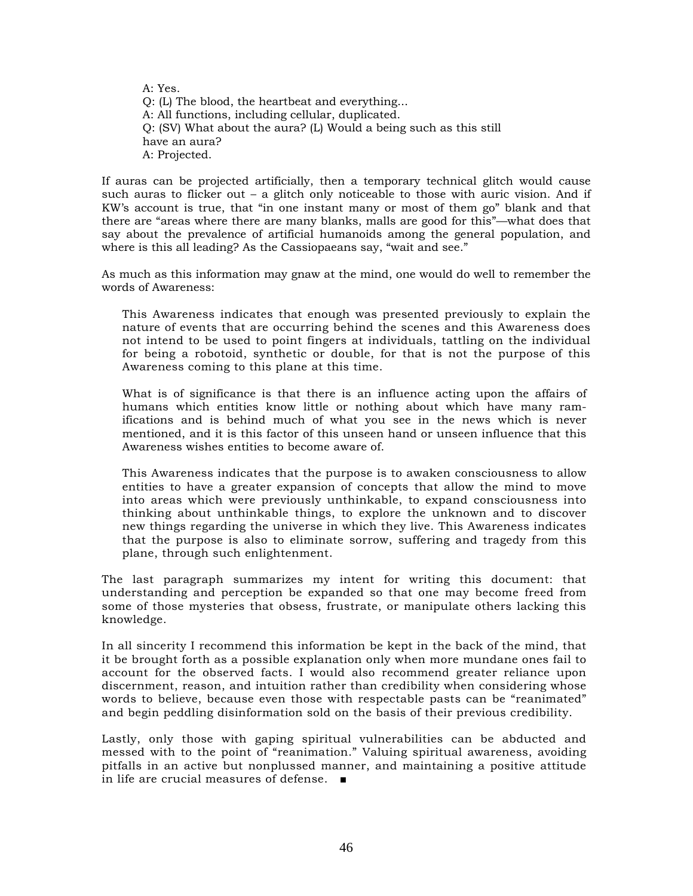> A: Yes.
> Q: (L) The blood, the heartbeat and everything...
> A: All functions, including cellular, duplicated.
> Q: (SV) What about the aura? (L) Would a being such as this still have an aura?
> A: Projected.

If auras can be projected artificially, then a temporary technical glitch would cause such auras to flicker out – a glitch only noticeable to those with auric vision. And if KW's account is true, that "in one instant many or most of them go" blank and that there are "areas where there are many blanks, malls are good for this"—what does that say about the prevalence of artificial humanoids among the general population, and where is this all leading? As the Cassiopaeans say, "wait and see."

As much as this information may gnaw at the mind, one would do well to remember the words of Awareness:

> This Awareness indicates that enough was presented previously to explain the nature of events that are occurring behind the scenes and this Awareness does not intend to be used to point fingers at individuals, tattling on the individual for being a robotoid, synthetic or double, for that is not the purpose of this Awareness coming to this plane at this time.
>
> What is of significance is that there is an influence acting upon the affairs of humans which entities know little or nothing about which have many ramifications and is behind much of what you see in the news which is never mentioned, and it is this factor of this unseen hand or unseen influence that this Awareness wishes entities to become aware of.
>
> This Awareness indicates that the purpose is to awaken consciousness to allow entities to have a greater expansion of concepts that allow the mind to move into areas which were previously unthinkable, to expand consciousness into thinking about unthinkable things, to explore the unknown and to discover new things regarding the universe in which they live. This Awareness indicates that the purpose is also to eliminate sorrow, suffering and tragedy from this plane, through such enlightenment.

The last paragraph summarizes my intent for writing this document: that understanding and perception be expanded so that one may become freed from some of those mysteries that obsess, frustrate, or manipulate others lacking this knowledge.

In all sincerity I recommend this information be kept in the back of the mind, that it be brought forth as a possible explanation only when more mundane ones fail to account for the observed facts. I would also recommend greater reliance upon discernment, reason, and intuition rather than credibility when considering whose words to believe, because even those with respectable pasts can be "reanimated" and begin peddling disinformation sold on the basis of their previous credibility.

Lastly, only those with gaping spiritual vulnerabilities can be abducted and messed with to the point of "reanimation." Valuing spiritual awareness, avoiding pitfalls in an active but nonplussed manner, and maintaining a positive attitude in life are crucial measures of defense. ■